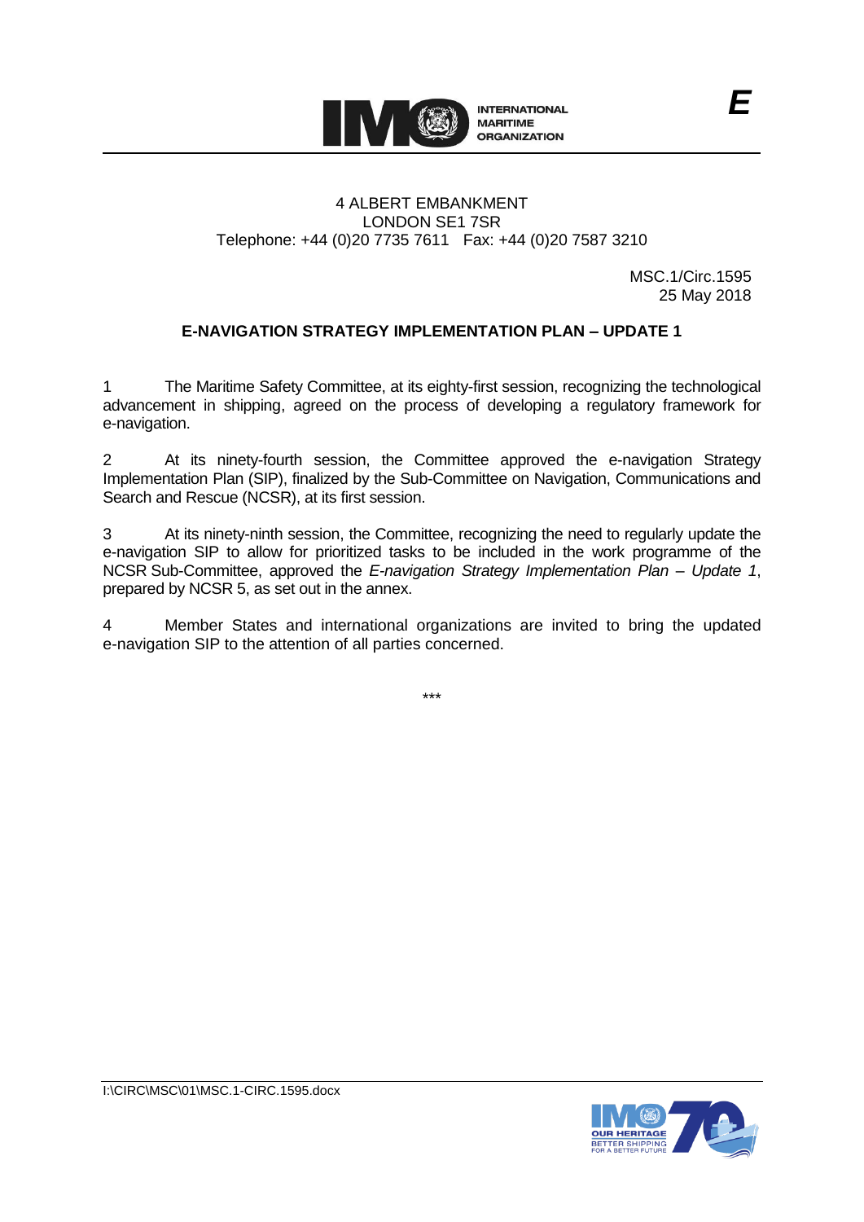INTERNATIONAL MARITIME ORGANIZATION

*E*

4 ALBERT EMBANKMENT
LONDON SE1 7SR
Telephone: +44 (0)20 7735 7611 Fax: +44 (0)20 7587 3210

MSC.1/Circ.1595
25 May 2018

## E-NAVIGATION STRATEGY IMPLEMENTATION PLAN – UPDATE 1

1 The Maritime Safety Committee, at its eighty-first session, recognizing the technological advancement in shipping, agreed on the process of developing a regulatory framework for e-navigation.

2 At its ninety-fourth session, the Committee approved the e-navigation Strategy Implementation Plan (SIP), finalized by the Sub-Committee on Navigation, Communications and Search and Rescue (NCSR), at its first session.

3 At its ninety-ninth session, the Committee, recognizing the need to regularly update the e-navigation SIP to allow for prioritized tasks to be included in the work programme of the NCSR Sub-Committee, approved the *E-navigation Strategy Implementation Plan – Update 1*, prepared by NCSR 5, as set out in the annex.

4 Member States and international organizations are invited to bring the updated e-navigation SIP to the attention of all parties concerned.

\*\*\*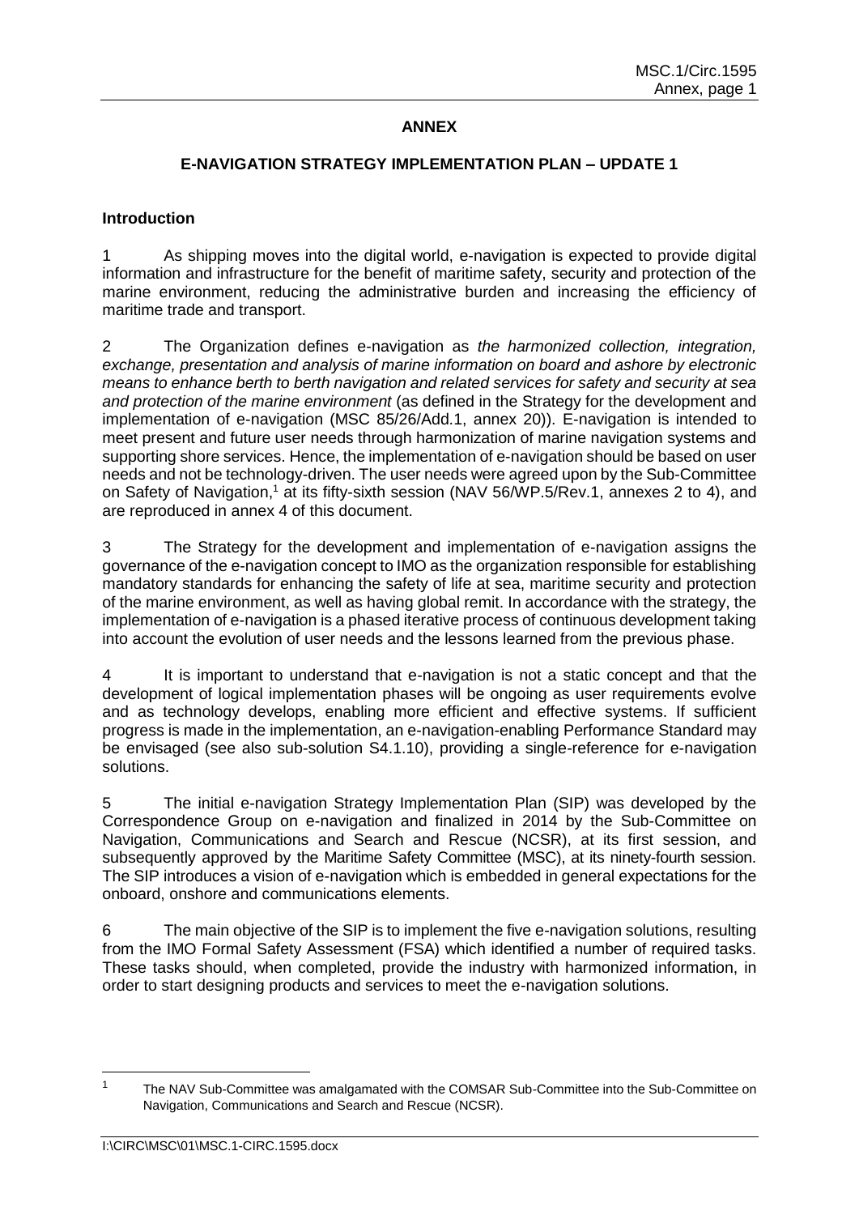**ANNEX**

**E-NAVIGATION STRATEGY IMPLEMENTATION PLAN – UPDATE 1**

**Introduction**

1 As shipping moves into the digital world, e-navigation is expected to provide digital information and infrastructure for the benefit of maritime safety, security and protection of the marine environment, reducing the administrative burden and increasing the efficiency of maritime trade and transport.

2 The Organization defines e-navigation as *the harmonized collection, integration, exchange, presentation and analysis of marine information on board and ashore by electronic means to enhance berth to berth navigation and related services for safety and security at sea and protection of the marine environment* (as defined in the Strategy for the development and implementation of e-navigation (MSC 85/26/Add.1, annex 20)). E-navigation is intended to meet present and future user needs through harmonization of marine navigation systems and supporting shore services. Hence, the implementation of e-navigation should be based on user needs and not be technology-driven. The user needs were agreed upon by the Sub-Committee on Safety of Navigation,[1] at its fifty-sixth session (NAV 56/WP.5/Rev.1, annexes 2 to 4), and are reproduced in annex 4 of this document.

3 The Strategy for the development and implementation of e-navigation assigns the governance of the e-navigation concept to IMO as the organization responsible for establishing mandatory standards for enhancing the safety of life at sea, maritime security and protection of the marine environment, as well as having global remit. In accordance with the strategy, the implementation of e-navigation is a phased iterative process of continuous development taking into account the evolution of user needs and the lessons learned from the previous phase.

4 It is important to understand that e-navigation is not a static concept and that the development of logical implementation phases will be ongoing as user requirements evolve and as technology develops, enabling more efficient and effective systems. If sufficient progress is made in the implementation, an e-navigation-enabling Performance Standard may be envisaged (see also sub-solution S4.1.10), providing a single-reference for e-navigation solutions.

5 The initial e-navigation Strategy Implementation Plan (SIP) was developed by the Correspondence Group on e-navigation and finalized in 2014 by the Sub-Committee on Navigation, Communications and Search and Rescue (NCSR), at its first session, and subsequently approved by the Maritime Safety Committee (MSC), at its ninety-fourth session. The SIP introduces a vision of e-navigation which is embedded in general expectations for the onboard, onshore and communications elements.

6 The main objective of the SIP is to implement the five e-navigation solutions, resulting from the IMO Formal Safety Assessment (FSA) which identified a number of required tasks. These tasks should, when completed, provide the industry with harmonized information, in order to start designing products and services to meet the e-navigation solutions.

[1] The NAV Sub-Committee was amalgamated with the COMSAR Sub-Committee into the Sub-Committee on Navigation, Communications and Search and Rescue (NCSR).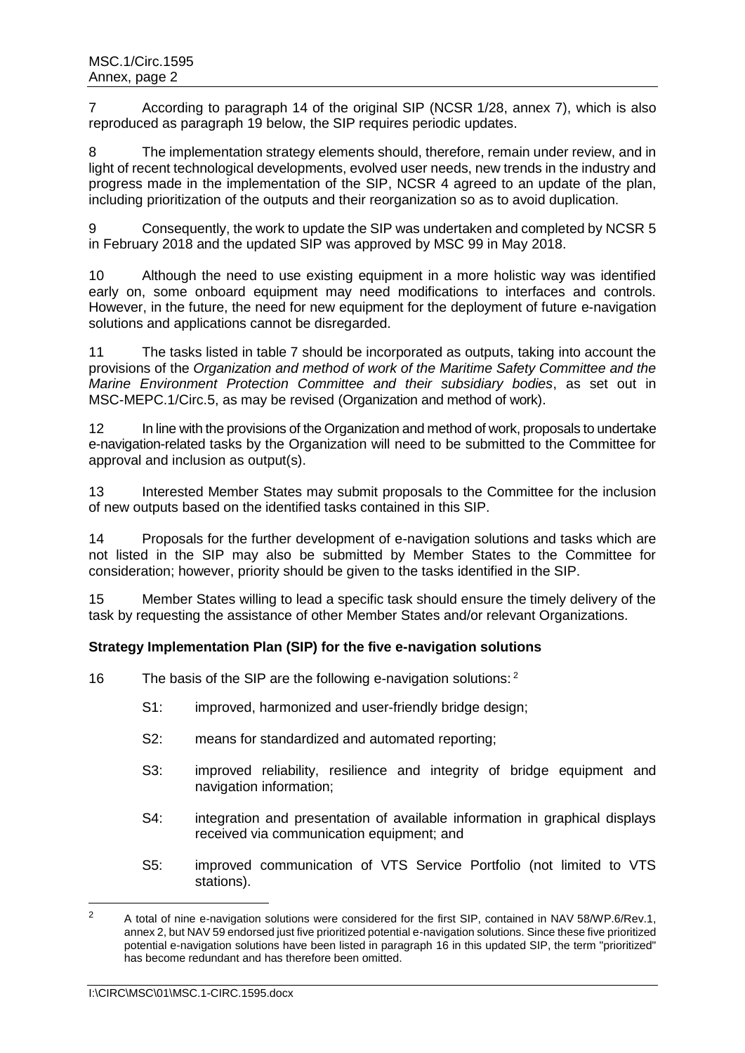7 According to paragraph 14 of the original SIP (NCSR 1/28, annex 7), which is also reproduced as paragraph 19 below, the SIP requires periodic updates.

8 The implementation strategy elements should, therefore, remain under review, and in light of recent technological developments, evolved user needs, new trends in the industry and progress made in the implementation of the SIP, NCSR 4 agreed to an update of the plan, including prioritization of the outputs and their reorganization so as to avoid duplication.

9 Consequently, the work to update the SIP was undertaken and completed by NCSR 5 in February 2018 and the updated SIP was approved by MSC 99 in May 2018.

10 Although the need to use existing equipment in a more holistic way was identified early on, some onboard equipment may need modifications to interfaces and controls. However, in the future, the need for new equipment for the deployment of future e-navigation solutions and applications cannot be disregarded.

11 The tasks listed in table 7 should be incorporated as outputs, taking into account the provisions of the *Organization and method of work of the Maritime Safety Committee and the Marine Environment Protection Committee and their subsidiary bodies*, as set out in MSC-MEPC.1/Circ.5, as may be revised (Organization and method of work).

12 In line with the provisions of the Organization and method of work, proposals to undertake e-navigation-related tasks by the Organization will need to be submitted to the Committee for approval and inclusion as output(s).

13 Interested Member States may submit proposals to the Committee for the inclusion of new outputs based on the identified tasks contained in this SIP.

14 Proposals for the further development of e-navigation solutions and tasks which are not listed in the SIP may also be submitted by Member States to the Committee for consideration; however, priority should be given to the tasks identified in the SIP.

15 Member States willing to lead a specific task should ensure the timely delivery of the task by requesting the assistance of other Member States and/or relevant Organizations.

**Strategy Implementation Plan (SIP) for the five e-navigation solutions**

16 The basis of the SIP are the following e-navigation solutions: [2]

- S1: improved, harmonized and user-friendly bridge design;
- S2: means for standardized and automated reporting;
- S3: improved reliability, resilience and integrity of bridge equipment and navigation information;
- S4: integration and presentation of available information in graphical displays received via communication equipment; and
- S5: improved communication of VTS Service Portfolio (not limited to VTS stations).

[2] A total of nine e-navigation solutions were considered for the first SIP, contained in NAV 58/WP.6/Rev.1, annex 2, but NAV 59 endorsed just five prioritized potential e-navigation solutions. Since these five prioritized potential e-navigation solutions have been listed in paragraph 16 in this updated SIP, the term "prioritized" has become redundant and has therefore been omitted.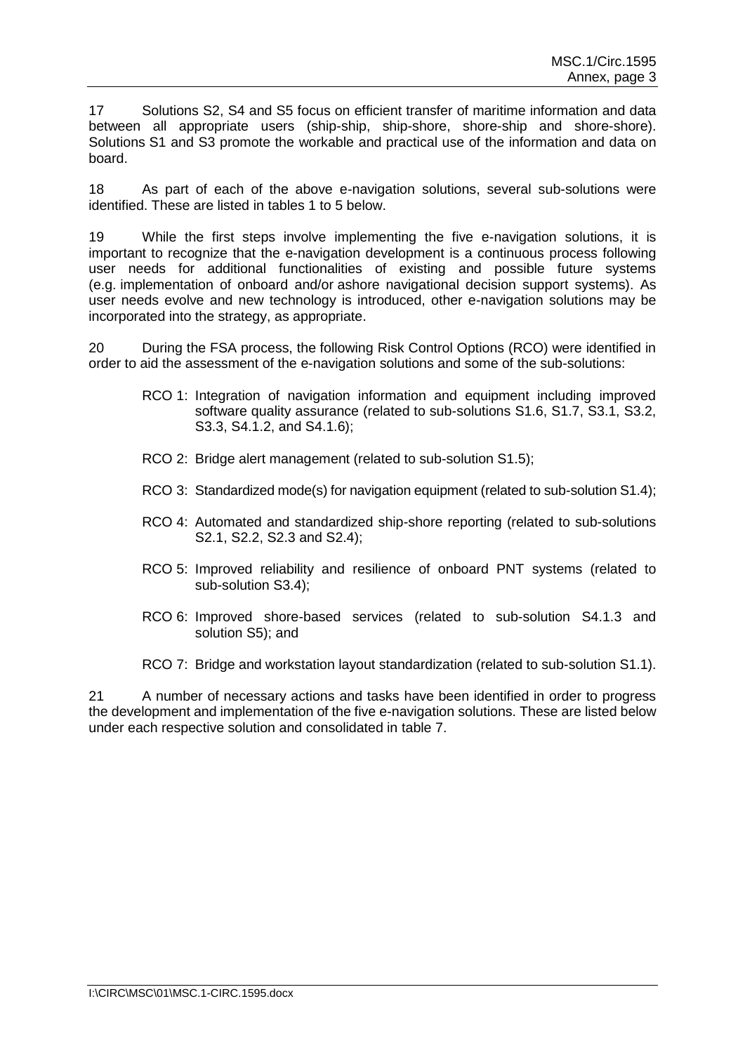17 Solutions S2, S4 and S5 focus on efficient transfer of maritime information and data between all appropriate users (ship-ship, ship-shore, shore-ship and shore-shore). Solutions S1 and S3 promote the workable and practical use of the information and data on board.

18 As part of each of the above e-navigation solutions, several sub-solutions were identified. These are listed in tables 1 to 5 below.

19 While the first steps involve implementing the five e-navigation solutions, it is important to recognize that the e-navigation development is a continuous process following user needs for additional functionalities of existing and possible future systems (e.g. implementation of onboard and/or ashore navigational decision support systems). As user needs evolve and new technology is introduced, other e-navigation solutions may be incorporated into the strategy, as appropriate.

20 During the FSA process, the following Risk Control Options (RCO) were identified in order to aid the assessment of the e-navigation solutions and some of the sub-solutions:

- RCO 1: Integration of navigation information and equipment including improved software quality assurance (related to sub-solutions S1.6, S1.7, S3.1, S3.2, S3.3, S4.1.2, and S4.1.6);
- RCO 2: Bridge alert management (related to sub-solution S1.5);
- RCO 3: Standardized mode(s) for navigation equipment (related to sub-solution S1.4);
- RCO 4: Automated and standardized ship-shore reporting (related to sub-solutions S2.1, S2.2, S2.3 and S2.4);
- RCO 5: Improved reliability and resilience of onboard PNT systems (related to sub-solution S3.4);
- RCO 6: Improved shore-based services (related to sub-solution S4.1.3 and solution S5); and
- RCO 7: Bridge and workstation layout standardization (related to sub-solution S1.1).

21 A number of necessary actions and tasks have been identified in order to progress the development and implementation of the five e-navigation solutions. These are listed below under each respective solution and consolidated in table 7.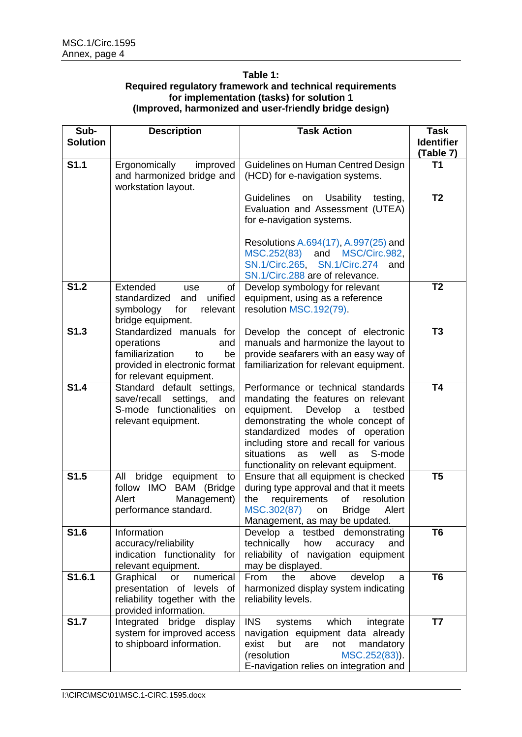**Table 1:**
**Required regulatory framework and technical requirements for implementation (tasks) for solution 1**
**(Improved, harmonized and user-friendly bridge design)**

| Sub-Solution | Description | Task Action | Task Identifier (Table 7) |
|---|---|---|---|
| **S1.1** | Ergonomically improved and harmonized bridge and workstation layout. | Guidelines on Human Centred Design (HCD) for e-navigation systems. | **T1** |
| | | Guidelines on Usability testing, Evaluation and Assessment (UTEA) for e-navigation systems.<br><br>Resolutions A.694(17), A.997(25) and MSC.252(83) and MSC/Circ.982, SN.1/Circ.265, SN.1/Circ.274 and SN.1/Circ.288 are of relevance. | **T2** |
| **S1.2** | Extended use of standardized and unified symbology for relevant bridge equipment. | Develop symbology for relevant equipment, using as a reference resolution MSC.192(79). | **T2** |
| **S1.3** | Standardized manuals for operations and familiarization to be provided in electronic format for relevant equipment. | Develop the concept of electronic manuals and harmonize the layout to provide seafarers with an easy way of familiarization for relevant equipment. | **T3** |
| **S1.4** | Standard default settings, save/recall settings, and S-mode functionalities on relevant equipment. | Performance or technical standards mandating the features on relevant equipment. Develop a testbed demonstrating the whole concept of standardized modes of operation including store and recall for various situations as well as S-mode functionality on relevant equipment. | **T4** |
| **S1.5** | All bridge equipment to follow IMO BAM (Bridge Alert Management) performance standard. | Ensure that all equipment is checked during type approval and that it meets the requirements of resolution MSC.302(87) on Bridge Alert Management, as may be updated. | **T5** |
| **S1.6** | Information accuracy/reliability indication functionality for relevant equipment. | Develop a testbed demonstrating technically how accuracy and reliability of navigation equipment may be displayed. | **T6** |
| **S1.6.1** | Graphical or numerical presentation of levels of reliability together with the provided information. | From the above develop a harmonized display system indicating reliability levels. | **T6** |
| **S1.7** | Integrated bridge display system for improved access to shipboard information. | INS systems which integrate navigation equipment data already exist but are not mandatory (resolution MSC.252(83)). E-navigation relies on integration and | **T7** |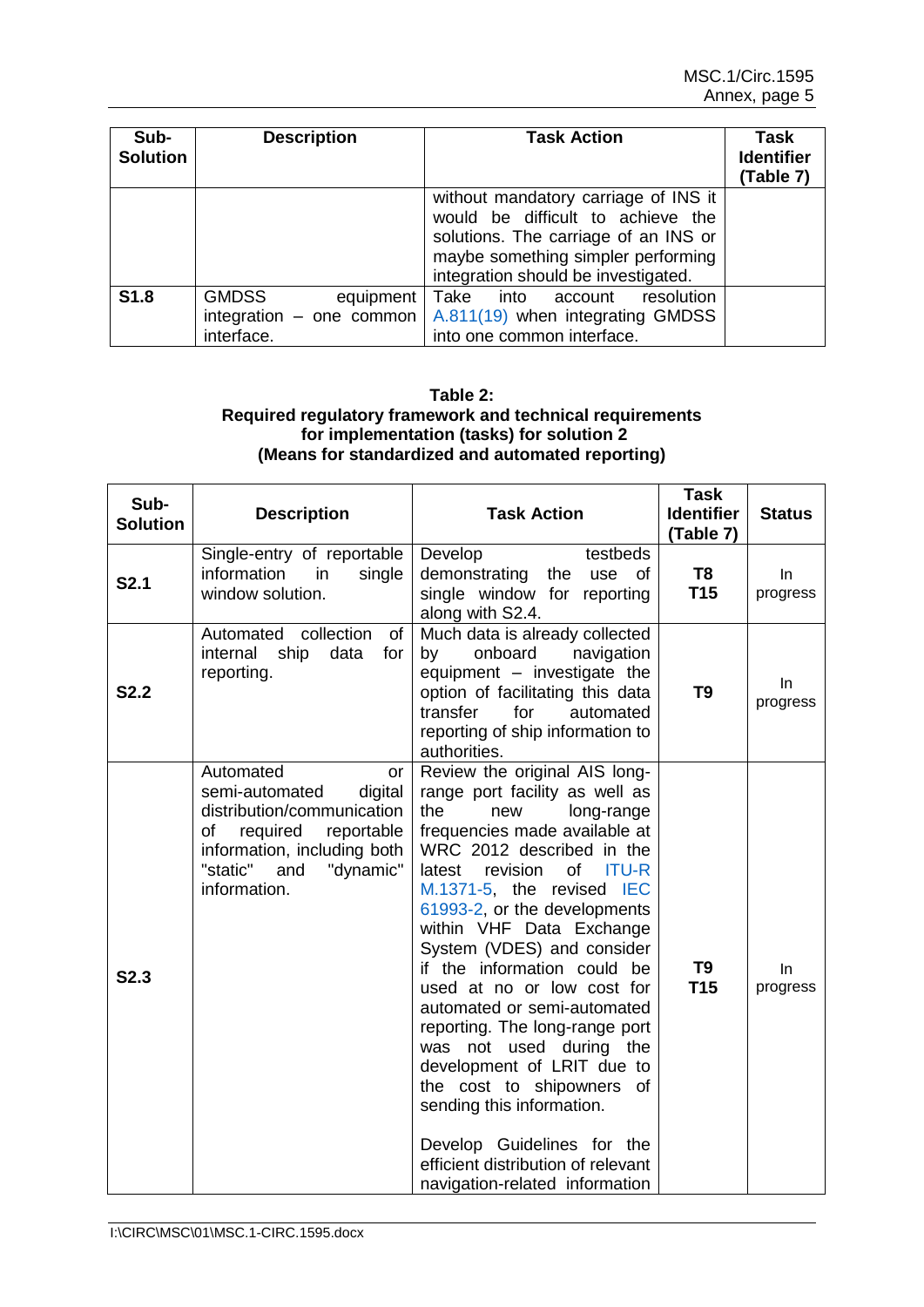| Sub-Solution | Description | Task Action | Task Identifier (Table 7) |
|---|---|---|---|
| | | without mandatory carriage of INS it would be difficult to achieve the solutions. The carriage of an INS or maybe something simpler performing integration should be investigated. | |
| **S1.8** | GMDSS equipment integration – one common interface. | Take into account resolution A.811(19) when integrating GMDSS into one common interface. | |

**Table 2:**
**Required regulatory framework and technical requirements for implementation (tasks) for solution 2**
**(Means for standardized and automated reporting)**

| Sub-Solution | Description | Task Action | Task Identifier (Table 7) | Status |
|---|---|---|---|---|
| **S2.1** | Single-entry of reportable information in single window solution. | Develop testbeds demonstrating the use of single window for reporting along with S2.4. | **T8** **T15** | In progress |
| **S2.2** | Automated collection of internal ship data for reporting. | Much data is already collected by onboard navigation equipment – investigate the option of facilitating this data transfer for automated reporting of ship information to authorities. | **T9** | In progress |
| **S2.3** | Automated or semi-automated digital distribution/communication of required reportable information, including both "static" and "dynamic" information. | Review the original AIS long-range port facility as well as the new long-range frequencies made available at WRC 2012 described in the latest revision of ITU-R M.1371-5, the revised IEC 61993-2, or the developments within VHF Data Exchange System (VDES) and consider if the information could be used at no or low cost for automated or semi-automated reporting. The long-range port was not used during the development of LRIT due to the cost to shipowners of sending this information.<br><br>Develop Guidelines for the efficient distribution of relevant navigation-related information | **T9** **T15** | In progress |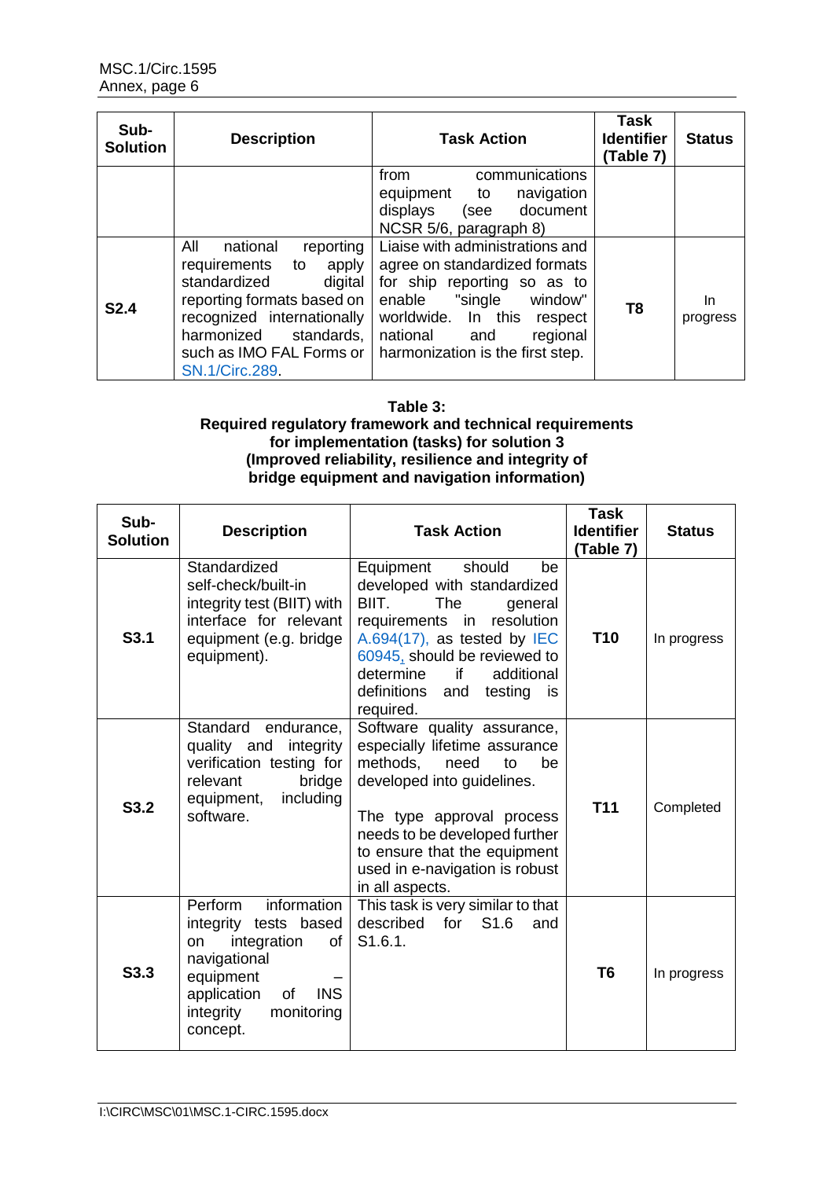| Sub-Solution | Description | Task Action | Task Identifier (Table 7) | Status |
|---|---|---|---|---|
| | | from communications equipment to navigation displays (see document NCSR 5/6, paragraph 8) | | |
| **S2.4** | All national reporting requirements to apply standardized digital reporting formats based on recognized internationally harmonized standards, such as IMO FAL Forms or SN.1/Circ.289. | Liaise with administrations and agree on standardized formats for ship reporting so as to enable "single window" worldwide. In this respect national and regional harmonization is the first step. | **T8** | In progress |

**Table 3:**
**Required regulatory framework and technical requirements for implementation (tasks) for solution 3 (Improved reliability, resilience and integrity of bridge equipment and navigation information)**

| Sub-Solution | Description | Task Action | Task Identifier (Table 7) | Status |
|---|---|---|---|---|
| **S3.1** | Standardized self-check/built-in integrity test (BIIT) with interface for relevant equipment (e.g. bridge equipment). | Equipment should be developed with standardized BIIT. The general requirements in resolution A.694(17), as tested by IEC 60945, should be reviewed to determine if additional definitions and testing is required. | **T10** | In progress |
| **S3.2** | Standard endurance, quality and integrity verification testing for relevant bridge equipment, including software. | Software quality assurance, especially lifetime assurance methods, need to be developed into guidelines.<br><br>The type approval process needs to be developed further to ensure that the equipment used in e-navigation is robust in all aspects. | **T11** | Completed |
| **S3.3** | Perform information integrity tests based on integration of navigational equipment – application of INS integrity monitoring concept. | This task is very similar to that described for S1.6 and S1.6.1. | **T6** | In progress |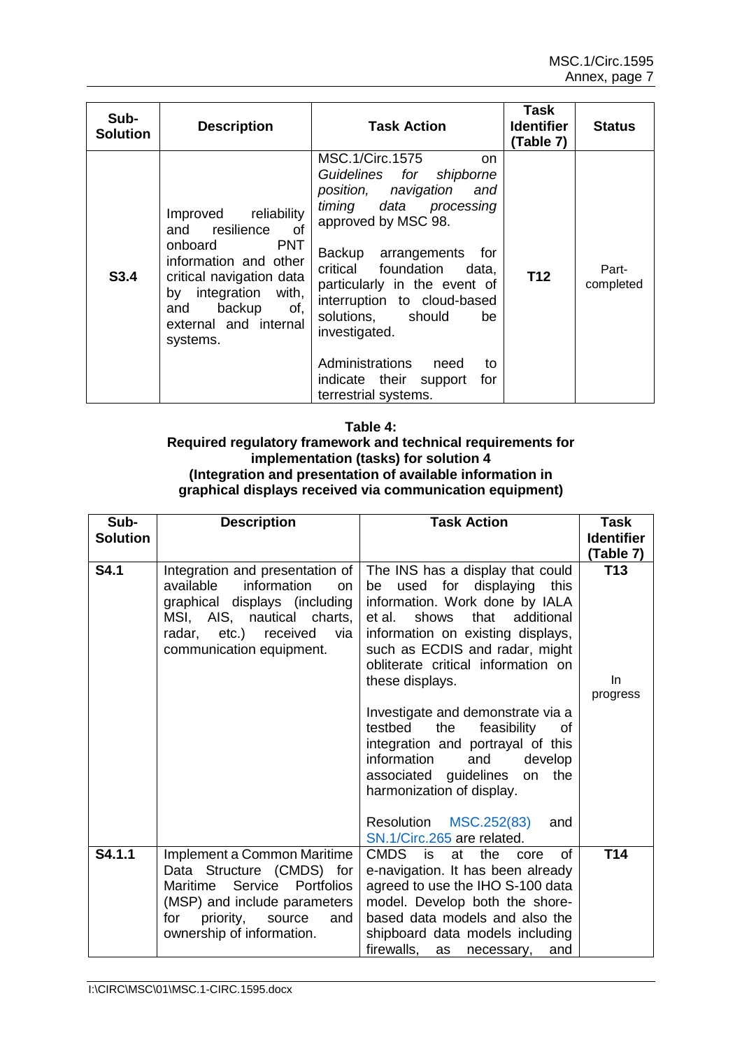| Sub-Solution | Description | Task Action | Task Identifier (Table 7) | Status |
|---|---|---|---|---|
| **S3.4** | Improved reliability and resilience of onboard PNT information and other critical navigation data by integration with, and backup of, external and internal systems. | MSC.1/Circ.1575 on *Guidelines for shipborne position, navigation and timing data processing* approved by MSC 98.<br><br>Backup arrangements for critical foundation data, particularly in the event of interruption to cloud-based solutions, should be investigated.<br><br>Administrations need to indicate their support for terrestrial systems. | **T12** | Part-completed |

**Table 4:**
**Required regulatory framework and technical requirements for implementation (tasks) for solution 4**
**(Integration and presentation of available information in graphical displays received via communication equipment)**

| Sub-Solution | Description | Task Action | Task Identifier (Table 7) |
|---|---|---|---|
| **S4.1** | Integration and presentation of available information on graphical displays (including MSI, AIS, nautical charts, radar, etc.) received via communication equipment. | The INS has a display that could be used for displaying this information. Work done by IALA et al. shows that additional information on existing displays, such as ECDIS and radar, might obliterate critical information on these displays.<br><br>Investigate and demonstrate via a testbed the feasibility of integration and portrayal of this information and develop associated guidelines on the harmonization of display.<br><br>Resolution MSC.252(83) and SN.1/Circ.265 are related. | **T13**<br><br>In progress |
| **S4.1.1** | Implement a Common Maritime Data Structure (CMDS) for Maritime Service Portfolios (MSP) and include parameters for priority, source and ownership of information. | CMDS is at the core of e-navigation. It has been already agreed to use the IHO S-100 data model. Develop both the shore-based data models and also the shipboard data models including firewalls, as necessary, and | **T14** |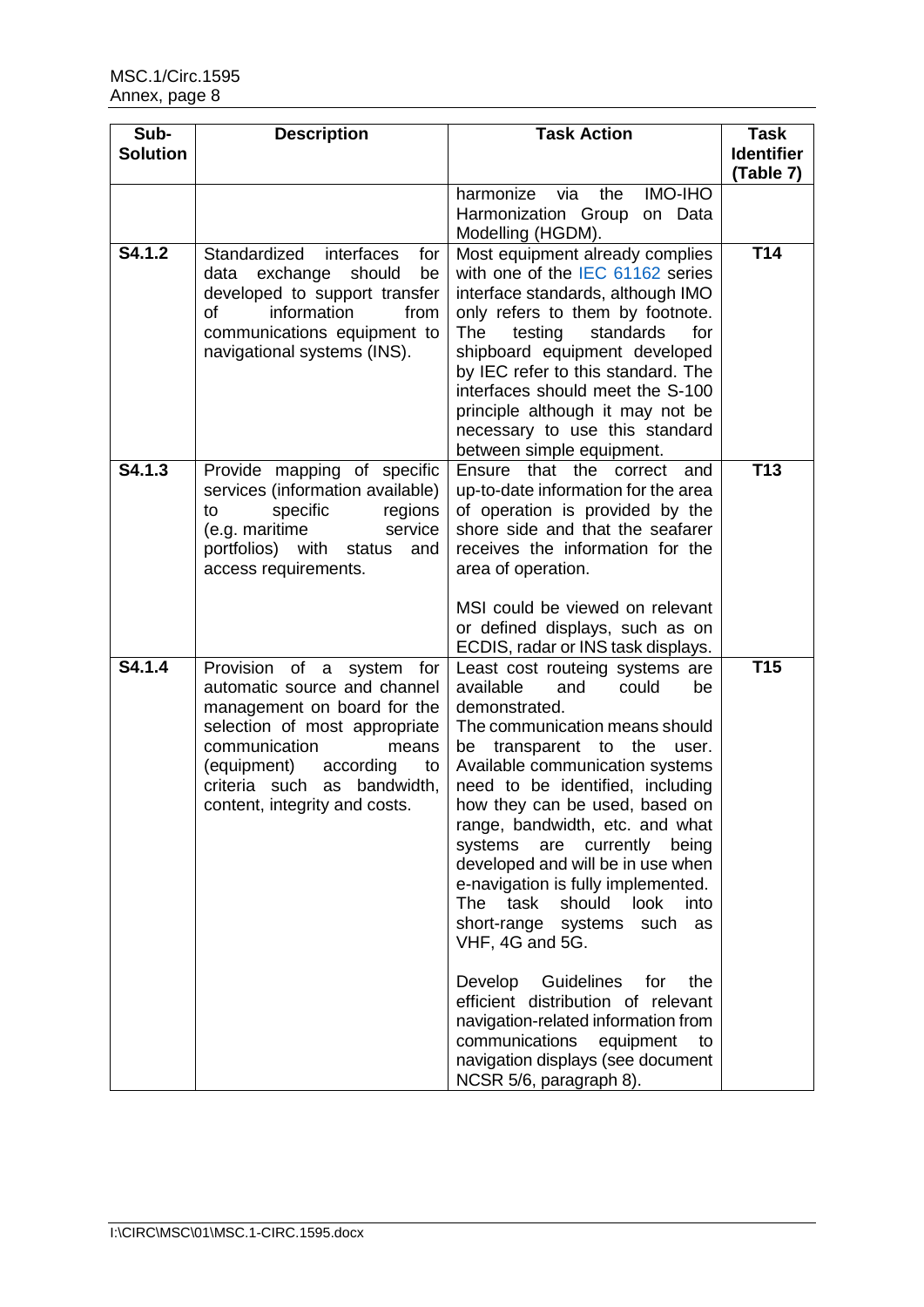| Sub-Solution | Description | Task Action | Task Identifier (Table 7) |
|---|---|---|---|
| | | harmonize via the IMO-IHO Harmonization Group on Data Modelling (HGDM). | |
| **S4.1.2** | Standardized interfaces for data exchange should be developed to support transfer of information from communications equipment to navigational systems (INS). | Most equipment already complies with one of the IEC 61162 series interface standards, although IMO only refers to them by footnote. The testing standards for shipboard equipment developed by IEC refer to this standard. The interfaces should meet the S-100 principle although it may not be necessary to use this standard between simple equipment. | **T14** |
| **S4.1.3** | Provide mapping of specific services (information available) to specific regions (e.g. maritime service portfolios) with status and access requirements. | Ensure that the correct and up-to-date information for the area of operation is provided by the shore side and that the seafarer receives the information for the area of operation.<br><br>MSI could be viewed on relevant or defined displays, such as on ECDIS, radar or INS task displays. | **T13** |
| **S4.1.4** | Provision of a system for automatic source and channel management on board for the selection of most appropriate communication means (equipment) according to criteria such as bandwidth, content, integrity and costs. | Least cost routeing systems are available and could be demonstrated.<br>The communication means should be transparent to the user. Available communication systems need to be identified, including how they can be used, based on range, bandwidth, etc. and what systems are currently being developed and will be in use when e-navigation is fully implemented. The task should look into short-range systems such as VHF, 4G and 5G.<br><br>Develop Guidelines for the efficient distribution of relevant navigation-related information from communications equipment to navigation displays (see document NCSR 5/6, paragraph 8). | **T15** |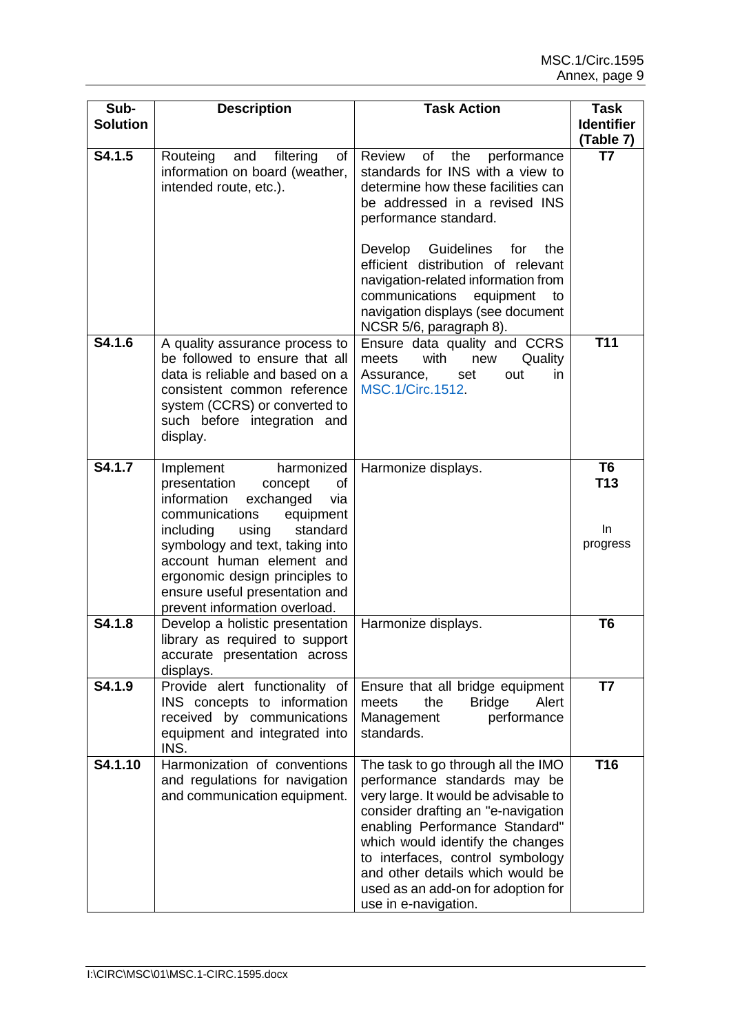| Sub-Solution | Description | Task Action | Task Identifier (Table 7) |
|---|---|---|---|
| **S4.1.5** | Routeing and filtering of information on board (weather, intended route, etc.). | Review of the performance standards for INS with a view to determine how these facilities can be addressed in a revised INS performance standard.<br><br>Develop Guidelines for the efficient distribution of relevant navigation-related information from communications equipment to navigation displays (see document NCSR 5/6, paragraph 8). | **T7** |
| **S4.1.6** | A quality assurance process to be followed to ensure that all data is reliable and based on a consistent common reference system (CCRS) or converted to such before integration and display. | Ensure data quality and CCRS meets with new Quality Assurance, set out in MSC.1/Circ.1512. | **T11** |
| **S4.1.7** | Implement harmonized presentation concept of information exchanged via communications equipment including using standard symbology and text, taking into account human element and ergonomic design principles to ensure useful presentation and prevent information overload. | Harmonize displays. | **T6**<br>**T13**<br><br>In progress |
| **S4.1.8** | Develop a holistic presentation library as required to support accurate presentation across displays. | Harmonize displays. | **T6** |
| **S4.1.9** | Provide alert functionality of INS concepts to information received by communications equipment and integrated into INS. | Ensure that all bridge equipment meets the Bridge Alert Management performance standards. | **T7** |
| **S4.1.10** | Harmonization of conventions and regulations for navigation and communication equipment. | The task to go through all the IMO performance standards may be very large. It would be advisable to consider drafting an "e-navigation enabling Performance Standard" which would identify the changes to interfaces, control symbology and other details which would be used as an add-on for adoption for use in e-navigation. | **T16** |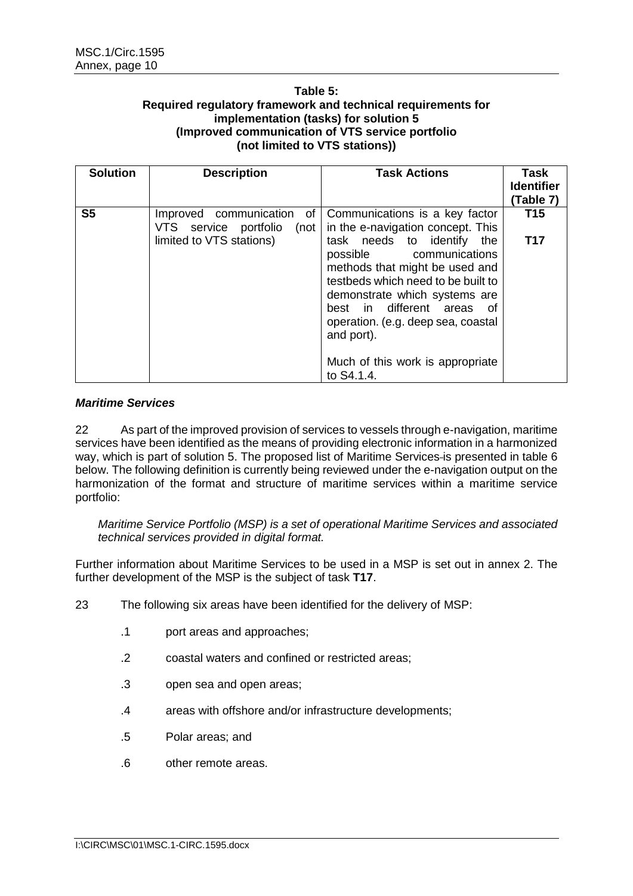**Table 5:**
**Required regulatory framework and technical requirements for implementation (tasks) for solution 5**
**(Improved communication of VTS service portfolio (not limited to VTS stations))**

| Solution | Description | Task Actions | Task Identifier (Table 7) |
|---|---|---|---|
| **S5** | Improved communication of VTS service portfolio (not limited to VTS stations) | Communications is a key factor in the e-navigation concept. This task needs to identify the possible communications methods that might be used and testbeds which need to be built to demonstrate which systems are best in different areas of operation. (e.g. deep sea, coastal and port).<br><br>Much of this work is appropriate to S4.1.4. | **T15**<br><br>**T17** |

***Maritime Services***

22 As part of the improved provision of services to vessels through e-navigation, maritime services have been identified as the means of providing electronic information in a harmonized way, which is part of solution 5. The proposed list of Maritime Services is presented in table 6 below. The following definition is currently being reviewed under the e-navigation output on the harmonization of the format and structure of maritime services within a maritime service portfolio:

*Maritime Service Portfolio (MSP) is a set of operational Maritime Services and associated technical services provided in digital format.*

Further information about Maritime Services to be used in a MSP is set out in annex 2. The further development of the MSP is the subject of task **T17**.

23 The following six areas have been identified for the delivery of MSP:

.1 port areas and approaches;

.2 coastal waters and confined or restricted areas;

.3 open sea and open areas;

.4 areas with offshore and/or infrastructure developments;

.5 Polar areas; and

.6 other remote areas.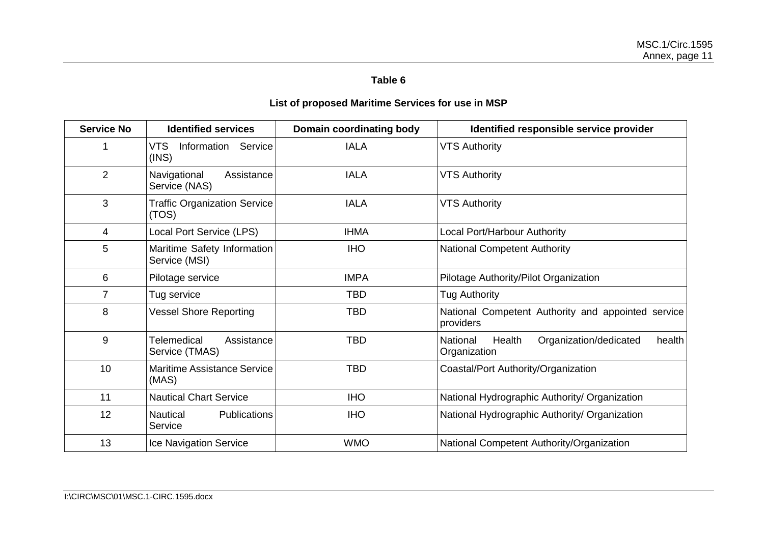**Table 6**

**List of proposed Maritime Services for use in MSP**

| Service No | Identified services | Domain coordinating body | Identified responsible service provider |
|---|---|---|---|
| 1 | VTS Information Service (INS) | IALA | VTS Authority |
| 2 | Navigational Assistance Service (NAS) | IALA | VTS Authority |
| 3 | Traffic Organization Service (TOS) | IALA | VTS Authority |
| 4 | Local Port Service (LPS) | IHMA | Local Port/Harbour Authority |
| 5 | Maritime Safety Information Service (MSI) | IHO | National Competent Authority |
| 6 | Pilotage service | IMPA | Pilotage Authority/Pilot Organization |
| 7 | Tug service | TBD | Tug Authority |
| 8 | Vessel Shore Reporting | TBD | National Competent Authority and appointed service providers |
| 9 | Telemedical Assistance Service (TMAS) | TBD | National Health Organization/dedicated health Organization |
| 10 | Maritime Assistance Service (MAS) | TBD | Coastal/Port Authority/Organization |
| 11 | Nautical Chart Service | IHO | National Hydrographic Authority/ Organization |
| 12 | Nautical Publications Service | IHO | National Hydrographic Authority/ Organization |
| 13 | Ice Navigation Service | WMO | National Competent Authority/Organization |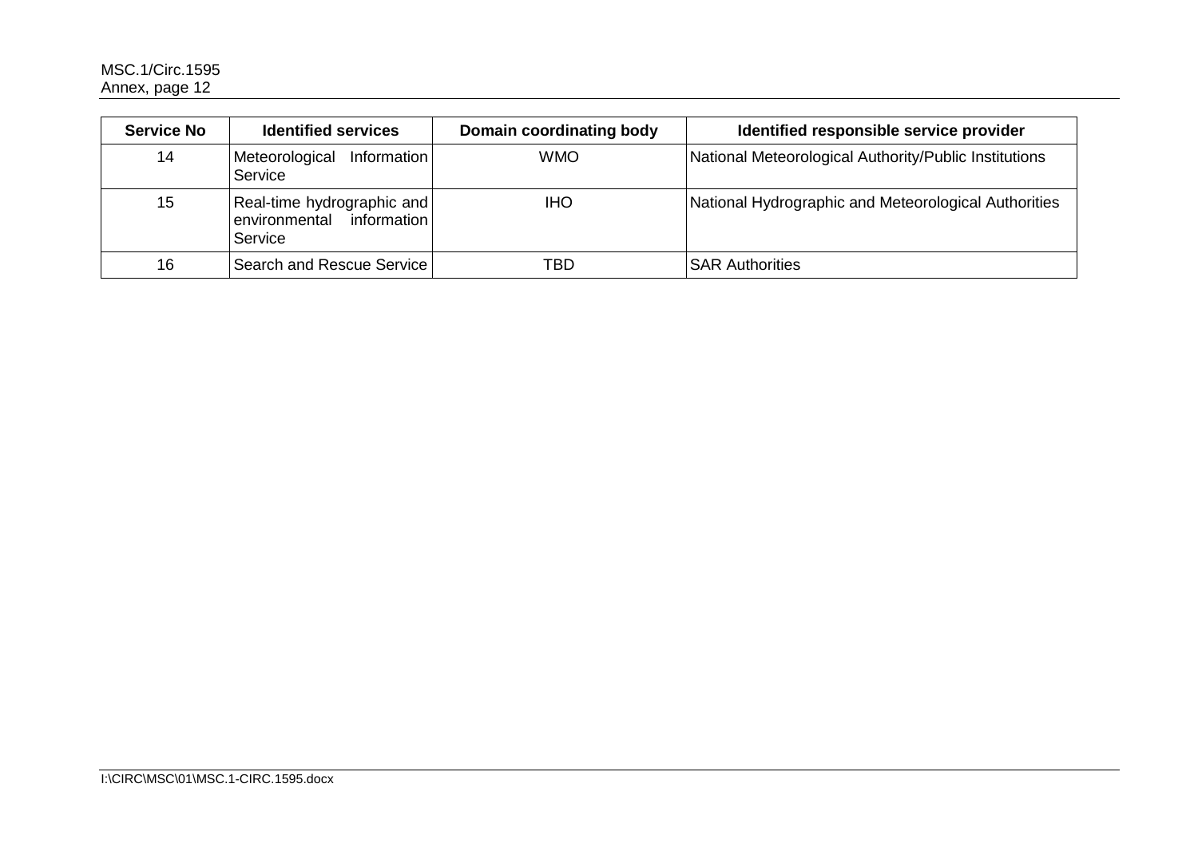| Service No | Identified services | Domain coordinating body | Identified responsible service provider |
|---|---|---|---|
| 14 | Meteorological Information Service | WMO | National Meteorological Authority/Public Institutions |
| 15 | Real-time hydrographic and environmental information Service | IHO | National Hydrographic and Meteorological Authorities |
| 16 | Search and Rescue Service | TBD | SAR Authorities |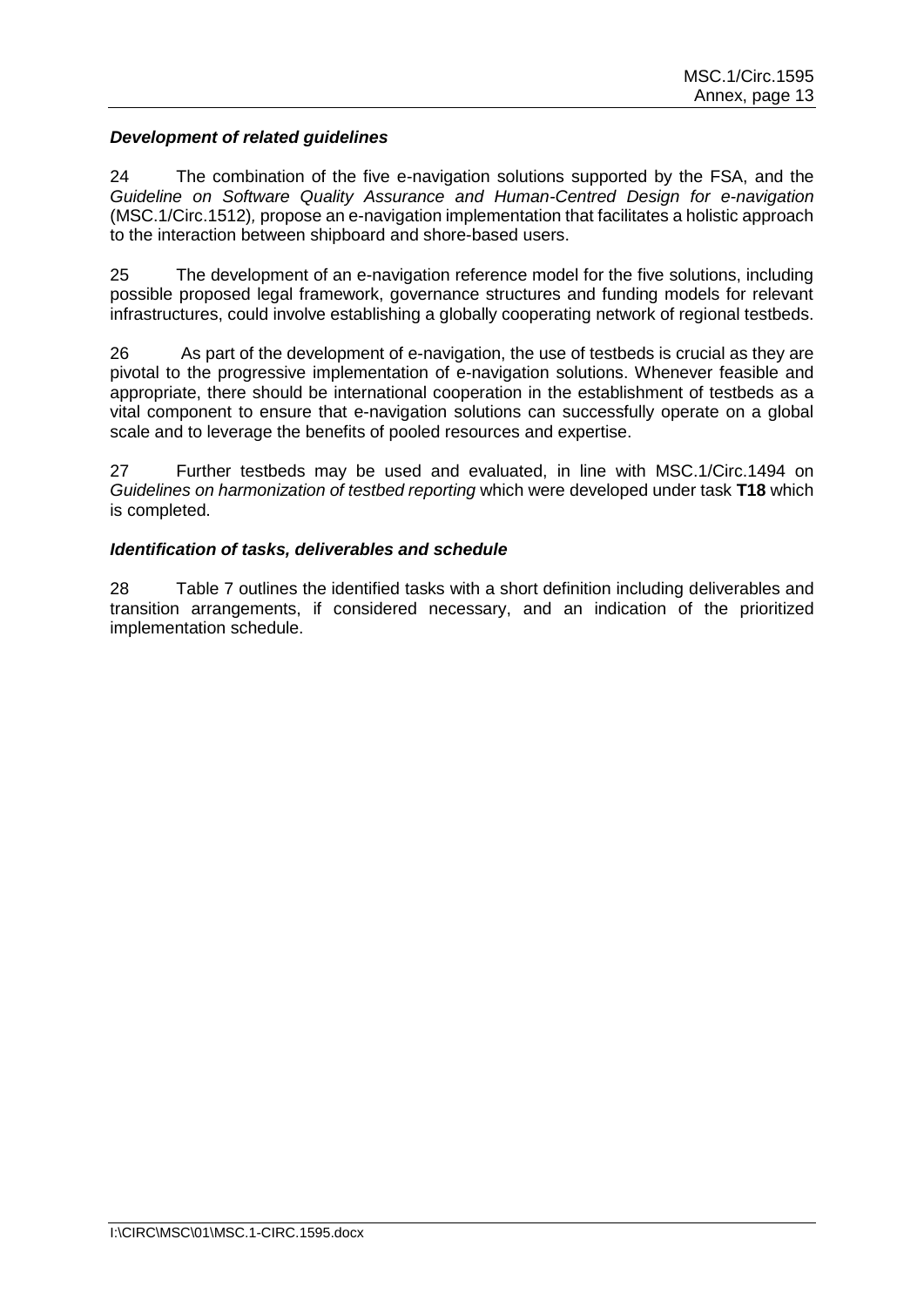### ***Development of related guidelines***

24 The combination of the five e-navigation solutions supported by the FSA, and the *Guideline on Software Quality Assurance and Human-Centred Design for e-navigation* (MSC.1/Circ.1512), propose an e-navigation implementation that facilitates a holistic approach to the interaction between shipboard and shore-based users.

25 The development of an e-navigation reference model for the five solutions, including possible proposed legal framework, governance structures and funding models for relevant infrastructures, could involve establishing a globally cooperating network of regional testbeds.

26 As part of the development of e-navigation, the use of testbeds is crucial as they are pivotal to the progressive implementation of e-navigation solutions. Whenever feasible and appropriate, there should be international cooperation in the establishment of testbeds as a vital component to ensure that e-navigation solutions can successfully operate on a global scale and to leverage the benefits of pooled resources and expertise.

27 Further testbeds may be used and evaluated, in line with MSC.1/Circ.1494 on *Guidelines on harmonization of testbed reporting* which were developed under task **T18** which is completed.

### ***Identification of tasks, deliverables and schedule***

28 Table 7 outlines the identified tasks with a short definition including deliverables and transition arrangements, if considered necessary, and an indication of the prioritized implementation schedule.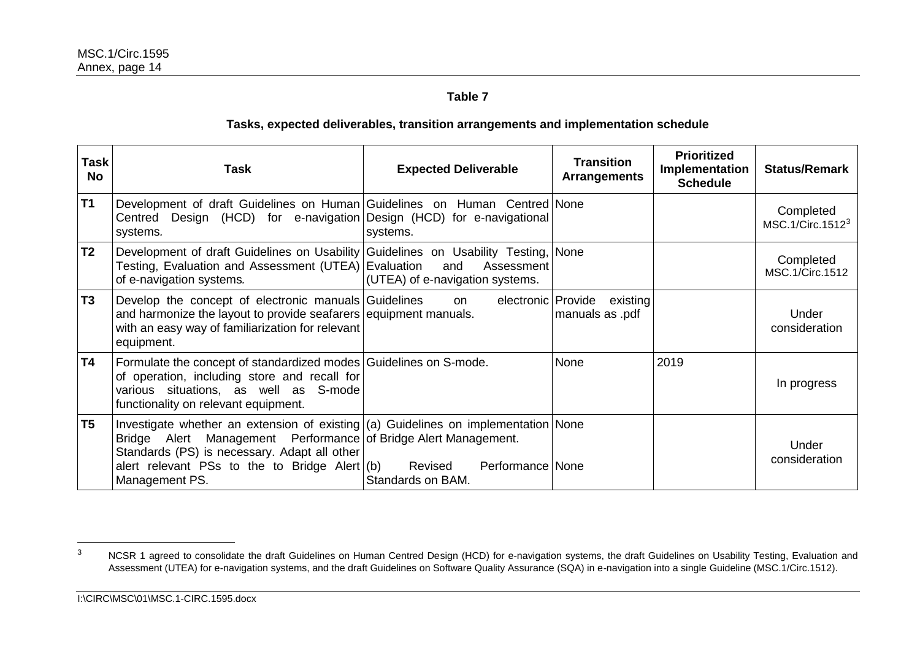**Table 7**

**Tasks, expected deliverables, transition arrangements and implementation schedule**

| Task No | Task | Expected Deliverable | Transition Arrangements | Prioritized Implementation Schedule | Status/Remark |
|---|---|---|---|---|---|
| **T1** | Development of draft Guidelines on Human Centred Design (HCD) for e-navigation systems. | Guidelines on Human Centred Design (HCD) for e-navigational systems. | None | | Completed MSC.1/Circ.1512[3] |
| **T2** | Development of draft Guidelines on Usability Testing, Evaluation and Assessment (UTEA) of e-navigation systems. | Guidelines on Usability Testing, Evaluation and Assessment (UTEA) of e-navigation systems. | None | | Completed MSC.1/Circ.1512 |
| **T3** | Develop the concept of electronic manuals and harmonize the layout to provide seafarers with an easy way of familiarization for relevant equipment. | Guidelines on electronic equipment manuals. | Provide existing manuals as .pdf | | Under consideration |
| **T4** | Formulate the concept of standardized modes of operation, including store and recall for various situations, as well as S-mode functionality on relevant equipment. | Guidelines on S-mode. | None | 2019 | In progress |
| **T5** | Investigate whether an extension of existing Bridge Alert Management Performance Standards (PS) is necessary. Adapt all other alert relevant PSs to the to Bridge Alert Management PS. | (a) Guidelines on implementation of Bridge Alert Management.<br>(b) Revised Performance Standards on BAM. | None<br>None | | Under consideration |

[3] NCSR 1 agreed to consolidate the draft Guidelines on Human Centred Design (HCD) for e-navigation systems, the draft Guidelines on Usability Testing, Evaluation and Assessment (UTEA) for e-navigation systems, and the draft Guidelines on Software Quality Assurance (SQA) in e-navigation into a single Guideline (MSC.1/Circ.1512).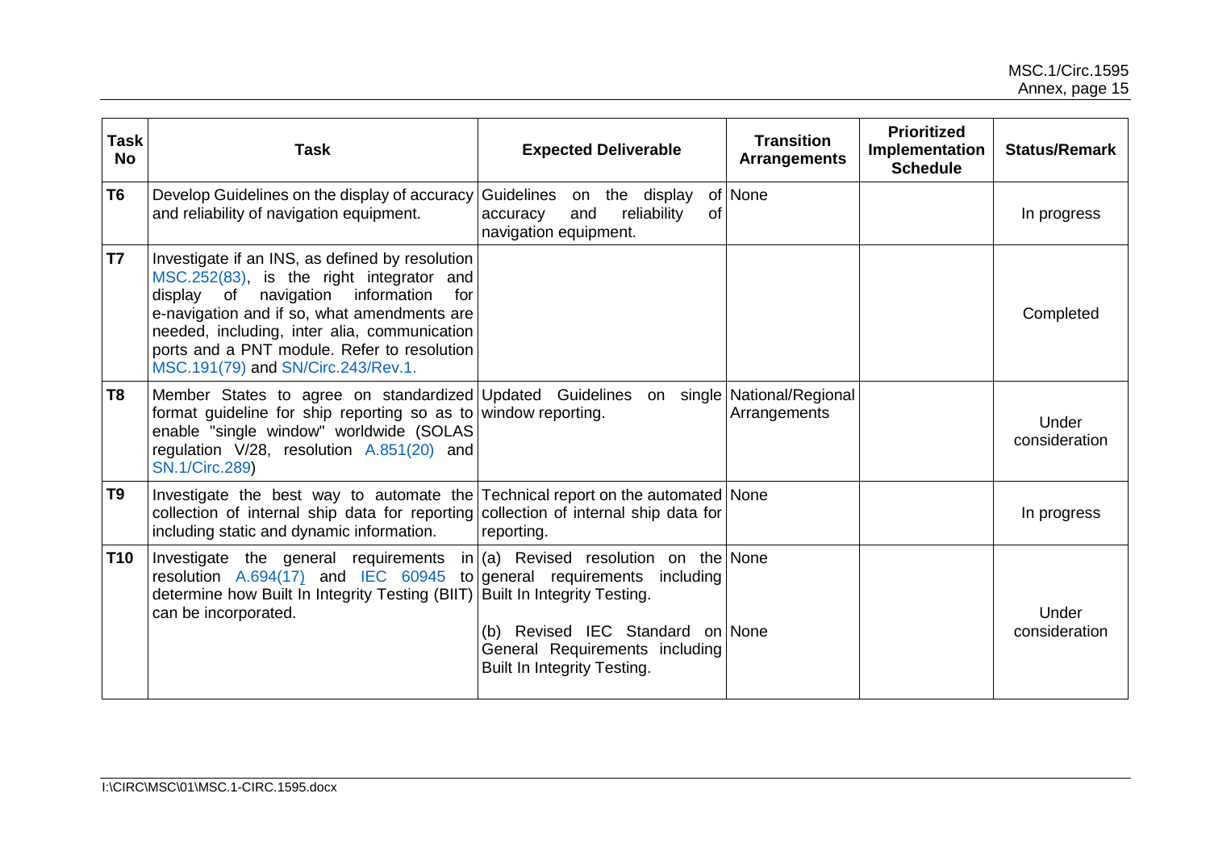| Task No | Task | Expected Deliverable | Transition Arrangements | Prioritized Implementation Schedule | Status/Remark |
|---|---|---|---|---|---|
| **T6** | Develop Guidelines on the display of accuracy and reliability of navigation equipment. | Guidelines on the display of accuracy and reliability of navigation equipment. | None | | In progress |
| **T7** | Investigate if an INS, as defined by resolution MSC.252(83), is the right integrator and display of navigation information for e-navigation and if so, what amendments are needed, including, inter alia, communication ports and a PNT module. Refer to resolution MSC.191(79) and SN/Circ.243/Rev.1. | | | | Completed |
| **T8** | Member States to agree on standardized format guideline for ship reporting so as to enable "single window" worldwide (SOLAS regulation V/28, resolution A.851(20) and SN.1/Circ.289) | Updated Guidelines on single window reporting. | National/Regional Arrangements | | Under consideration |
| **T9** | Investigate the best way to automate the collection of internal ship data for reporting including static and dynamic information. | Technical report on the automated collection of internal ship data for reporting. | None | | In progress |
| **T10** | Investigate the general requirements in resolution A.694(17) and IEC 60945 to determine how Built In Integrity Testing (BIIT) can be incorporated. | (a) Revised resolution on the general requirements including Built In Integrity Testing.<br><br>(b) Revised IEC Standard on General Requirements including Built In Integrity Testing. | None<br><br>None | | Under consideration |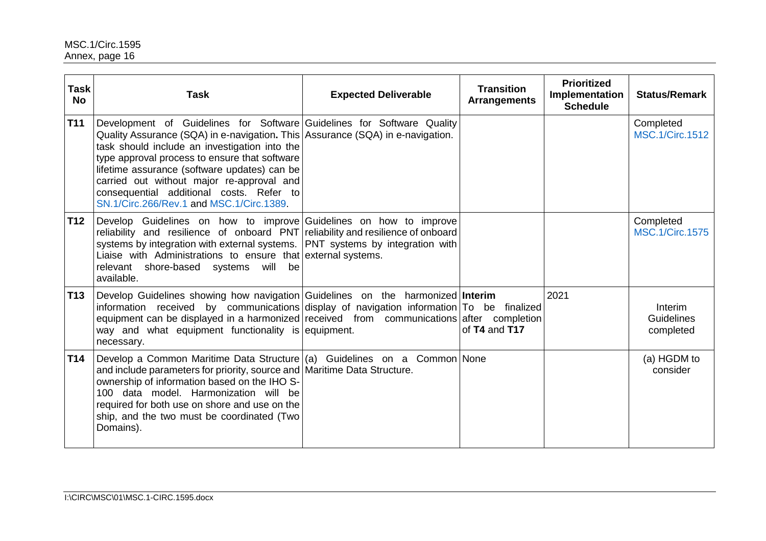| Task No | Task | Expected Deliverable | Transition Arrangements | Prioritized Implementation Schedule | Status/Remark |
|---|---|---|---|---|---|
| **T11** | Development of Guidelines for Software Quality Assurance (SQA) in e-navigation. This task should include an investigation into the type approval process to ensure that software lifetime assurance (software updates) can be carried out without major re-approval and consequential additional costs. Refer to SN.1/Circ.266/Rev.1 and MSC.1/Circ.1389. | Guidelines for Software Quality Assurance (SQA) in e-navigation. | | | Completed MSC.1/Circ.1512 |
| **T12** | Develop Guidelines on how to improve reliability and resilience of onboard PNT systems by integration with external systems. Liaise with Administrations to ensure that relevant shore-based systems will be available. | Guidelines on how to improve reliability and resilience of onboard PNT systems by integration with external systems. | | | Completed MSC.1/Circ.1575 |
| **T13** | Develop Guidelines showing how navigation information received by communications equipment can be displayed in a harmonized way and what equipment functionality is necessary. | Guidelines on the harmonized display of navigation information received from communications equipment. | **Interim** To be finalized after completion of **T4** and **T17** | 2021 | Interim Guidelines completed |
| **T14** | Develop a Common Maritime Data Structure and include parameters for priority, source and ownership of information based on the IHO S-100 data model. Harmonization will be required for both use on shore and use on the ship, and the two must be coordinated (Two Domains). | (a) Guidelines on a Common Maritime Data Structure. | None | | (a) HGDM to consider |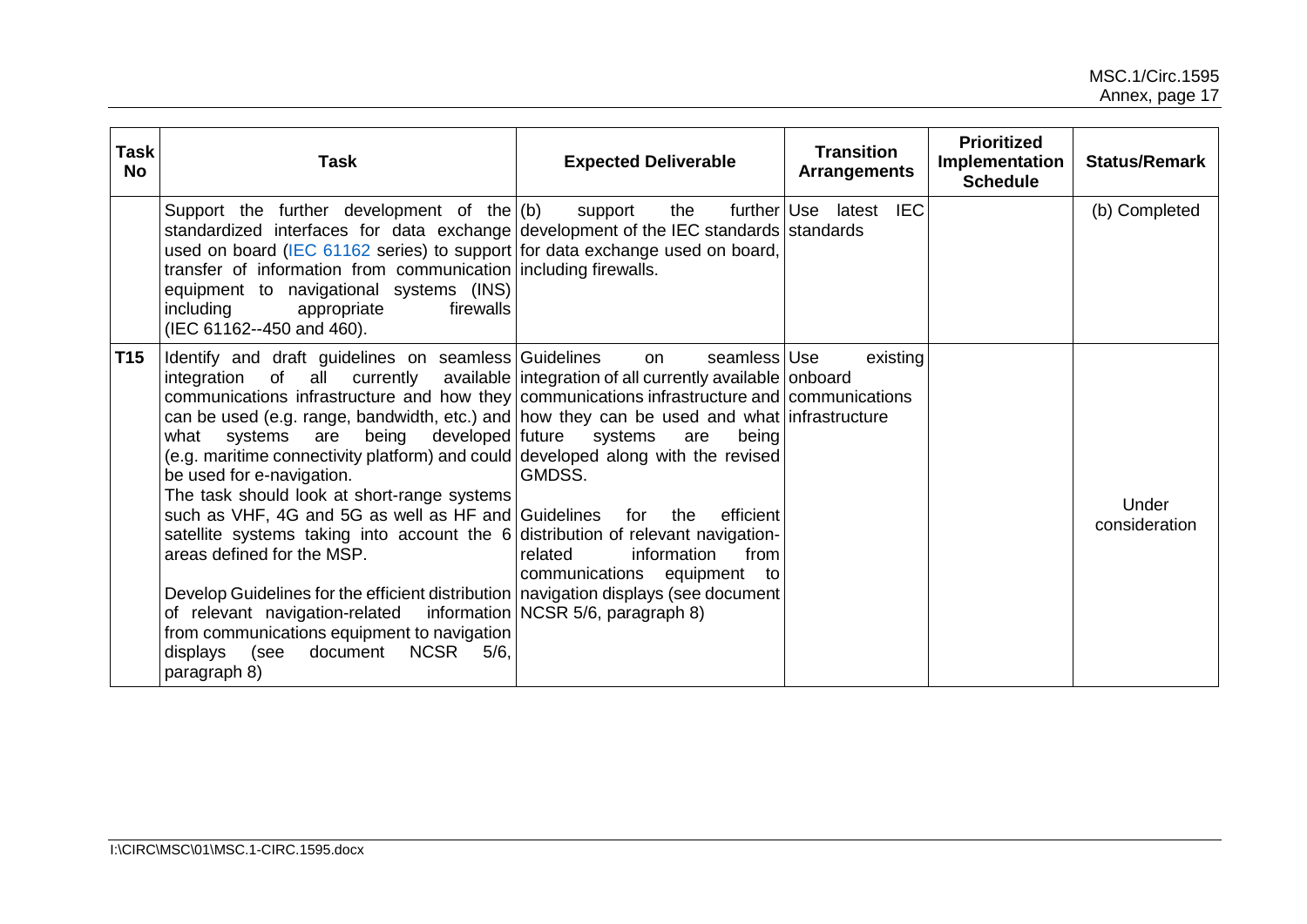| Task No | Task | Expected Deliverable | Transition Arrangements | Prioritized Implementation Schedule | Status/Remark |
|---|---|---|---|---|---|
| | Support the further development of the standardized interfaces for data exchange used on board (IEC 61162 series) to support transfer of information from communication equipment to navigational systems (INS) including appropriate firewalls (IEC 61162--450 and 460). | (b) support the further development of the IEC standards for data exchange used on board, including firewalls. | Use latest IEC standards | | (b) Completed |
| **T15** | Identify and draft guidelines on seamless integration of all currently available communications infrastructure and how they can be used (e.g. range, bandwidth, etc.) and what systems are being developed (e.g. maritime connectivity platform) and could be used for e-navigation.<br>The task should look at short-range systems such as VHF, 4G and 5G as well as HF and satellite systems taking into account the 6 areas defined for the MSP.<br><br>Develop Guidelines for the efficient distribution of relevant navigation-related information from communications equipment to navigation displays (see document NCSR 5/6, paragraph 8) | Guidelines on seamless integration of all currently available communications infrastructure and how they can be used and what future systems are being developed along with the revised GMDSS.<br><br>Guidelines for the efficient distribution of relevant navigation-related information from communications equipment to navigation displays (see document NCSR 5/6, paragraph 8) | Use existing onboard communications infrastructure | | Under consideration |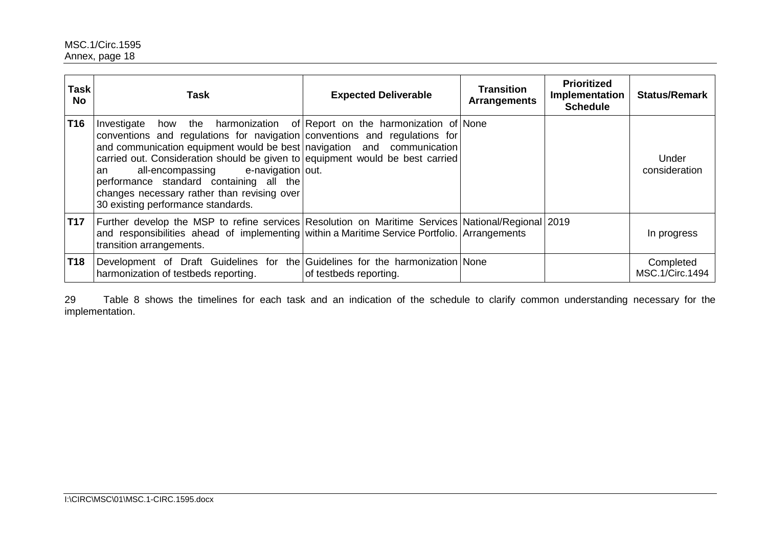| Task No | Task | Expected Deliverable | Transition Arrangements | Prioritized Implementation Schedule | Status/Remark |
| --- | --- | --- | --- | --- | --- |
| **T16** | Investigate how the harmonization of conventions and regulations for navigation and communication equipment would be best carried out. Consideration should be given to an all-encompassing e-navigation performance standard containing all the changes necessary rather than revising over 30 existing performance standards. | Report on the harmonization of conventions and regulations for navigation and communication equipment would be best carried out. | None | | Under consideration |
| **T17** | Further develop the MSP to refine services and responsibilities ahead of implementing transition arrangements. | Resolution on Maritime Services within a Maritime Service Portfolio. | National/Regional Arrangements | 2019 | In progress |
| **T18** | Development of Draft Guidelines for the harmonization of testbeds reporting. | Guidelines for the harmonization of testbeds reporting. | None | | Completed MSC.1/Circ.1494 |

29 Table 8 shows the timelines for each task and an indication of the schedule to clarify common understanding necessary for the implementation.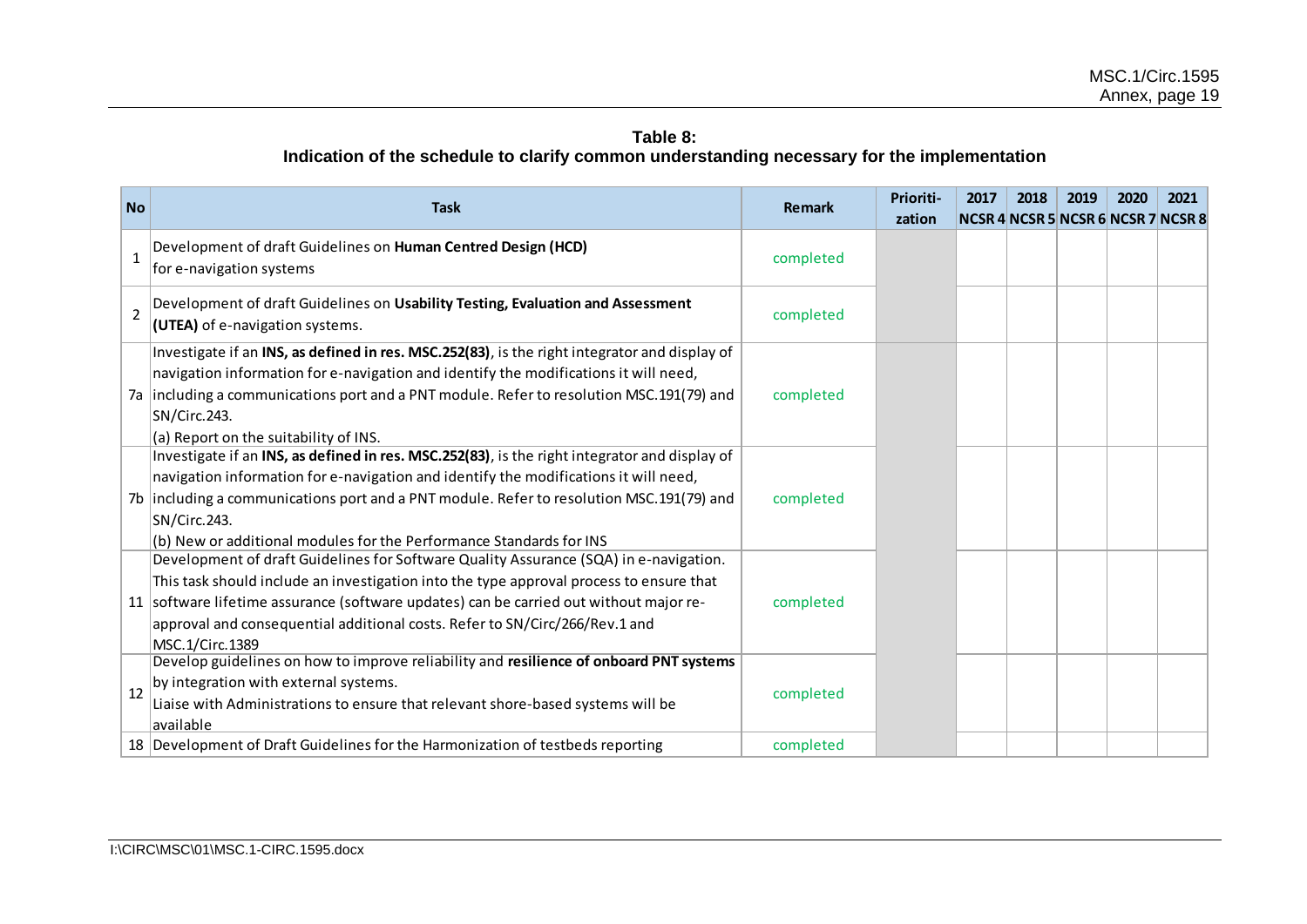**Table 8:**
**Indication of the schedule to clarify common understanding necessary for the implementation**

| No | Task | Remark | Prioriti-zation | 2017 NCSR 4 | 2018 NCSR 5 | 2019 NCSR 6 | 2020 NCSR 7 | 2021 NCSR 8 |
|---|---|---|---|---|---|---|---|---|
| 1 | Development of draft Guidelines on **Human Centred Design (HCD)** for e-navigation systems | completed | | | | | | |
| 2 | Development of draft Guidelines on **Usability Testing, Evaluation and Assessment (UTEA)** of e-navigation systems. | completed | | | | | | |
| 7a | Investigate if an **INS, as defined in res. MSC.252(83)**, is the right integrator and display of navigation information for e-navigation and identify the modifications it will need, including a communications port and a PNT module. Refer to resolution MSC.191(79) and SN/Circ.243. (a) Report on the suitability of INS. | completed | | | | | | |
| 7b | Investigate if an **INS, as defined in res. MSC.252(83)**, is the right integrator and display of navigation information for e-navigation and identify the modifications it will need, including a communications port and a PNT module. Refer to resolution MSC.191(79) and SN/Circ.243. (b) New or additional modules for the Performance Standards for INS | completed | | | | | | |
| 11 | Development of draft Guidelines for Software Quality Assurance (SQA) in e-navigation. This task should include an investigation into the type approval process to ensure that software lifetime assurance (software updates) can be carried out without major re-approval and consequential additional costs. Refer to SN/Circ/266/Rev.1 and MSC.1/Circ.1389 | completed | | | | | | |
| 12 | Develop guidelines on how to improve reliability and **resilience of onboard PNT systems** by integration with external systems. Liaise with Administrations to ensure that relevant shore-based systems will be available | completed | | | | | | |
| 18 | Development of Draft Guidelines for the Harmonization of testbeds reporting | completed | | | | | | |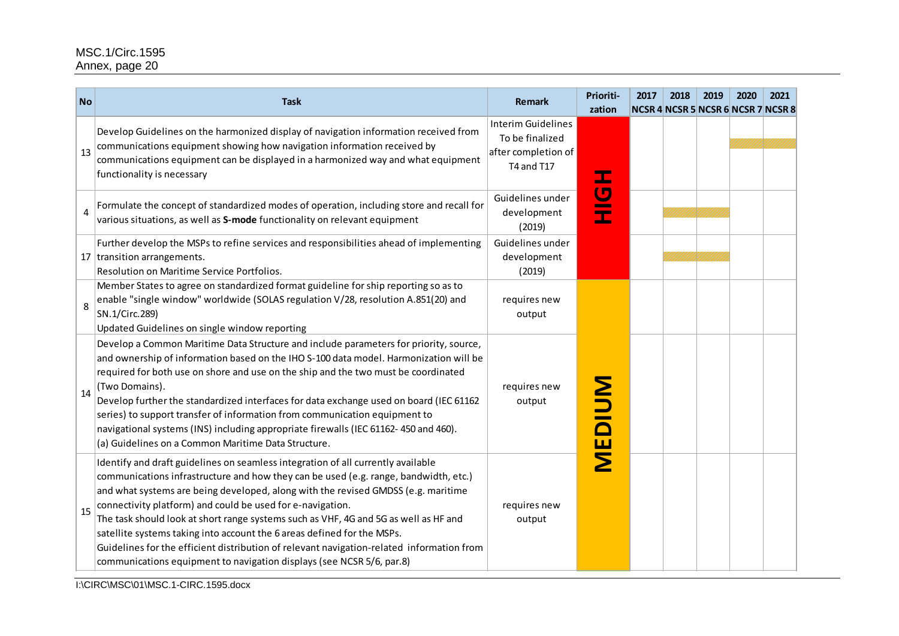| No | Task | Remark | Prioriti-zation | 2017 NCSR 4 | 2018 NCSR 5 | 2019 NCSR 6 | 2020 NCSR 7 | 2021 NCSR 8 |
|---|---|---|---|---|---|---|---|---|
| 13 | Develop Guidelines on the harmonized display of navigation information received from communications equipment showing how navigation information received by communications equipment can be displayed in a harmonized way and what equipment functionality is necessary | Interim Guidelines To be finalized after completion of T4 and T17 | **HIGH** | | | | | |
| 4 | Formulate the concept of standardized modes of operation, including store and recall for various situations, as well as **S-mode** functionality on relevant equipment | Guidelines under development (2019) | | | | | | |
| 17 | Further develop the MSPs to refine services and responsibilities ahead of implementing transition arrangements.<br>Resolution on Maritime Service Portfolios. | Guidelines under development (2019) | | | | | | |
| 8 | Member States to agree on standardized format guideline for ship reporting so as to enable "single window" worldwide (SOLAS regulation V/28, resolution A.851(20) and SN.1/Circ.289)<br>Updated Guidelines on single window reporting | requires new output | **MEDIUM** | | | | | |
| 14 | Develop a Common Maritime Data Structure and include parameters for priority, source, and ownership of information based on the IHO S-100 data model. Harmonization will be required for both use on shore and use on the ship and the two must be coordinated (Two Domains).<br>Develop further the standardized interfaces for data exchange used on board (IEC 61162 series) to support transfer of information from communication equipment to navigational systems (INS) including appropriate firewalls (IEC 61162- 450 and 460).<br>(a) Guidelines on a Common Maritime Data Structure. | requires new output | | | | | | |
| 15 | Identify and draft guidelines on seamless integration of all currently available communications infrastructure and how they can be used (e.g. range, bandwidth, etc.) and what systems are being developed, along with the revised GMDSS (e.g. maritime connectivity platform) and could be used for e-navigation.<br>The task should look at short range systems such as VHF, 4G and 5G as well as HF and satellite systems taking into account the 6 areas defined for the MSPs.<br>Guidelines for the efficient distribution of relevant navigation-related information from communications equipment to navigation displays (see NCSR 5/6, par.8) | requires new output | | | | | | |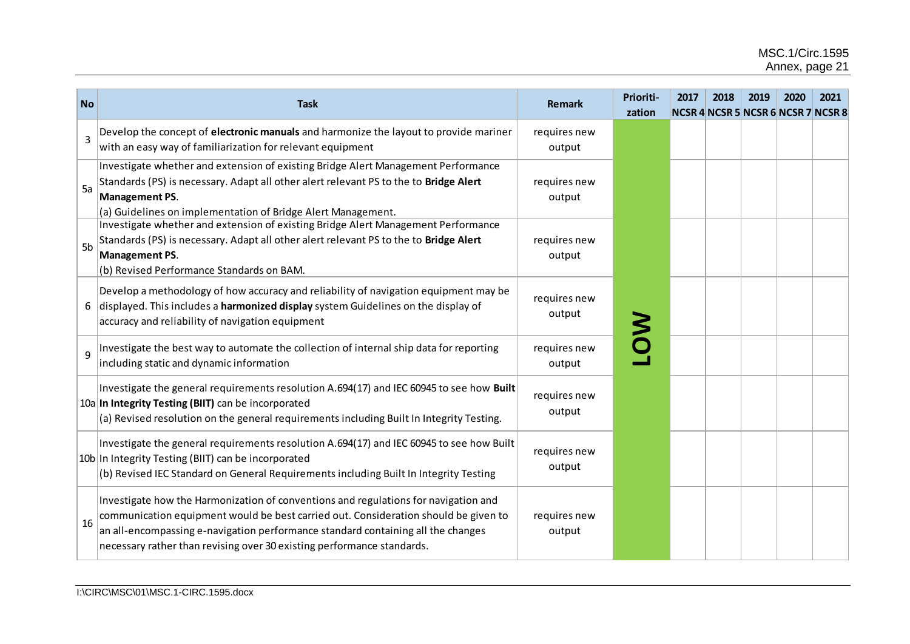| No | Task | Remark | Prioriti-zation | 2017 NCSR 4 | 2018 NCSR 5 | 2019 NCSR 6 | 2020 NCSR 7 | 2021 NCSR 8 |
|---|---|---|---|---|---|---|---|---|
| 3 | Develop the concept of **electronic manuals** and harmonize the layout to provide mariner with an easy way of familiarization for relevant equipment | requires new output | LOW | | | | | |
| 5a | Investigate whether and extension of existing Bridge Alert Management Performance Standards (PS) is necessary. Adapt all other alert relevant PS to the to **Bridge Alert Management PS**.<br>(a) Guidelines on implementation of Bridge Alert Management. | requires new output | LOW | | | | | |
| 5b | Investigate whether and extension of existing Bridge Alert Management Performance Standards (PS) is necessary. Adapt all other alert relevant PS to the to **Bridge Alert Management PS**.<br>(b) Revised Performance Standards on BAM. | requires new output | LOW | | | | | |
| 6 | Develop a methodology of how accuracy and reliability of navigation equipment may be displayed. This includes a **harmonized display** system Guidelines on the display of accuracy and reliability of navigation equipment | requires new output | LOW | | | | | |
| 9 | Investigate the best way to automate the collection of internal ship data for reporting including static and dynamic information | requires new output | LOW | | | | | |
| 10a | Investigate the general requirements resolution A.694(17) and IEC 60945 to see how **Built In Integrity Testing (BIIT)** can be incorporated<br>(a) Revised resolution on the general requirements including Built In Integrity Testing. | requires new output | LOW | | | | | |
| 10b | Investigate the general requirements resolution A.694(17) and IEC 60945 to see how Built In Integrity Testing (BIIT) can be incorporated<br>(b) Revised IEC Standard on General Requirements including Built In Integrity Testing | requires new output | LOW | | | | | |
| 16 | Investigate how the Harmonization of conventions and regulations for navigation and communication equipment would be best carried out. Consideration should be given to an all-encompassing e-navigation performance standard containing all the changes necessary rather than revising over 30 existing performance standards. | requires new output | LOW | | | | | |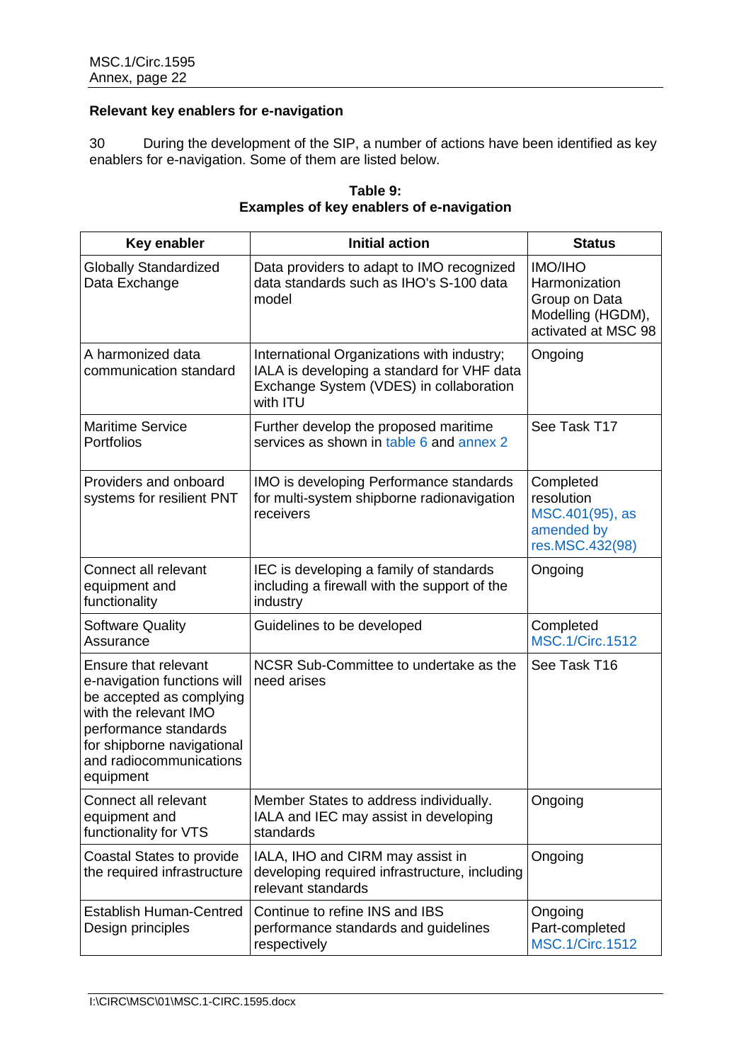**Relevant key enablers for e-navigation**

30 During the development of the SIP, a number of actions have been identified as key enablers for e-navigation. Some of them are listed below.

**Table 9:**
**Examples of key enablers of e-navigation**

| Key enabler | Initial action | Status |
|---|---|---|
| Globally Standardized Data Exchange | Data providers to adapt to IMO recognized data standards such as IHO's S-100 data model | IMO/IHO Harmonization Group on Data Modelling (HGDM), activated at MSC 98 |
| A harmonized data communication standard | International Organizations with industry; IALA is developing a standard for VHF data Exchange System (VDES) in collaboration with ITU | Ongoing |
| Maritime Service Portfolios | Further develop the proposed maritime services as shown in table 6 and annex 2 | See Task T17 |
| Providers and onboard systems for resilient PNT | IMO is developing Performance standards for multi-system shipborne radionavigation receivers | Completed resolution MSC.401(95), as amended by res.MSC.432(98) |
| Connect all relevant equipment and functionality | IEC is developing a family of standards including a firewall with the support of the industry | Ongoing |
| Software Quality Assurance | Guidelines to be developed | Completed MSC.1/Circ.1512 |
| Ensure that relevant e-navigation functions will be accepted as complying with the relevant IMO performance standards for shipborne navigational and radiocommunications equipment | NCSR Sub-Committee to undertake as the need arises | See Task T16 |
| Connect all relevant equipment and functionality for VTS | Member States to address individually. IALA and IEC may assist in developing standards | Ongoing |
| Coastal States to provide the required infrastructure | IALA, IHO and CIRM may assist in developing required infrastructure, including relevant standards | Ongoing |
| Establish Human-Centred Design principles | Continue to refine INS and IBS performance standards and guidelines respectively | Ongoing Part-completed MSC.1/Circ.1512 |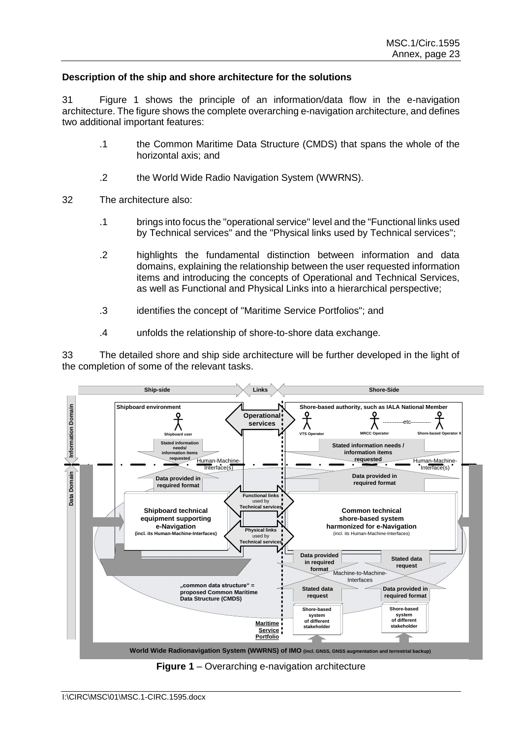**Description of the ship and shore architecture for the solutions**

31 Figure 1 shows the principle of an information/data flow in the e-navigation architecture. The figure shows the complete overarching e-navigation architecture, and defines two additional important features:

.1 the Common Maritime Data Structure (CMDS) that spans the whole of the horizontal axis; and

.2 the World Wide Radio Navigation System (WWRNS).

32 The architecture also:

.1 brings into focus the "operational service" level and the "Functional links used by Technical services" and the "Physical links used by Technical services";

.2 highlights the fundamental distinction between information and data domains, explaining the relationship between the user requested information items and introducing the concepts of Operational and Technical Services, as well as Functional and Physical Links into a hierarchical perspective;

.3 identifies the concept of "Maritime Service Portfolios"; and

.4 unfolds the relationship of shore-to-shore data exchange.

33 The detailed shore and ship side architecture will be further developed in the light of the completion of some of the relevant tasks.

**Figure 1** – Overarching e-navigation architecture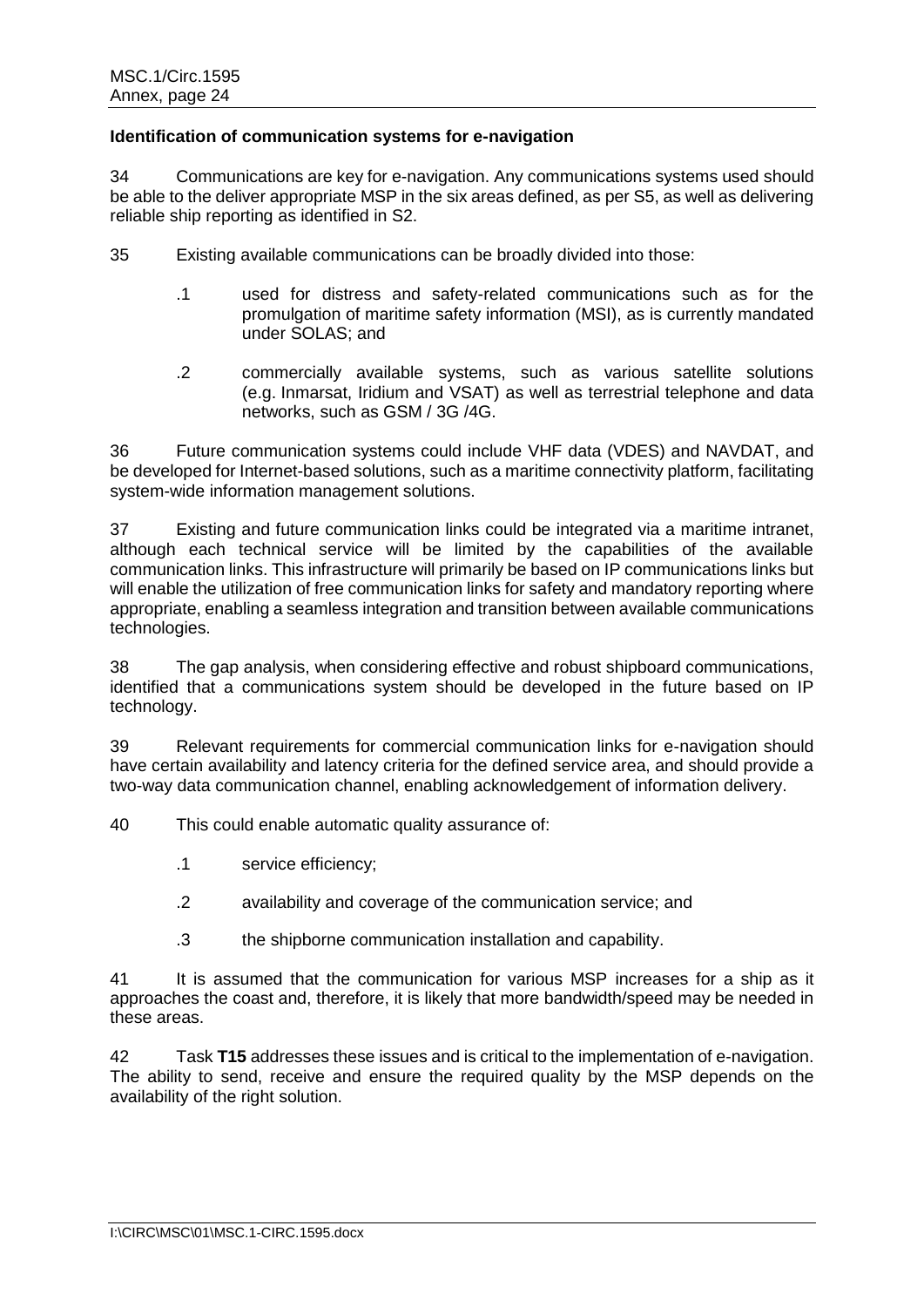**Identification of communication systems for e-navigation**

34 Communications are key for e-navigation. Any communications systems used should be able to the deliver appropriate MSP in the six areas defined, as per S5, as well as delivering reliable ship reporting as identified in S2.

35 Existing available communications can be broadly divided into those:

.1 used for distress and safety-related communications such as for the promulgation of maritime safety information (MSI), as is currently mandated under SOLAS; and

.2 commercially available systems, such as various satellite solutions (e.g. Inmarsat, Iridium and VSAT) as well as terrestrial telephone and data networks, such as GSM / 3G /4G.

36 Future communication systems could include VHF data (VDES) and NAVDAT, and be developed for Internet-based solutions, such as a maritime connectivity platform, facilitating system-wide information management solutions.

37 Existing and future communication links could be integrated via a maritime intranet, although each technical service will be limited by the capabilities of the available communication links. This infrastructure will primarily be based on IP communications links but will enable the utilization of free communication links for safety and mandatory reporting where appropriate, enabling a seamless integration and transition between available communications technologies.

38 The gap analysis, when considering effective and robust shipboard communications, identified that a communications system should be developed in the future based on IP technology.

39 Relevant requirements for commercial communication links for e-navigation should have certain availability and latency criteria for the defined service area, and should provide a two-way data communication channel, enabling acknowledgement of information delivery.

40 This could enable automatic quality assurance of:

.1 service efficiency;

.2 availability and coverage of the communication service; and

.3 the shipborne communication installation and capability.

41 It is assumed that the communication for various MSP increases for a ship as it approaches the coast and, therefore, it is likely that more bandwidth/speed may be needed in these areas.

42 Task **T15** addresses these issues and is critical to the implementation of e-navigation. The ability to send, receive and ensure the required quality by the MSP depends on the availability of the right solution.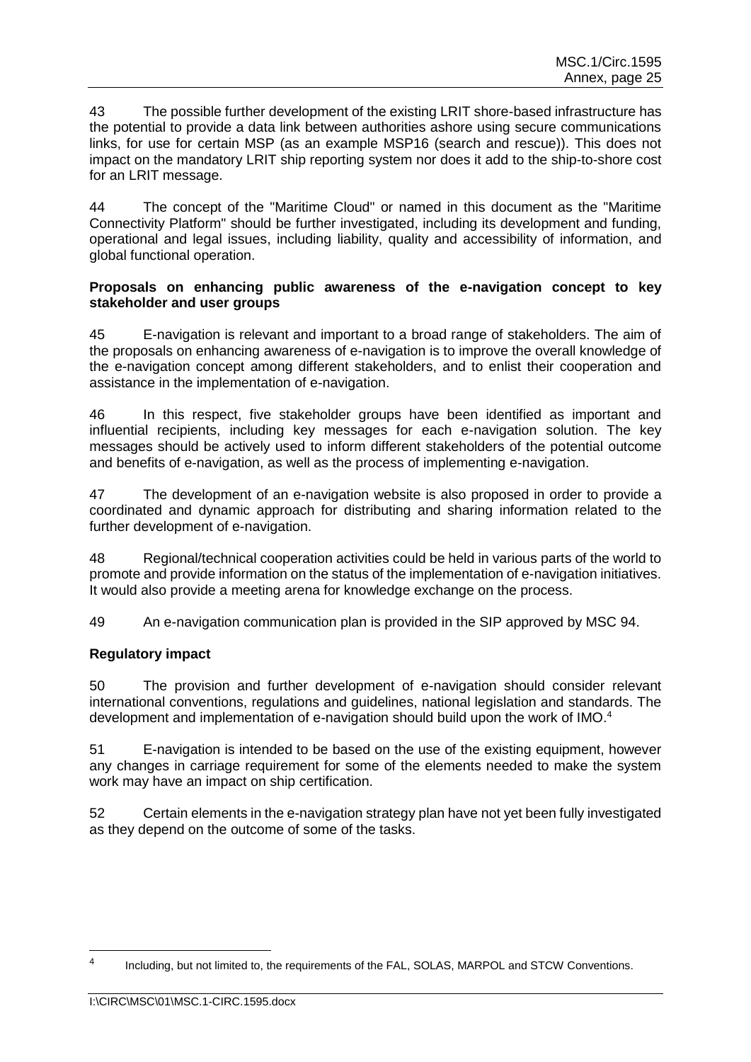43 The possible further development of the existing LRIT shore-based infrastructure has the potential to provide a data link between authorities ashore using secure communications links, for use for certain MSP (as an example MSP16 (search and rescue)). This does not impact on the mandatory LRIT ship reporting system nor does it add to the ship-to-shore cost for an LRIT message.

44 The concept of the "Maritime Cloud" or named in this document as the "Maritime Connectivity Platform" should be further investigated, including its development and funding, operational and legal issues, including liability, quality and accessibility of information, and global functional operation.

**Proposals on enhancing public awareness of the e-navigation concept to key stakeholder and user groups**

45 E-navigation is relevant and important to a broad range of stakeholders. The aim of the proposals on enhancing awareness of e-navigation is to improve the overall knowledge of the e-navigation concept among different stakeholders, and to enlist their cooperation and assistance in the implementation of e-navigation.

46 In this respect, five stakeholder groups have been identified as important and influential recipients, including key messages for each e-navigation solution. The key messages should be actively used to inform different stakeholders of the potential outcome and benefits of e-navigation, as well as the process of implementing e-navigation.

47 The development of an e-navigation website is also proposed in order to provide a coordinated and dynamic approach for distributing and sharing information related to the further development of e-navigation.

48 Regional/technical cooperation activities could be held in various parts of the world to promote and provide information on the status of the implementation of e-navigation initiatives. It would also provide a meeting arena for knowledge exchange on the process.

49 An e-navigation communication plan is provided in the SIP approved by MSC 94.

**Regulatory impact**

50 The provision and further development of e-navigation should consider relevant international conventions, regulations and guidelines, national legislation and standards. The development and implementation of e-navigation should build upon the work of IMO.[4]

51 E-navigation is intended to be based on the use of the existing equipment, however any changes in carriage requirement for some of the elements needed to make the system work may have an impact on ship certification.

52 Certain elements in the e-navigation strategy plan have not yet been fully investigated as they depend on the outcome of some of the tasks.

---

[4] Including, but not limited to, the requirements of the FAL, SOLAS, MARPOL and STCW Conventions.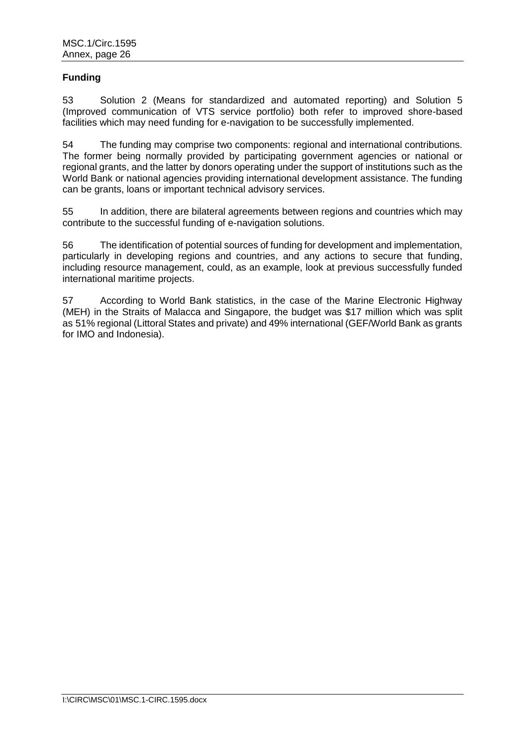**Funding**

53 Solution 2 (Means for standardized and automated reporting) and Solution 5 (Improved communication of VTS service portfolio) both refer to improved shore-based facilities which may need funding for e-navigation to be successfully implemented.

54 The funding may comprise two components: regional and international contributions. The former being normally provided by participating government agencies or national or regional grants, and the latter by donors operating under the support of institutions such as the World Bank or national agencies providing international development assistance. The funding can be grants, loans or important technical advisory services.

55 In addition, there are bilateral agreements between regions and countries which may contribute to the successful funding of e-navigation solutions.

56 The identification of potential sources of funding for development and implementation, particularly in developing regions and countries, and any actions to secure that funding, including resource management, could, as an example, look at previous successfully funded international maritime projects.

57 According to World Bank statistics, in the case of the Marine Electronic Highway (MEH) in the Straits of Malacca and Singapore, the budget was $17 million which was split as 51% regional (Littoral States and private) and 49% international (GEF/World Bank as grants for IMO and Indonesia).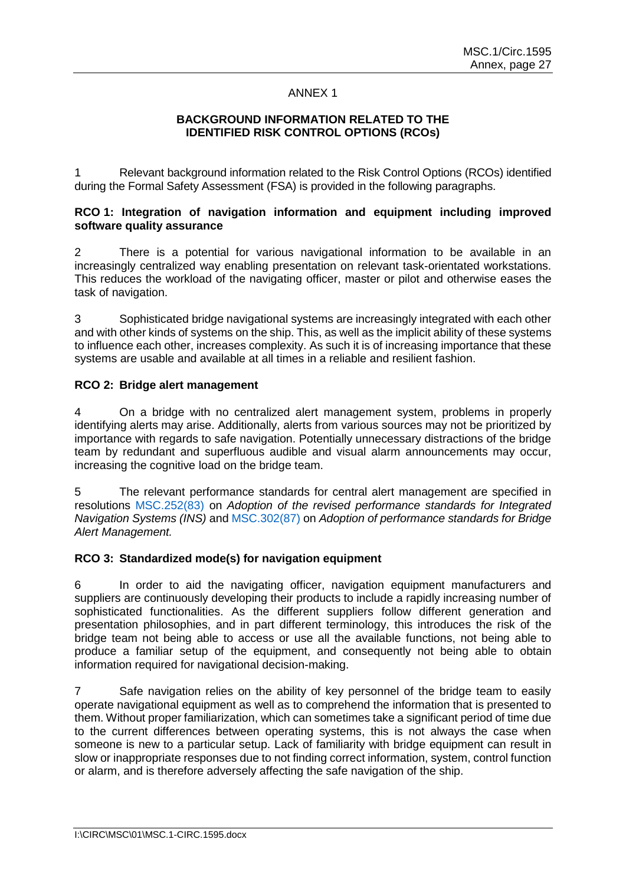# ANNEX 1

## BACKGROUND INFORMATION RELATED TO THE IDENTIFIED RISK CONTROL OPTIONS (RCOs)

1 Relevant background information related to the Risk Control Options (RCOs) identified during the Formal Safety Assessment (FSA) is provided in the following paragraphs.

### RCO 1: Integration of navigation information and equipment including improved software quality assurance

2 There is a potential for various navigational information to be available in an increasingly centralized way enabling presentation on relevant task-orientated workstations. This reduces the workload of the navigating officer, master or pilot and otherwise eases the task of navigation.

3 Sophisticated bridge navigational systems are increasingly integrated with each other and with other kinds of systems on the ship. This, as well as the implicit ability of these systems to influence each other, increases complexity. As such it is of increasing importance that these systems are usable and available at all times in a reliable and resilient fashion.

### RCO 2: Bridge alert management

4 On a bridge with no centralized alert management system, problems in properly identifying alerts may arise. Additionally, alerts from various sources may not be prioritized by importance with regards to safe navigation. Potentially unnecessary distractions of the bridge team by redundant and superfluous audible and visual alarm announcements may occur, increasing the cognitive load on the bridge team.

5 The relevant performance standards for central alert management are specified in resolutions MSC.252(83) on *Adoption of the revised performance standards for Integrated Navigation Systems (INS)* and MSC.302(87) on *Adoption of performance standards for Bridge Alert Management.*

### RCO 3: Standardized mode(s) for navigation equipment

6 In order to aid the navigating officer, navigation equipment manufacturers and suppliers are continuously developing their products to include a rapidly increasing number of sophisticated functionalities. As the different suppliers follow different generation and presentation philosophies, and in part different terminology, this introduces the risk of the bridge team not being able to access or use all the available functions, not being able to produce a familiar setup of the equipment, and consequently not being able to obtain information required for navigational decision-making.

7 Safe navigation relies on the ability of key personnel of the bridge team to easily operate navigational equipment as well as to comprehend the information that is presented to them. Without proper familiarization, which can sometimes take a significant period of time due to the current differences between operating systems, this is not always the case when someone is new to a particular setup. Lack of familiarity with bridge equipment can result in slow or inappropriate responses due to not finding correct information, system, control function or alarm, and is therefore adversely affecting the safe navigation of the ship.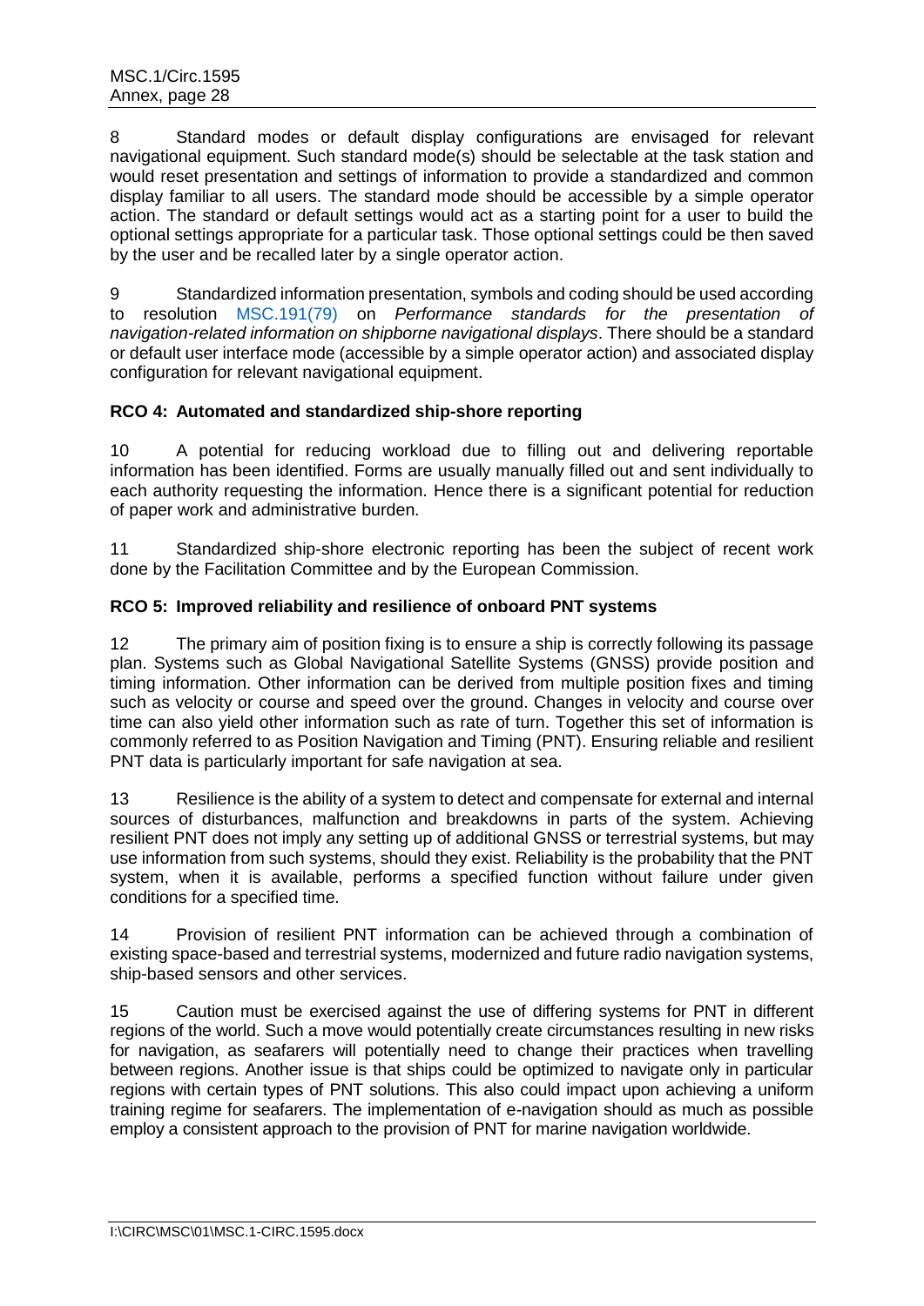8 Standard modes or default display configurations are envisaged for relevant navigational equipment. Such standard mode(s) should be selectable at the task station and would reset presentation and settings of information to provide a standardized and common display familiar to all users. The standard mode should be accessible by a simple operator action. The standard or default settings would act as a starting point for a user to build the optional settings appropriate for a particular task. Those optional settings could be then saved by the user and be recalled later by a single operator action.

9 Standardized information presentation, symbols and coding should be used according to resolution MSC.191(79) on *Performance standards for the presentation of navigation-related information on shipborne navigational displays*. There should be a standard or default user interface mode (accessible by a simple operator action) and associated display configuration for relevant navigational equipment.

**RCO 4: Automated and standardized ship-shore reporting**

10 A potential for reducing workload due to filling out and delivering reportable information has been identified. Forms are usually manually filled out and sent individually to each authority requesting the information. Hence there is a significant potential for reduction of paper work and administrative burden.

11 Standardized ship-shore electronic reporting has been the subject of recent work done by the Facilitation Committee and by the European Commission.

**RCO 5: Improved reliability and resilience of onboard PNT systems**

12 The primary aim of position fixing is to ensure a ship is correctly following its passage plan. Systems such as Global Navigational Satellite Systems (GNSS) provide position and timing information. Other information can be derived from multiple position fixes and timing such as velocity or course and speed over the ground. Changes in velocity and course over time can also yield other information such as rate of turn. Together this set of information is commonly referred to as Position Navigation and Timing (PNT). Ensuring reliable and resilient PNT data is particularly important for safe navigation at sea.

13 Resilience is the ability of a system to detect and compensate for external and internal sources of disturbances, malfunction and breakdowns in parts of the system. Achieving resilient PNT does not imply any setting up of additional GNSS or terrestrial systems, but may use information from such systems, should they exist. Reliability is the probability that the PNT system, when it is available, performs a specified function without failure under given conditions for a specified time.

14 Provision of resilient PNT information can be achieved through a combination of existing space-based and terrestrial systems, modernized and future radio navigation systems, ship-based sensors and other services.

15 Caution must be exercised against the use of differing systems for PNT in different regions of the world. Such a move would potentially create circumstances resulting in new risks for navigation, as seafarers will potentially need to change their practices when travelling between regions. Another issue is that ships could be optimized to navigate only in particular regions with certain types of PNT solutions. This also could impact upon achieving a uniform training regime for seafarers. The implementation of e-navigation should as much as possible employ a consistent approach to the provision of PNT for marine navigation worldwide.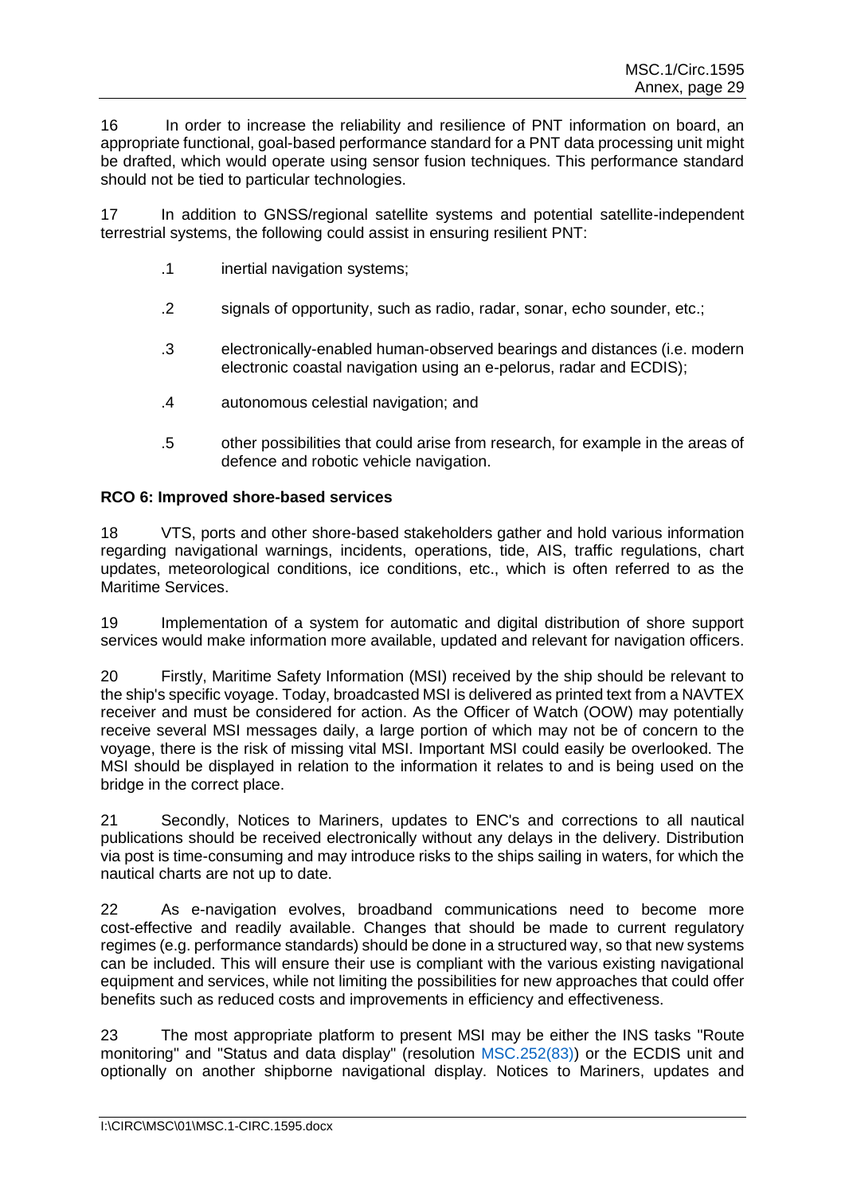16 In order to increase the reliability and resilience of PNT information on board, an appropriate functional, goal-based performance standard for a PNT data processing unit might be drafted, which would operate using sensor fusion techniques. This performance standard should not be tied to particular technologies.

17 In addition to GNSS/regional satellite systems and potential satellite-independent terrestrial systems, the following could assist in ensuring resilient PNT:

.1 inertial navigation systems;

.2 signals of opportunity, such as radio, radar, sonar, echo sounder, etc.;

.3 electronically-enabled human-observed bearings and distances (i.e. modern electronic coastal navigation using an e-pelorus, radar and ECDIS);

.4 autonomous celestial navigation; and

.5 other possibilities that could arise from research, for example in the areas of defence and robotic vehicle navigation.

**RCO 6: Improved shore-based services**

18 VTS, ports and other shore-based stakeholders gather and hold various information regarding navigational warnings, incidents, operations, tide, AIS, traffic regulations, chart updates, meteorological conditions, ice conditions, etc., which is often referred to as the Maritime Services.

19 Implementation of a system for automatic and digital distribution of shore support services would make information more available, updated and relevant for navigation officers.

20 Firstly, Maritime Safety Information (MSI) received by the ship should be relevant to the ship's specific voyage. Today, broadcasted MSI is delivered as printed text from a NAVTEX receiver and must be considered for action. As the Officer of Watch (OOW) may potentially receive several MSI messages daily, a large portion of which may not be of concern to the voyage, there is the risk of missing vital MSI. Important MSI could easily be overlooked. The MSI should be displayed in relation to the information it relates to and is being used on the bridge in the correct place.

21 Secondly, Notices to Mariners, updates to ENC's and corrections to all nautical publications should be received electronically without any delays in the delivery. Distribution via post is time-consuming and may introduce risks to the ships sailing in waters, for which the nautical charts are not up to date.

22 As e-navigation evolves, broadband communications need to become more cost-effective and readily available. Changes that should be made to current regulatory regimes (e.g. performance standards) should be done in a structured way, so that new systems can be included. This will ensure their use is compliant with the various existing navigational equipment and services, while not limiting the possibilities for new approaches that could offer benefits such as reduced costs and improvements in efficiency and effectiveness.

23 The most appropriate platform to present MSI may be either the INS tasks "Route monitoring" and "Status and data display" (resolution MSC.252(83)) or the ECDIS unit and optionally on another shipborne navigational display. Notices to Mariners, updates and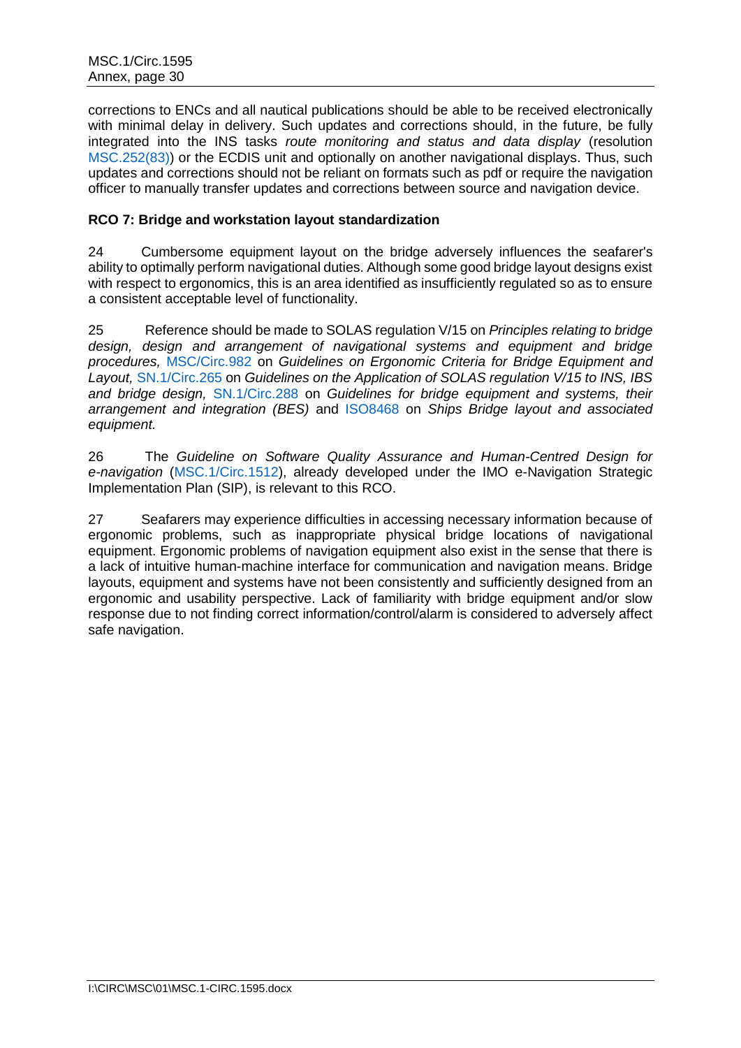corrections to ENCs and all nautical publications should be able to be received electronically with minimal delay in delivery. Such updates and corrections should, in the future, be fully integrated into the INS tasks *route monitoring and status and data display* (resolution MSC.252(83)) or the ECDIS unit and optionally on another navigational displays. Thus, such updates and corrections should not be reliant on formats such as pdf or require the navigation officer to manually transfer updates and corrections between source and navigation device.

**RCO 7: Bridge and workstation layout standardization**

24 Cumbersome equipment layout on the bridge adversely influences the seafarer's ability to optimally perform navigational duties. Although some good bridge layout designs exist with respect to ergonomics, this is an area identified as insufficiently regulated so as to ensure a consistent acceptable level of functionality.

25 Reference should be made to SOLAS regulation V/15 on *Principles relating to bridge design, design and arrangement of navigational systems and equipment and bridge procedures,* MSC/Circ.982 on *Guidelines on Ergonomic Criteria for Bridge Equipment and Layout,* SN.1/Circ.265 on *Guidelines on the Application of SOLAS regulation V/15 to INS, IBS and bridge design,* SN.1/Circ.288 on *Guidelines for bridge equipment and systems, their arrangement and integration (BES)* and ISO8468 on *Ships Bridge layout and associated equipment.*

26 The *Guideline on Software Quality Assurance and Human-Centred Design for e-navigation* (MSC.1/Circ.1512), already developed under the IMO e-Navigation Strategic Implementation Plan (SIP), is relevant to this RCO.

27 Seafarers may experience difficulties in accessing necessary information because of ergonomic problems, such as inappropriate physical bridge locations of navigational equipment. Ergonomic problems of navigation equipment also exist in the sense that there is a lack of intuitive human-machine interface for communication and navigation means. Bridge layouts, equipment and systems have not been consistently and sufficiently designed from an ergonomic and usability perspective. Lack of familiarity with bridge equipment and/or slow response due to not finding correct information/control/alarm is considered to adversely affect safe navigation.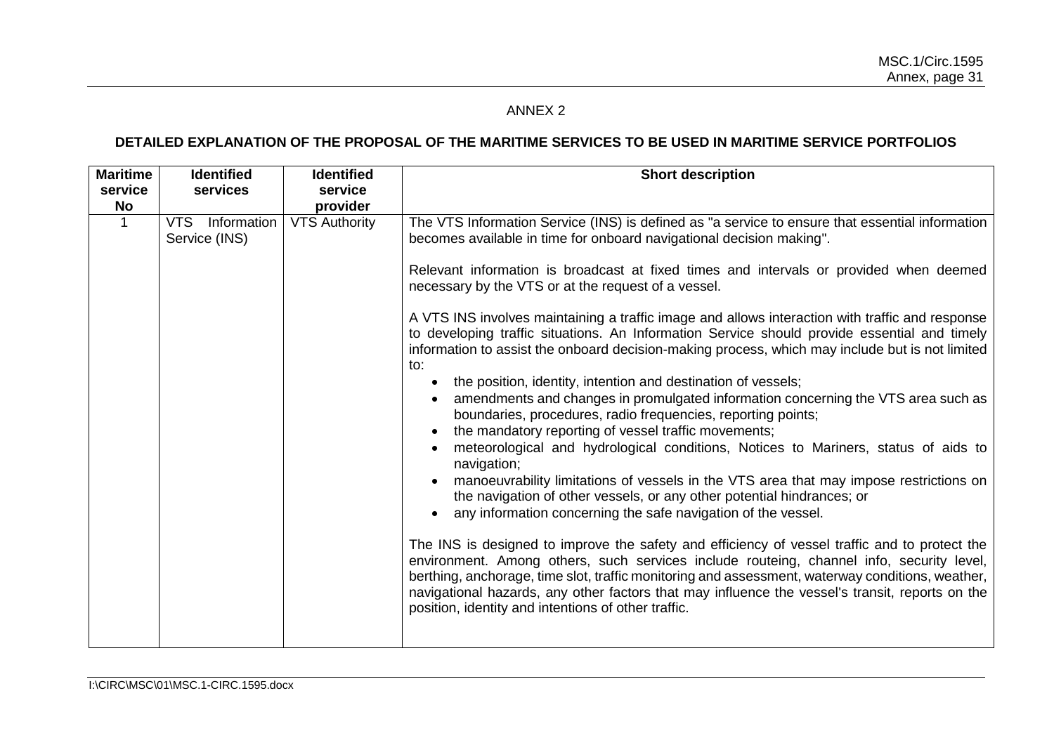ANNEX 2

**DETAILED EXPLANATION OF THE PROPOSAL OF THE MARITIME SERVICES TO BE USED IN MARITIME SERVICE PORTFOLIOS**

| Maritime service No | Identified services | Identified service provider | Short description |
|---|---|---|---|
| 1 | VTS Information Service (INS) | VTS Authority | The VTS Information Service (INS) is defined as "a service to ensure that essential information becomes available in time for onboard navigational decision making".<br><br>Relevant information is broadcast at fixed times and intervals or provided when deemed necessary by the VTS or at the request of a vessel.<br><br>A VTS INS involves maintaining a traffic image and allows interaction with traffic and response to developing traffic situations. An Information Service should provide essential and timely information to assist the onboard decision-making process, which may include but is not limited to:<br>• the position, identity, intention and destination of vessels;<br>• amendments and changes in promulgated information concerning the VTS area such as boundaries, procedures, radio frequencies, reporting points;<br>• the mandatory reporting of vessel traffic movements;<br>• meteorological and hydrological conditions, Notices to Mariners, status of aids to navigation;<br>• manoeuvrability limitations of vessels in the VTS area that may impose restrictions on the navigation of other vessels, or any other potential hindrances; or<br>• any information concerning the safe navigation of the vessel.<br><br>The INS is designed to improve the safety and efficiency of vessel traffic and to protect the environment. Among others, such services include routeing, channel info, security level, berthing, anchorage, time slot, traffic monitoring and assessment, waterway conditions, weather, navigational hazards, any other factors that may influence the vessel's transit, reports on the position, identity and intentions of other traffic. |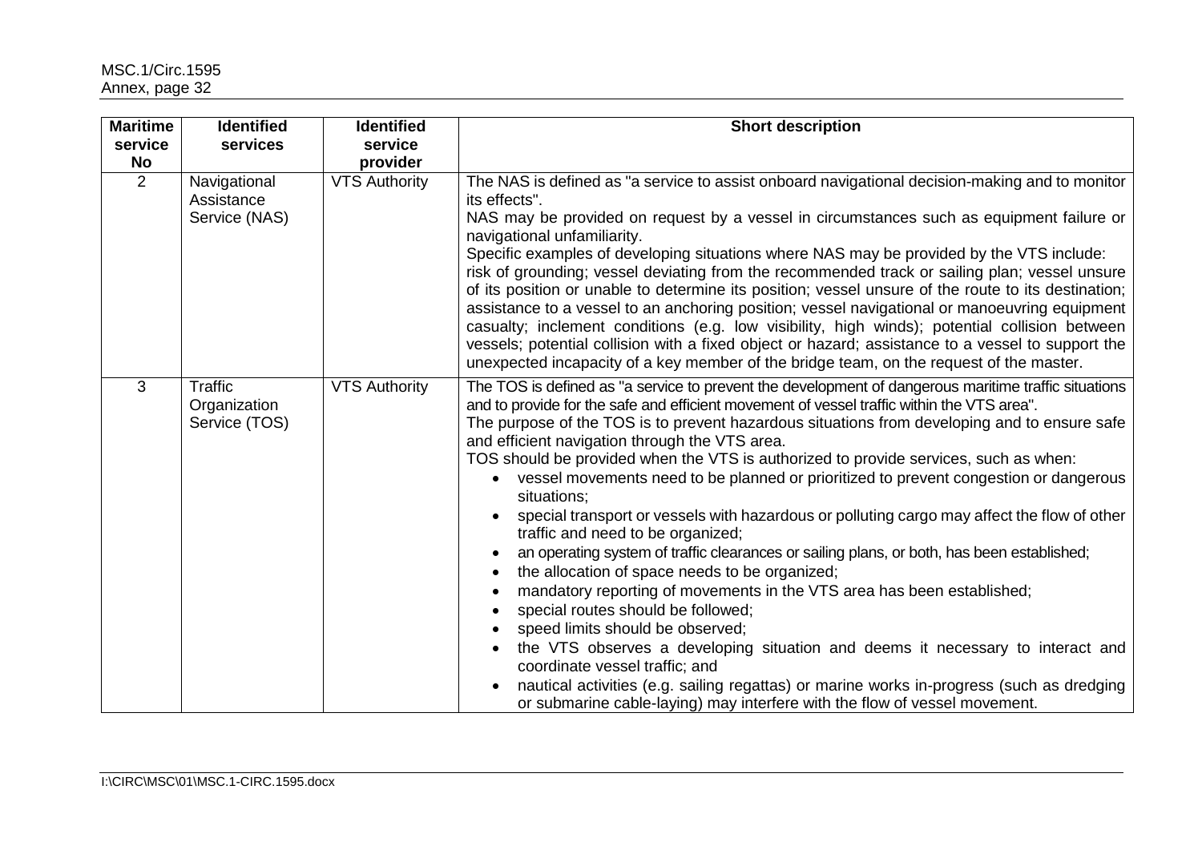| Maritime service No | Identified services | Identified service provider | Short description |
|---|---|---|---|
| 2 | Navigational Assistance Service (NAS) | VTS Authority | The NAS is defined as "a service to assist onboard navigational decision-making and to monitor its effects".<br>NAS may be provided on request by a vessel in circumstances such as equipment failure or navigational unfamiliarity.<br>Specific examples of developing situations where NAS may be provided by the VTS include: risk of grounding; vessel deviating from the recommended track or sailing plan; vessel unsure of its position or unable to determine its position; vessel unsure of the route to its destination; assistance to a vessel to an anchoring position; vessel navigational or manoeuvring equipment casualty; inclement conditions (e.g. low visibility, high winds); potential collision between vessels; potential collision with a fixed object or hazard; assistance to a vessel to support the unexpected incapacity of a key member of the bridge team, on the request of the master. |
| 3 | Traffic Organization Service (TOS) | VTS Authority | The TOS is defined as "a service to prevent the development of dangerous maritime traffic situations and to provide for the safe and efficient movement of vessel traffic within the VTS area".<br>The purpose of the TOS is to prevent hazardous situations from developing and to ensure safe and efficient navigation through the VTS area.<br>TOS should be provided when the VTS is authorized to provide services, such as when:<br>• vessel movements need to be planned or prioritized to prevent congestion or dangerous situations;<br>• special transport or vessels with hazardous or polluting cargo may affect the flow of other traffic and need to be organized;<br>• an operating system of traffic clearances or sailing plans, or both, has been established;<br>• the allocation of space needs to be organized;<br>• mandatory reporting of movements in the VTS area has been established;<br>• special routes should be followed;<br>• speed limits should be observed;<br>• the VTS observes a developing situation and deems it necessary to interact and coordinate vessel traffic; and<br>• nautical activities (e.g. sailing regattas) or marine works in-progress (such as dredging or submarine cable-laying) may interfere with the flow of vessel movement. |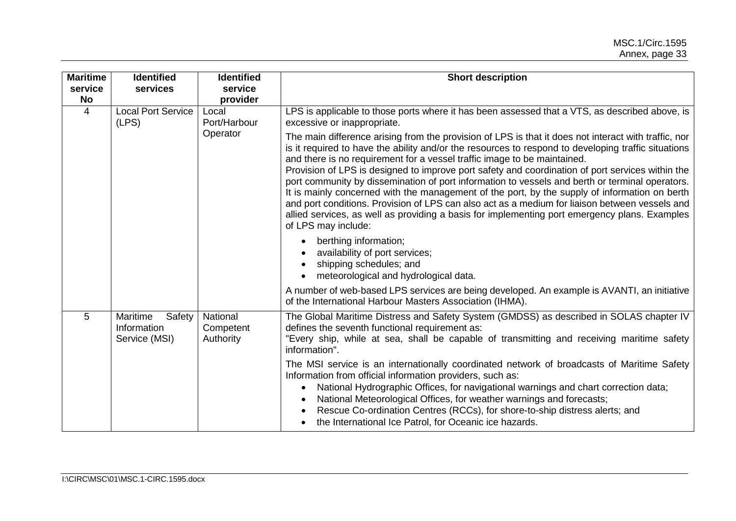| Maritime service No | Identified services | Identified service provider | Short description |
|---|---|---|---|
| 4 | Local Port Service (LPS) | Local Port/Harbour Operator | LPS is applicable to those ports where it has been assessed that a VTS, as described above, is excessive or inappropriate.<br><br>The main difference arising from the provision of LPS is that it does not interact with traffic, nor is it required to have the ability and/or the resources to respond to developing traffic situations and there is no requirement for a vessel traffic image to be maintained.<br>Provision of LPS is designed to improve port safety and coordination of port services within the port community by dissemination of port information to vessels and berth or terminal operators. It is mainly concerned with the management of the port, by the supply of information on berth and port conditions. Provision of LPS can also act as a medium for liaison between vessels and allied services, as well as providing a basis for implementing port emergency plans. Examples of LPS may include:<br><br>• berthing information;<br>• availability of port services;<br>• shipping schedules; and<br>• meteorological and hydrological data.<br><br>A number of web-based LPS services are being developed. An example is AVANTI, an initiative of the International Harbour Masters Association (IHMA). |
| 5 | Maritime Safety Information Service (MSI) | National Competent Authority | The Global Maritime Distress and Safety System (GMDSS) as described in SOLAS chapter IV defines the seventh functional requirement as:<br>"Every ship, while at sea, shall be capable of transmitting and receiving maritime safety information".<br><br>The MSI service is an internationally coordinated network of broadcasts of Maritime Safety Information from official information providers, such as:<br>• National Hydrographic Offices, for navigational warnings and chart correction data;<br>• National Meteorological Offices, for weather warnings and forecasts;<br>• Rescue Co-ordination Centres (RCCs), for shore-to-ship distress alerts; and<br>• the International Ice Patrol, for Oceanic ice hazards. |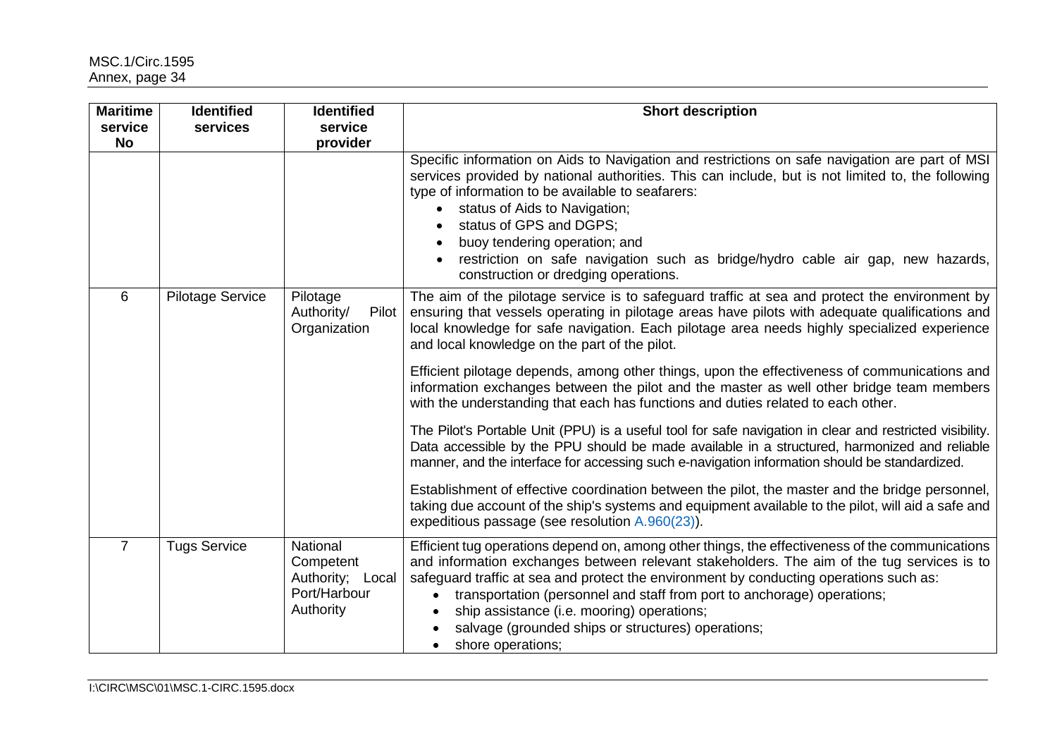| Maritime service No | Identified services | Identified service provider | Short description |
| --- | --- | --- | --- |
| | | | Specific information on Aids to Navigation and restrictions on safe navigation are part of MSI services provided by national authorities. This can include, but is not limited to, the following type of information to be available to seafarers:<br>• status of Aids to Navigation;<br>• status of GPS and DGPS;<br>• buoy tendering operation; and<br>• restriction on safe navigation such as bridge/hydro cable air gap, new hazards, construction or dredging operations. |
| 6 | Pilotage Service | Pilotage Authority/ Pilot Organization | The aim of the pilotage service is to safeguard traffic at sea and protect the environment by ensuring that vessels operating in pilotage areas have pilots with adequate qualifications and local knowledge for safe navigation. Each pilotage area needs highly specialized experience and local knowledge on the part of the pilot.<br><br>Efficient pilotage depends, among other things, upon the effectiveness of communications and information exchanges between the pilot and the master as well other bridge team members with the understanding that each has functions and duties related to each other.<br><br>The Pilot's Portable Unit (PPU) is a useful tool for safe navigation in clear and restricted visibility. Data accessible by the PPU should be made available in a structured, harmonized and reliable manner, and the interface for accessing such e-navigation information should be standardized.<br><br>Establishment of effective coordination between the pilot, the master and the bridge personnel, taking due account of the ship's systems and equipment available to the pilot, will aid a safe and expeditious passage (see resolution A.960(23)). |
| 7 | Tugs Service | National Competent Authority; Local Port/Harbour Authority | Efficient tug operations depend on, among other things, the effectiveness of the communications and information exchanges between relevant stakeholders. The aim of the tug services is to safeguard traffic at sea and protect the environment by conducting operations such as:<br>• transportation (personnel and staff from port to anchorage) operations;<br>• ship assistance (i.e. mooring) operations;<br>• salvage (grounded ships or structures) operations;<br>• shore operations; |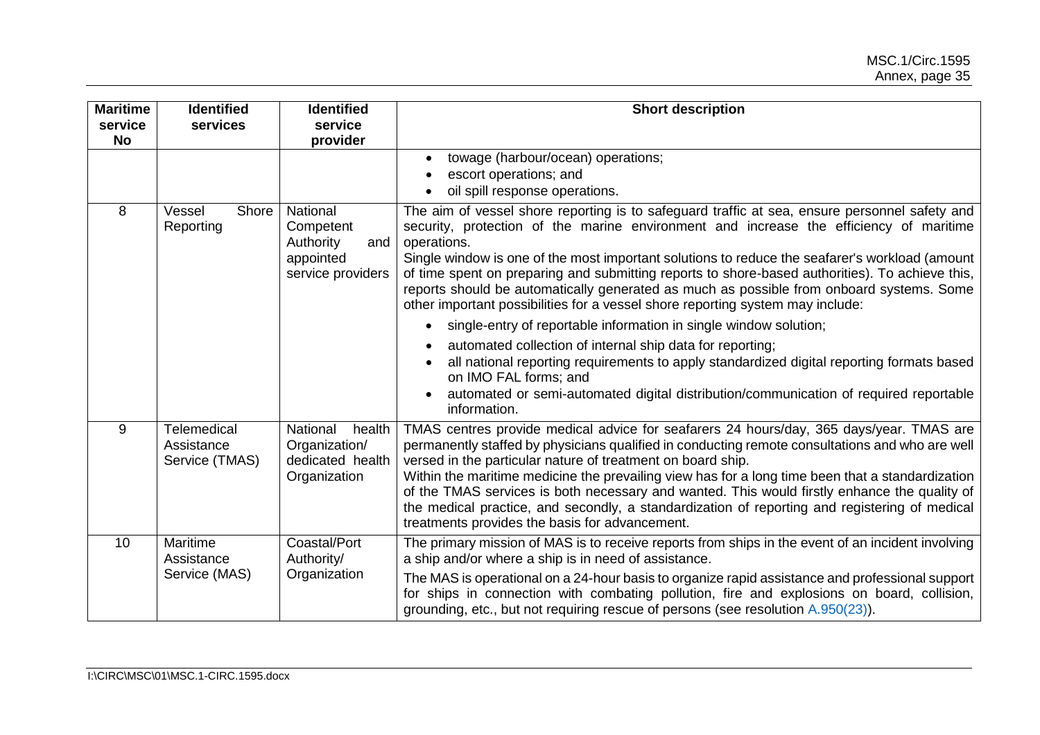| Maritime service No | Identified services | Identified service provider | Short description |
|---|---|---|---|
| | | | • towage (harbour/ocean) operations;<br>• escort operations; and<br>• oil spill response operations. |
| 8 | Vessel Shore Reporting | National Competent Authority and appointed service providers | The aim of vessel shore reporting is to safeguard traffic at sea, ensure personnel safety and security, protection of the marine environment and increase the efficiency of maritime operations.<br>Single window is one of the most important solutions to reduce the seafarer's workload (amount of time spent on preparing and submitting reports to shore-based authorities). To achieve this, reports should be automatically generated as much as possible from onboard systems. Some other important possibilities for a vessel shore reporting system may include:<br>• single-entry of reportable information in single window solution;<br>• automated collection of internal ship data for reporting;<br>• all national reporting requirements to apply standardized digital reporting formats based on IMO FAL forms; and<br>• automated or semi-automated digital distribution/communication of required reportable information. |
| 9 | Telemedical Assistance Service (TMAS) | National health Organization/ dedicated health Organization | TMAS centres provide medical advice for seafarers 24 hours/day, 365 days/year. TMAS are permanently staffed by physicians qualified in conducting remote consultations and who are well versed in the particular nature of treatment on board ship.<br>Within the maritime medicine the prevailing view has for a long time been that a standardization of the TMAS services is both necessary and wanted. This would firstly enhance the quality of the medical practice, and secondly, a standardization of reporting and registering of medical treatments provides the basis for advancement. |
| 10 | Maritime Assistance Service (MAS) | Coastal/Port Authority/ Organization | The primary mission of MAS is to receive reports from ships in the event of an incident involving a ship and/or where a ship is in need of assistance.<br>The MAS is operational on a 24-hour basis to organize rapid assistance and professional support for ships in connection with combating pollution, fire and explosions on board, collision, grounding, etc., but not requiring rescue of persons (see resolution A.950(23)). |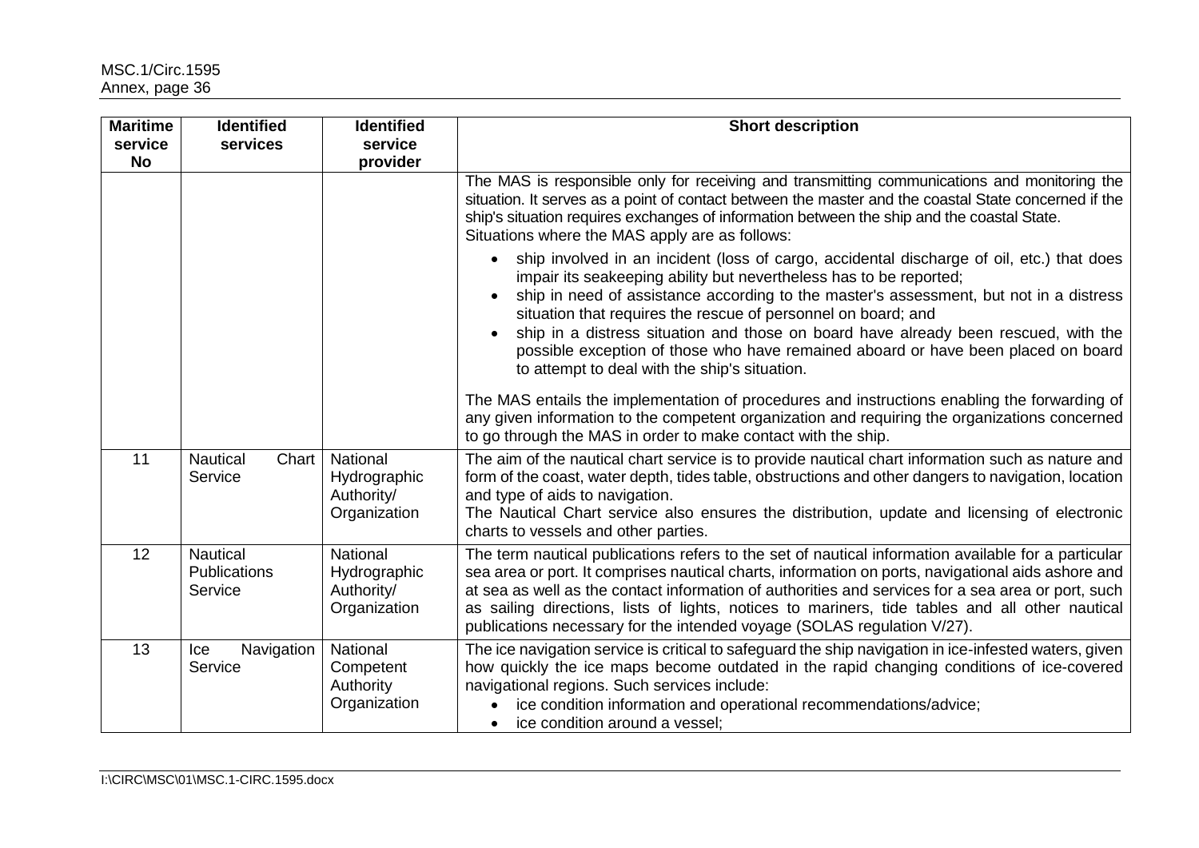| Maritime service No | Identified services | Identified service provider | Short description |
|---|---|---|---|
| | | | The MAS is responsible only for receiving and transmitting communications and monitoring the situation. It serves as a point of contact between the master and the coastal State concerned if the ship's situation requires exchanges of information between the ship and the coastal State.<br>Situations where the MAS apply are as follows:<br>• ship involved in an incident (loss of cargo, accidental discharge of oil, etc.) that does impair its seakeeping ability but nevertheless has to be reported;<br>• ship in need of assistance according to the master's assessment, but not in a distress situation that requires the rescue of personnel on board; and<br>• ship in a distress situation and those on board have already been rescued, with the possible exception of those who have remained aboard or have been placed on board to attempt to deal with the ship's situation.<br>The MAS entails the implementation of procedures and instructions enabling the forwarding of any given information to the competent organization and requiring the organizations concerned to go through the MAS in order to make contact with the ship. |
| 11 | Nautical Chart Service | National Hydrographic Authority/ Organization | The aim of the nautical chart service is to provide nautical chart information such as nature and form of the coast, water depth, tides table, obstructions and other dangers to navigation, location and type of aids to navigation.<br>The Nautical Chart service also ensures the distribution, update and licensing of electronic charts to vessels and other parties. |
| 12 | Nautical Publications Service | National Hydrographic Authority/ Organization | The term nautical publications refers to the set of nautical information available for a particular sea area or port. It comprises nautical charts, information on ports, navigational aids ashore and at sea as well as the contact information of authorities and services for a sea area or port, such as sailing directions, lists of lights, notices to mariners, tide tables and all other nautical publications necessary for the intended voyage (SOLAS regulation V/27). |
| 13 | Ice Navigation Service | National Competent Authority Organization | The ice navigation service is critical to safeguard the ship navigation in ice-infested waters, given how quickly the ice maps become outdated in the rapid changing conditions of ice-covered navigational regions. Such services include:<br>• ice condition information and operational recommendations/advice;<br>• ice condition around a vessel; |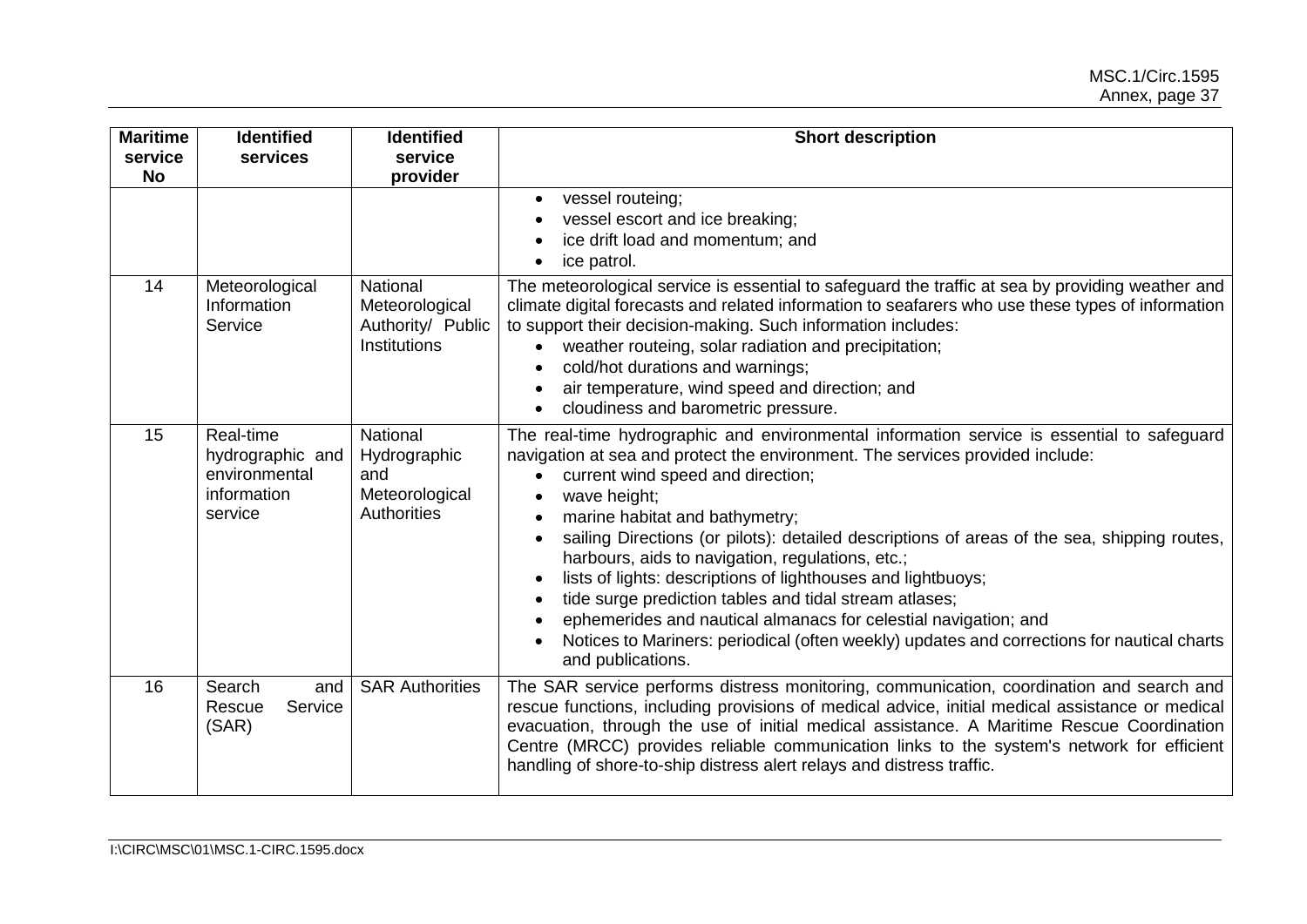| Maritime service No | Identified services | Identified service provider | Short description |
|---|---|---|---|
| | | | • vessel routeing;<br>• vessel escort and ice breaking;<br>• ice drift load and momentum; and<br>• ice patrol. |
| 14 | Meteorological Information Service | National Meteorological Authority/ Public Institutions | The meteorological service is essential to safeguard the traffic at sea by providing weather and climate digital forecasts and related information to seafarers who use these types of information to support their decision-making. Such information includes:<br>• weather routeing, solar radiation and precipitation;<br>• cold/hot durations and warnings;<br>• air temperature, wind speed and direction; and<br>• cloudiness and barometric pressure. |
| 15 | Real-time hydrographic and environmental information service | National Hydrographic and Meteorological Authorities | The real-time hydrographic and environmental information service is essential to safeguard navigation at sea and protect the environment. The services provided include:<br>• current wind speed and direction;<br>• wave height;<br>• marine habitat and bathymetry;<br>• sailing Directions (or pilots): detailed descriptions of areas of the sea, shipping routes, harbours, aids to navigation, regulations, etc.;<br>• lists of lights: descriptions of lighthouses and lightbuoys;<br>• tide surge prediction tables and tidal stream atlases;<br>• ephemerides and nautical almanacs for celestial navigation; and<br>• Notices to Mariners: periodical (often weekly) updates and corrections for nautical charts and publications. |
| 16 | Search and Rescue Service (SAR) | SAR Authorities | The SAR service performs distress monitoring, communication, coordination and search and rescue functions, including provisions of medical advice, initial medical assistance or medical evacuation, through the use of initial medical assistance. A Maritime Rescue Coordination Centre (MRCC) provides reliable communication links to the system's network for efficient handling of shore-to-ship distress alert relays and distress traffic. |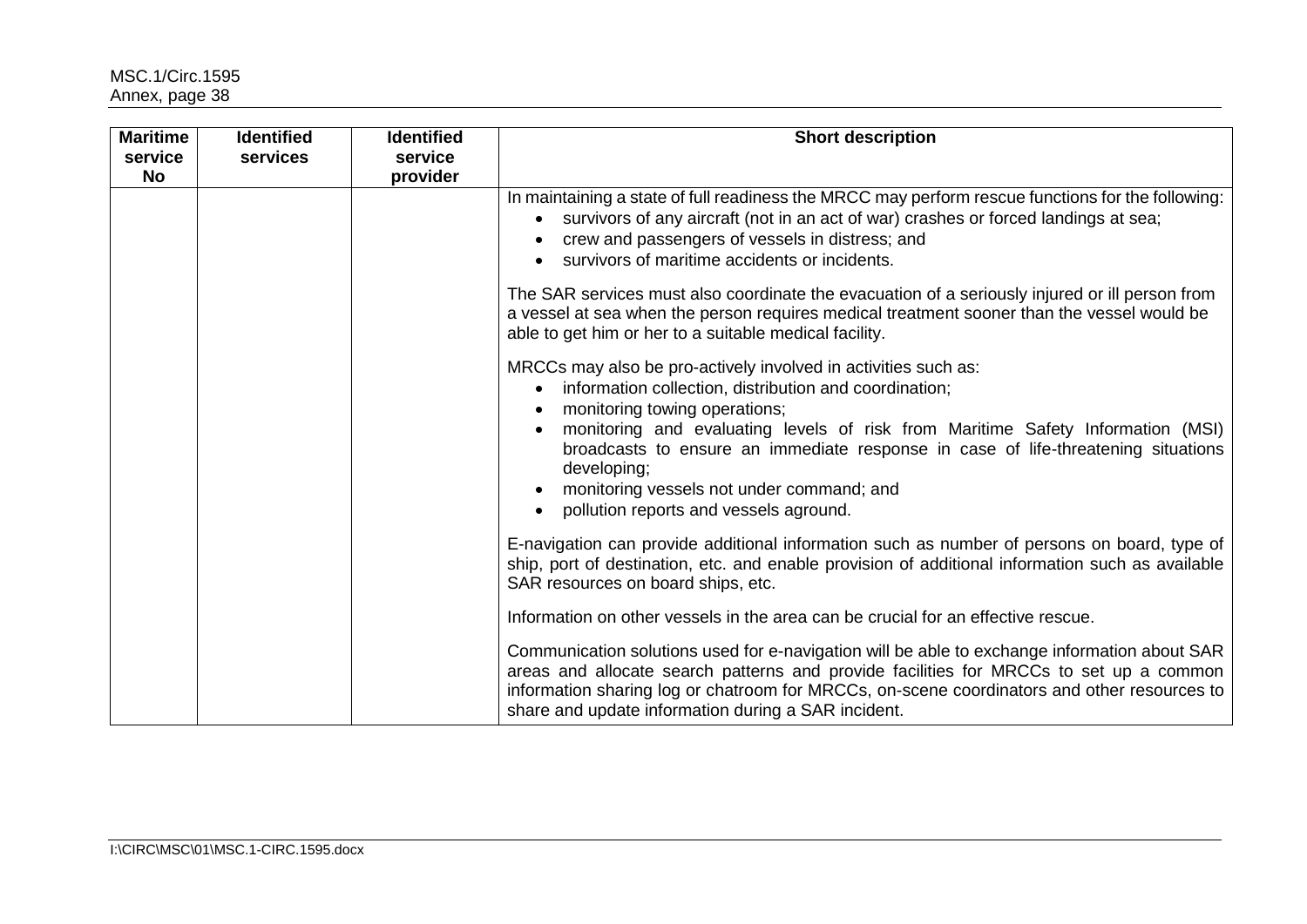| Maritime service No | Identified services | Identified service provider | Short description |
|---|---|---|---|
| | | | In maintaining a state of full readiness the MRCC may perform rescue functions for the following:<br>• survivors of any aircraft (not in an act of war) crashes or forced landings at sea;<br>• crew and passengers of vessels in distress; and<br>• survivors of maritime accidents or incidents.<br><br>The SAR services must also coordinate the evacuation of a seriously injured or ill person from a vessel at sea when the person requires medical treatment sooner than the vessel would be able to get him or her to a suitable medical facility.<br><br>MRCCs may also be pro-actively involved in activities such as:<br>• information collection, distribution and coordination;<br>• monitoring towing operations;<br>• monitoring and evaluating levels of risk from Maritime Safety Information (MSI) broadcasts to ensure an immediate response in case of life-threatening situations developing;<br>• monitoring vessels not under command; and<br>• pollution reports and vessels aground.<br><br>E-navigation can provide additional information such as number of persons on board, type of ship, port of destination, etc. and enable provision of additional information such as available SAR resources on board ships, etc.<br><br>Information on other vessels in the area can be crucial for an effective rescue.<br><br>Communication solutions used for e-navigation will be able to exchange information about SAR areas and allocate search patterns and provide facilities for MRCCs to set up a common information sharing log or chatroom for MRCCs, on-scene coordinators and other resources to share and update information during a SAR incident. |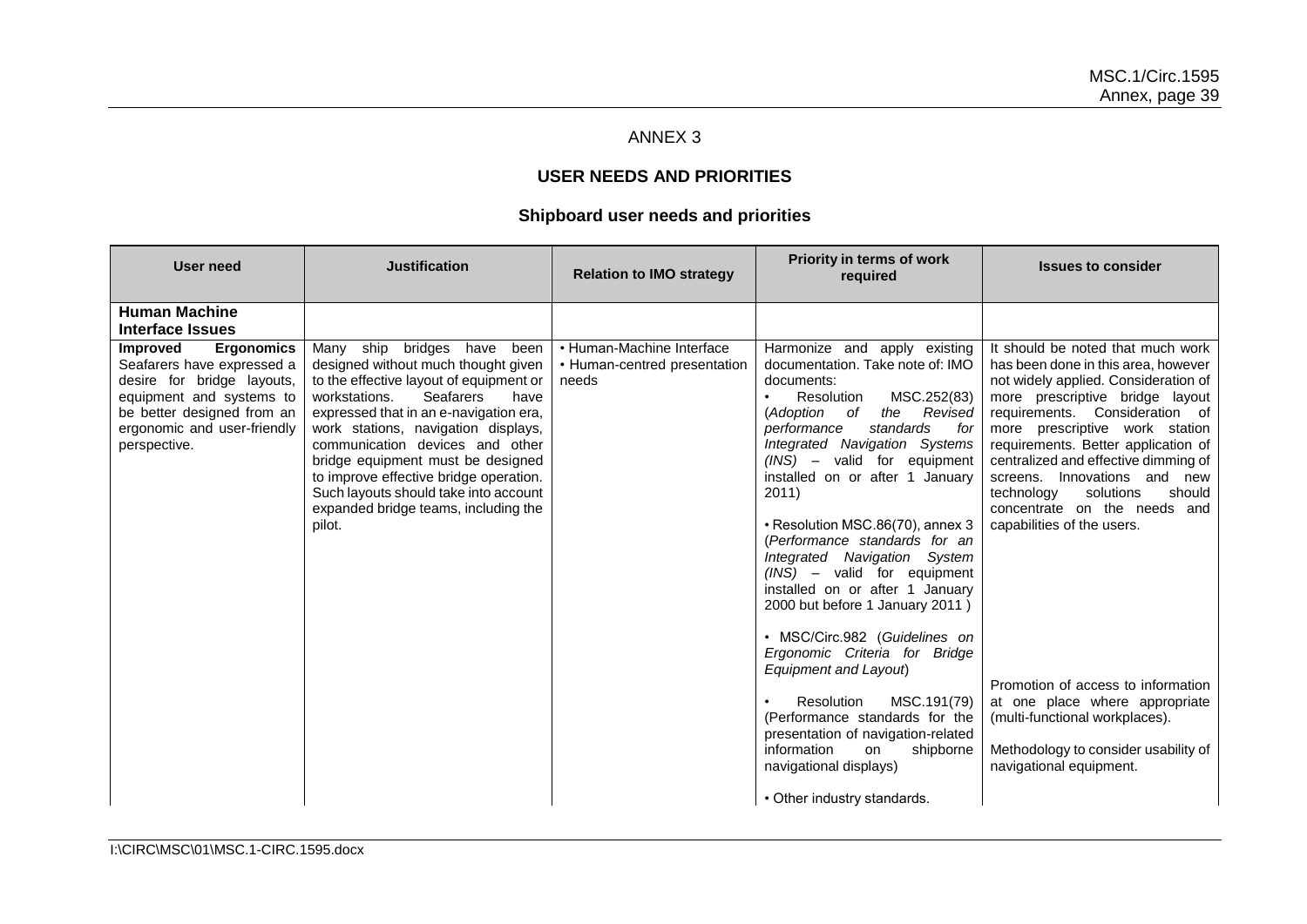ANNEX 3

## USER NEEDS AND PRIORITIES

### Shipboard user needs and priorities

| User need | Justification | Relation to IMO strategy | Priority in terms of work required | Issues to consider |
|---|---|---|---|---|
| **Human Machine Interface Issues** | | | | |
| **Improved Ergonomics** Seafarers have expressed a desire for bridge layouts, equipment and systems to be better designed from an ergonomic and user-friendly perspective. | Many ship bridges have been designed without much thought given to the effective layout of equipment or workstations. Seafarers have expressed that in an e-navigation era, work stations, navigation displays, communication devices and other bridge equipment must be designed to improve effective bridge operation. Such layouts should take into account expanded bridge teams, including the pilot. | • Human-Machine Interface<br>• Human-centred presentation needs | Harmonize and apply existing documentation. Take note of: IMO documents:<br>• Resolution MSC.252(83) (*Adoption of the Revised performance standards for Integrated Navigation Systems (INS)* – valid for equipment installed on or after 1 January 2011)<br><br>• Resolution MSC.86(70), annex 3 (*Performance standards for an Integrated Navigation System (INS)* – valid for equipment installed on or after 1 January 2000 but before 1 January 2011 )<br><br>• MSC/Circ.982 (*Guidelines on Ergonomic Criteria for Bridge Equipment and Layout*)<br><br>• Resolution MSC.191(79) (Performance standards for the presentation of navigation-related information on shipborne navigational displays)<br><br>• Other industry standards. | It should be noted that much work has been done in this area, however not widely applied. Consideration of more prescriptive bridge layout requirements. Consideration of more prescriptive work station requirements. Better application of centralized and effective dimming of screens. Innovations and new technology solutions should concentrate on the needs and capabilities of the users.<br><br>Promotion of access to information at one place where appropriate (multi-functional workplaces).<br><br>Methodology to consider usability of navigational equipment. |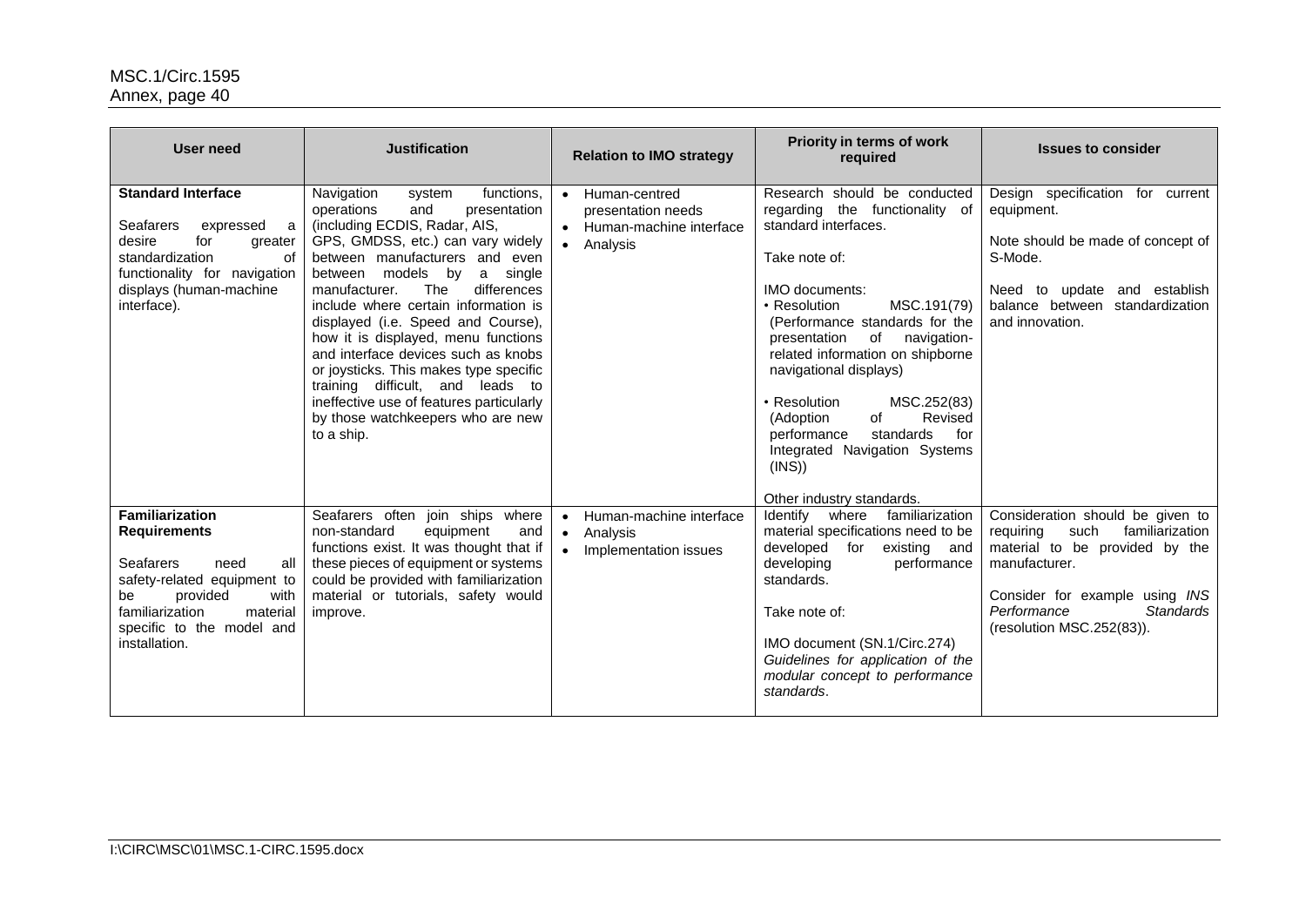| User need | Justification | Relation to IMO strategy | Priority in terms of work required | Issues to consider |
|---|---|---|---|---|
| **Standard Interface**<br><br>Seafarers expressed a desire for greater standardization of functionality for navigation displays (human-machine interface). | Navigation system functions, operations and presentation (including ECDIS, Radar, AIS, GPS, GMDSS, etc.) can vary widely between manufacturers and even between models by a single manufacturer. The differences include where certain information is displayed (i.e. Speed and Course), how it is displayed, menu functions and interface devices such as knobs or joysticks. This makes type specific training difficult, and leads to ineffective use of features particularly by those watchkeepers who are new to a ship. | • Human-centred presentation needs<br>• Human-machine interface<br>• Analysis | Research should be conducted regarding the functionality of standard interfaces.<br><br>Take note of:<br><br>IMO documents:<br>• Resolution MSC.191(79) (Performance standards for the presentation of navigation-related information on shipborne navigational displays)<br><br>• Resolution MSC.252(83) (Adoption of Revised performance standards for Integrated Navigation Systems (INS))<br><br>Other industry standards. | Design specification for current equipment.<br><br>Note should be made of concept of S-Mode.<br><br>Need to update and establish balance between standardization and innovation. |
| **Familiarization Requirements**<br><br>Seafarers need all safety-related equipment to be provided with familiarization material specific to the model and installation. | Seafarers often join ships where non-standard equipment and functions exist. It was thought that if these pieces of equipment or systems could be provided with familiarization material or tutorials, safety would improve. | • Human-machine interface<br>• Analysis<br>• Implementation issues | Identify where familiarization material specifications need to be developed for existing and developing performance standards.<br><br>Take note of:<br><br>IMO document (SN.1/Circ.274) *Guidelines for application of the modular concept to performance standards*. | Consideration should be given to requiring such familiarization material to be provided by the manufacturer.<br><br>Consider for example using *INS Performance Standards* (resolution MSC.252(83)). |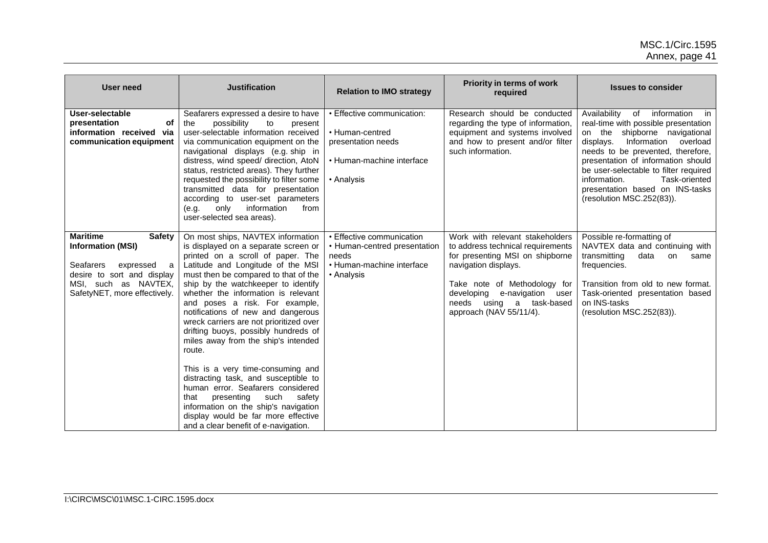| User need | Justification | Relation to IMO strategy | Priority in terms of work required | Issues to consider |
|---|---|---|---|---|
| **User-selectable presentation of information received via communication equipment** | Seafarers expressed a desire to have the possibility to present user-selectable information received via communication equipment on the navigational displays (e.g. ship in distress, wind speed/ direction, AtoN status, restricted areas). They further requested the possibility to filter some transmitted data for presentation according to user-set parameters (e.g. only information from user-selected sea areas). | • Effective communication:<br>• Human-centred presentation needs<br>• Human-machine interface<br>• Analysis | Research should be conducted regarding the type of information, equipment and systems involved and how to present and/or filter such information. | Availability of information in real-time with possible presentation on the shipborne navigational displays. Information overload needs to be prevented, therefore, presentation of information should be user-selectable to filter required information. Task-oriented presentation based on INS-tasks (resolution MSC.252(83)). |
| **Maritime Safety Information (MSI)**<br><br>Seafarers expressed a desire to sort and display MSI, such as NAVTEX, SafetyNET, more effectively. | On most ships, NAVTEX information is displayed on a separate screen or printed on a scroll of paper. The Latitude and Longitude of the MSI must then be compared to that of the ship by the watchkeeper to identify whether the information is relevant and poses a risk. For example, notifications of new and dangerous wreck carriers are not prioritized over drifting buoys, possibly hundreds of miles away from the ship's intended route.<br><br>This is a very time-consuming and distracting task, and susceptible to human error. Seafarers considered that presenting such safety information on the ship's navigation display would be far more effective and a clear benefit of e-navigation. | • Effective communication<br>• Human-centred presentation needs<br>• Human-machine interface<br>• Analysis | Work with relevant stakeholders to address technical requirements for presenting MSI on shipborne navigation displays.<br><br>Take note of Methodology for developing e-navigation user needs using a task-based approach (NAV 55/11/4). | Possible re-formatting of NAVTEX data and continuing with transmitting data on same frequencies.<br><br>Transition from old to new format. Task-oriented presentation based on INS-tasks (resolution MSC.252(83)). |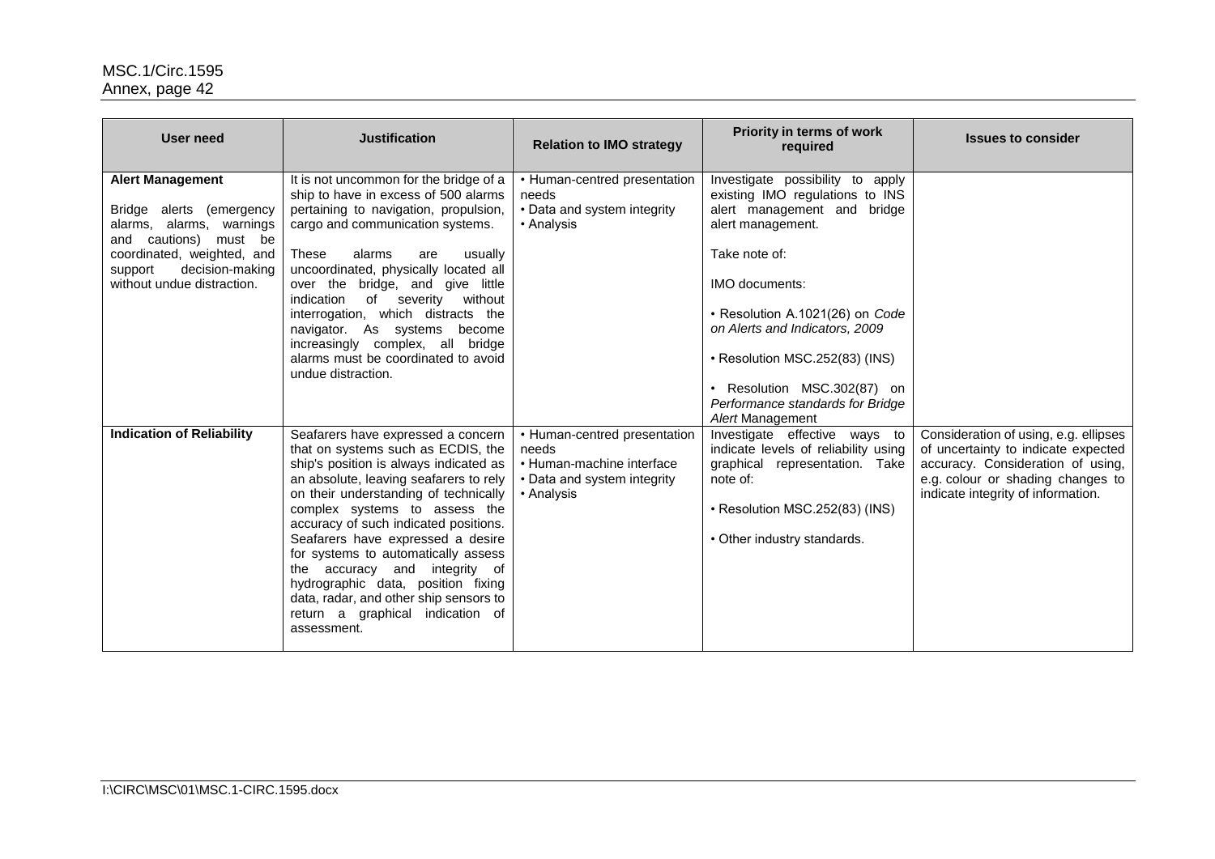| User need | Justification | Relation to IMO strategy | Priority in terms of work required | Issues to consider |
| --- | --- | --- | --- | --- |
| **Alert Management**<br><br>Bridge alerts (emergency alarms, alarms, warnings and cautions) must be coordinated, weighted, and support decision-making without undue distraction. | It is not uncommon for the bridge of a ship to have in excess of 500 alarms pertaining to navigation, propulsion, cargo and communication systems.<br><br>These alarms are usually uncoordinated, physically located all over the bridge, and give little indication of severity without interrogation, which distracts the navigator. As systems become increasingly complex, all bridge alarms must be coordinated to avoid undue distraction. | • Human-centred presentation needs<br>• Data and system integrity<br>• Analysis | Investigate possibility to apply existing IMO regulations to INS alert management and bridge alert management.<br><br>Take note of:<br><br>IMO documents:<br><br>• Resolution A.1021(26) on *Code on Alerts and Indicators, 2009*<br><br>• Resolution MSC.252(83) (INS)<br><br>• Resolution MSC.302(87) on *Performance standards for Bridge Alert* Management | |
| **Indication of Reliability** | Seafarers have expressed a concern that on systems such as ECDIS, the ship's position is always indicated as an absolute, leaving seafarers to rely on their understanding of technically complex systems to assess the accuracy of such indicated positions. Seafarers have expressed a desire for systems to automatically assess the accuracy and integrity of hydrographic data, position fixing data, radar, and other ship sensors to return a graphical indication of assessment. | • Human-centred presentation needs<br>• Human-machine interface<br>• Data and system integrity<br>• Analysis | Investigate effective ways to indicate levels of reliability using graphical representation. Take note of:<br><br>• Resolution MSC.252(83) (INS)<br><br>• Other industry standards. | Consideration of using, e.g. ellipses of uncertainty to indicate expected accuracy. Consideration of using, e.g. colour or shading changes to indicate integrity of information. |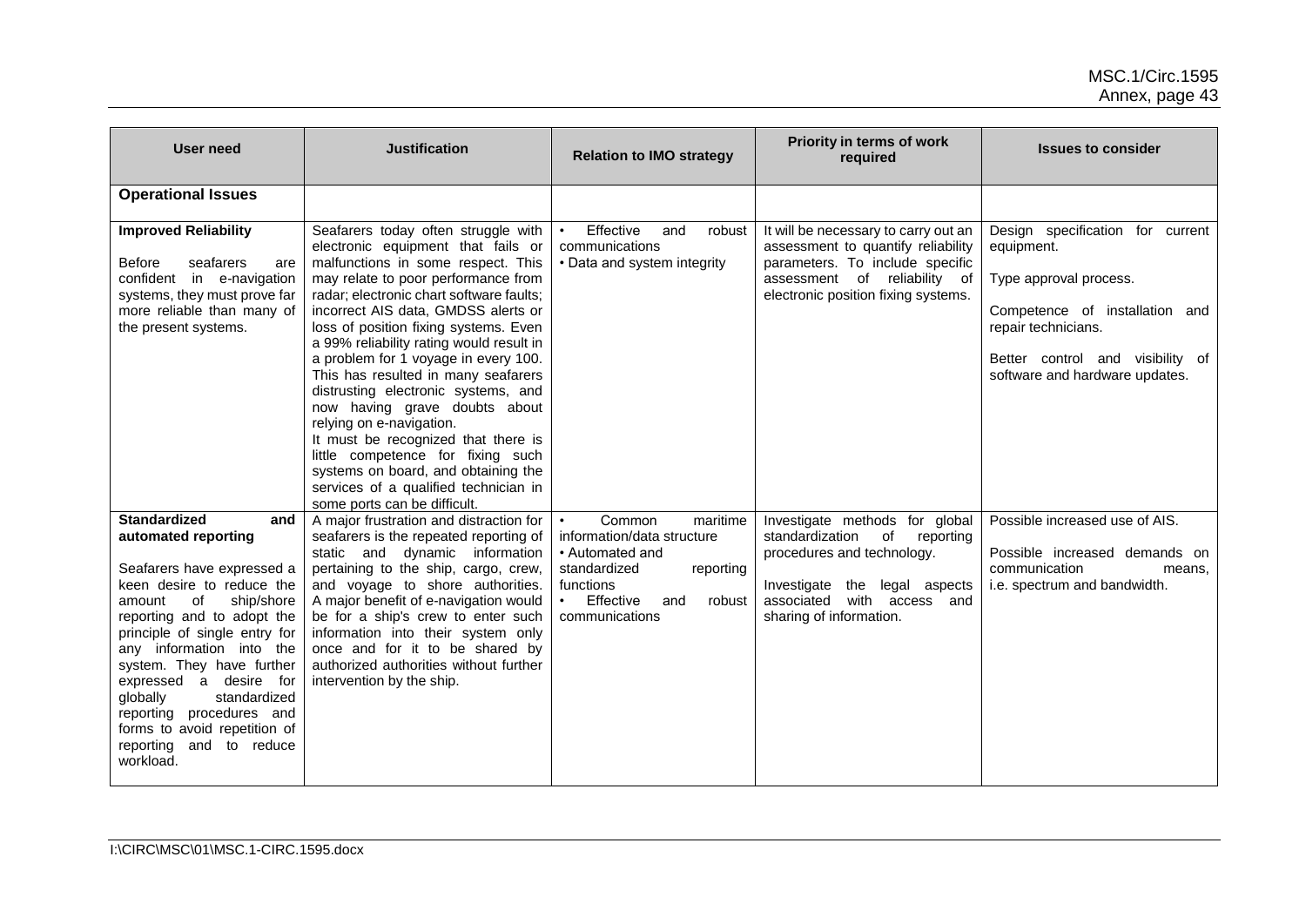| User need | Justification | Relation to IMO strategy | Priority in terms of work required | Issues to consider |
|---|---|---|---|---|
| **Operational Issues** | | | | |
| **Improved Reliability**<br><br>Before seafarers are confident in e-navigation systems, they must prove far more reliable than many of the present systems. | Seafarers today often struggle with electronic equipment that fails or malfunctions in some respect. This may relate to poor performance from radar; electronic chart software faults; incorrect AIS data, GMDSS alerts or loss of position fixing systems. Even a 99% reliability rating would result in a problem for 1 voyage in every 100. This has resulted in many seafarers distrusting electronic systems, and now having grave doubts about relying on e-navigation.<br>It must be recognized that there is little competence for fixing such systems on board, and obtaining the services of a qualified technician in some ports can be difficult. | • Effective and robust communications<br>• Data and system integrity | It will be necessary to carry out an assessment to quantify reliability parameters. To include specific assessment of reliability of electronic position fixing systems. | Design specification for current equipment.<br><br>Type approval process.<br><br>Competence of installation and repair technicians.<br><br>Better control and visibility of software and hardware updates. |
| **Standardized and automated reporting**<br><br>Seafarers have expressed a keen desire to reduce the amount of ship/shore reporting and to adopt the principle of single entry for any information into the system. They have further expressed a desire for globally standardized reporting procedures and forms to avoid repetition of reporting and to reduce workload. | A major frustration and distraction for seafarers is the repeated reporting of static and dynamic information pertaining to the ship, cargo, crew, and voyage to shore authorities. A major benefit of e-navigation would be for a ship's crew to enter such information into their system only once and for it to be shared by authorized authorities without further intervention by the ship. | • Common maritime information/data structure<br>• Automated and standardized reporting functions<br>• Effective and robust communications | Investigate methods for global standardization of reporting procedures and technology.<br><br>Investigate the legal aspects associated with access and sharing of information. | Possible increased use of AIS.<br><br>Possible increased demands on communication means, i.e. spectrum and bandwidth. |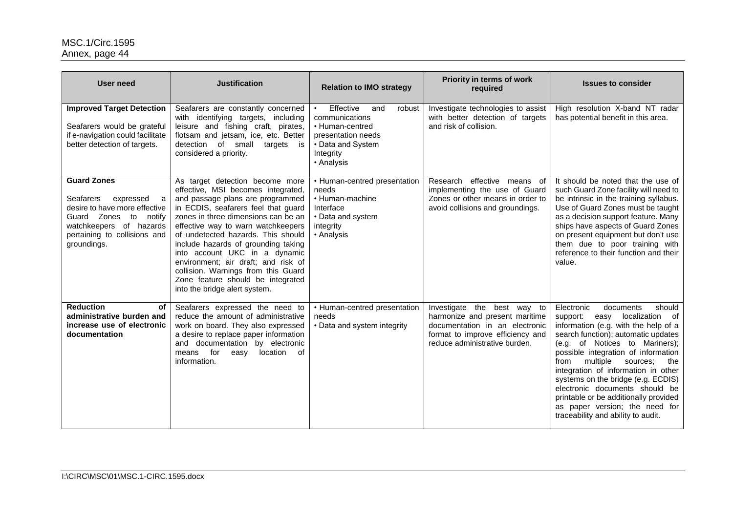| User need | Justification | Relation to IMO strategy | Priority in terms of work required | Issues to consider |
|---|---|---|---|---|
| **Improved Target Detection**<br><br>Seafarers would be grateful if e-navigation could facilitate better detection of targets. | Seafarers are constantly concerned with identifying targets, including leisure and fishing craft, pirates, flotsam and jetsam, ice, etc. Better detection of small targets is considered a priority. | • Effective and robust communications<br>• Human-centred presentation needs<br>• Data and System Integrity<br>• Analysis | Investigate technologies to assist with better detection of targets and risk of collision. | High resolution X-band NT radar has potential benefit in this area. |
| **Guard Zones**<br><br>Seafarers expressed a desire to have more effective Guard Zones to notify watchkeepers of hazards pertaining to collisions and groundings. | As target detection become more effective, MSI becomes integrated, and passage plans are programmed in ECDIS, seafarers feel that guard zones in three dimensions can be an effective way to warn watchkeepers of undetected hazards. This should include hazards of grounding taking into account UKC in a dynamic environment; air draft; and risk of collision. Warnings from this Guard Zone feature should be integrated into the bridge alert system. | • Human-centred presentation needs<br>• Human-machine Interface<br>• Data and system integrity<br>• Analysis | Research effective means of implementing the use of Guard Zones or other means in order to avoid collisions and groundings. | It should be noted that the use of such Guard Zone facility will need to be intrinsic in the training syllabus. Use of Guard Zones must be taught as a decision support feature. Many ships have aspects of Guard Zones on present equipment but don't use them due to poor training with reference to their function and their value. |
| **Reduction of administrative burden and increase use of electronic documentation** | Seafarers expressed the need to reduce the amount of administrative work on board. They also expressed a desire to replace paper information and documentation by electronic means for easy location of information. | • Human-centred presentation needs<br>• Data and system integrity | Investigate the best way to harmonize and present maritime documentation in an electronic format to improve efficiency and reduce administrative burden. | Electronic documents should support: easy localization of information (e.g. with the help of a search function); automatic updates (e.g. of Notices to Mariners); possible integration of information from multiple sources; the integration of information in other systems on the bridge (e.g. ECDIS) electronic documents should be printable or be additionally provided as paper version; the need for traceability and ability to audit. |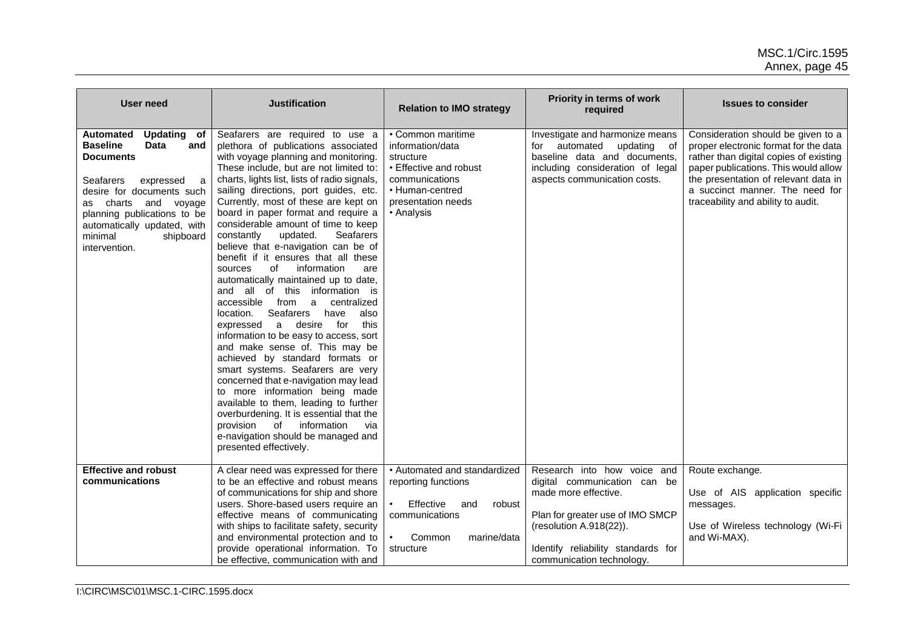| User need | Justification | Relation to IMO strategy | Priority in terms of work required | Issues to consider |
| --- | --- | --- | --- | --- |
| **Automated Updating of Baseline Data and Documents**<br><br>Seafarers expressed a desire for documents such as charts and voyage planning publications to be automatically updated, with minimal shipboard intervention. | Seafarers are required to use a plethora of publications associated with voyage planning and monitoring. These include, but are not limited to: charts, lights list, lists of radio signals, sailing directions, port guides, etc. Currently, most of these are kept on board in paper format and require a considerable amount of time to keep constantly updated. Seafarers believe that e-navigation can be of benefit if it ensures that all these sources of information are automatically maintained up to date, and all of this information is accessible from a centralized location. Seafarers have also expressed a desire for this information to be easy to access, sort and make sense of. This may be achieved by standard formats or smart systems. Seafarers are very concerned that e-navigation may lead to more information being made available to them, leading to further overburdening. It is essential that the provision of information via e-navigation should be managed and presented effectively. | • Common maritime information/data structure<br>• Effective and robust communications<br>• Human-centred presentation needs<br>• Analysis | Investigate and harmonize means for automated updating of baseline data and documents, including consideration of legal aspects communication costs. | Consideration should be given to a proper electronic format for the data rather than digital copies of existing paper publications. This would allow the presentation of relevant data in a succinct manner. The need for traceability and ability to audit. |
| **Effective and robust communications** | A clear need was expressed for there to be an effective and robust means of communications for ship and shore users. Shore-based users require an effective means of communicating with ships to facilitate safety, security and environmental protection and to provide operational information. To be effective, communication with and | • Automated and standardized reporting functions<br>• Effective and robust communications<br>• Common marine/data structure | Research into how voice and digital communication can be made more effective.<br><br>Plan for greater use of IMO SMCP (resolution A.918(22)).<br><br>Identify reliability standards for communication technology. | Route exchange.<br><br>Use of AIS application specific messages.<br><br>Use of Wireless technology (Wi-Fi and Wi-MAX). |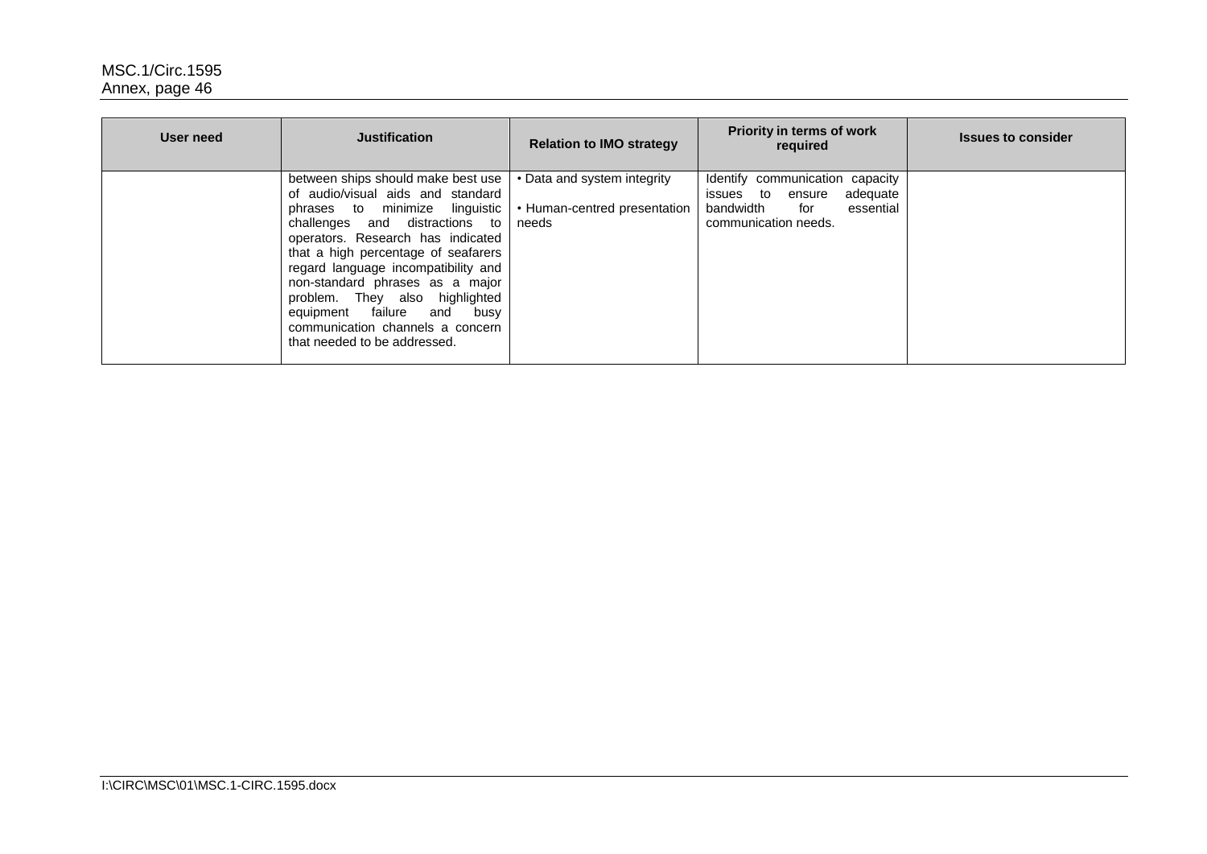| User need | Justification | Relation to IMO strategy | Priority in terms of work required | Issues to consider |
|---|---|---|---|---|
| | between ships should make best use of audio/visual aids and standard phrases to minimize linguistic challenges and distractions to operators. Research has indicated that a high percentage of seafarers regard language incompatibility and non-standard phrases as a major problem. They also highlighted equipment failure and busy communication channels a concern that needed to be addressed. | • Data and system integrity<br>• Human-centred presentation needs | Identify communication capacity issues to ensure adequate bandwidth for essential communication needs. | |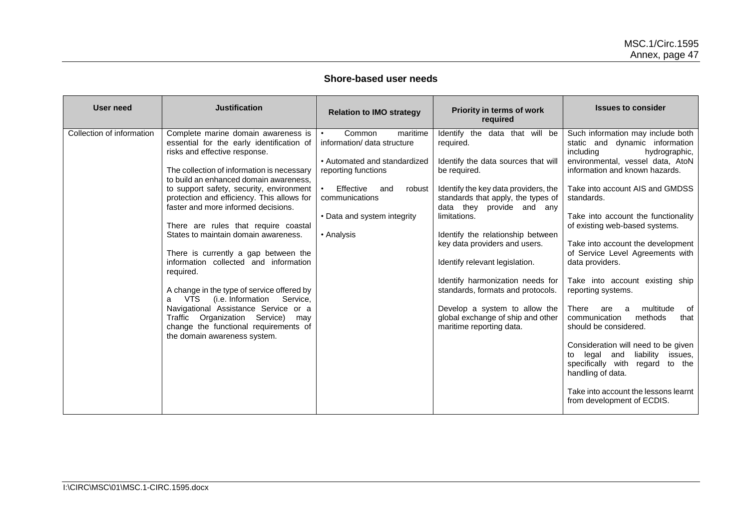### Shore-based user needs

| User need | Justification | Relation to IMO strategy | Priority in terms of work required | Issues to consider |
|---|---|---|---|---|
| Collection of information | Complete marine domain awareness is essential for the early identification of risks and effective response.<br><br>The collection of information is necessary to build an enhanced domain awareness, to support safety, security, environment protection and efficiency. This allows for faster and more informed decisions.<br><br>There are rules that require coastal States to maintain domain awareness.<br><br>There is currently a gap between the information collected and information required.<br><br>A change in the type of service offered by a VTS (i.e. Information Service, Navigational Assistance Service or a Traffic Organization Service) may change the functional requirements of the domain awareness system. | • Common maritime information/ data structure<br><br>• Automated and standardized reporting functions<br><br>• Effective and robust communications<br><br>• Data and system integrity<br><br>• Analysis | Identify the data that will be required.<br><br>Identify the data sources that will be required.<br><br>Identify the key data providers, the standards that apply, the types of data they provide and any limitations.<br><br>Identify the relationship between key data providers and users.<br><br>Identify relevant legislation.<br><br>Identify harmonization needs for standards, formats and protocols.<br><br>Develop a system to allow the global exchange of ship and other maritime reporting data. | Such information may include both static and dynamic information including hydrographic, environmental, vessel data, AtoN information and known hazards.<br><br>Take into account AIS and GMDSS standards.<br><br>Take into account the functionality of existing web-based systems.<br><br>Take into account the development of Service Level Agreements with data providers.<br><br>Take into account existing ship reporting systems.<br><br>There are a multitude of communication methods that should be considered.<br><br>Consideration will need to be given to legal and liability issues, specifically with regard to the handling of data.<br><br>Take into account the lessons learnt from development of ECDIS. |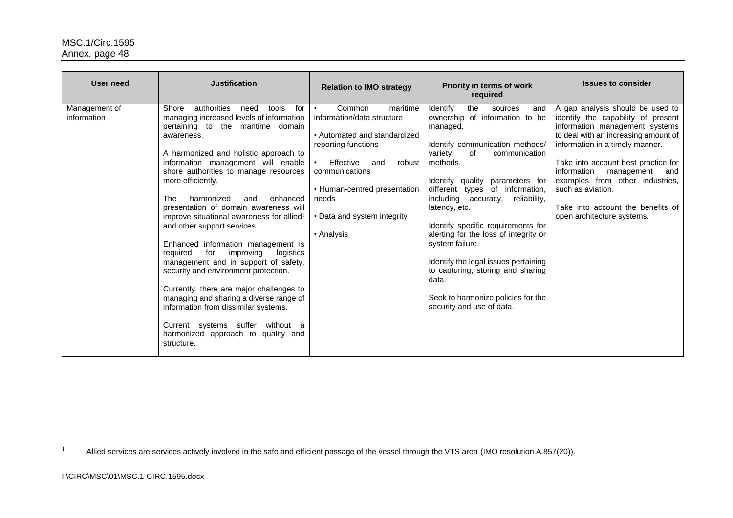| User need | Justification | Relation to IMO strategy | Priority in terms of work required | Issues to consider |
|---|---|---|---|---|
| Management of information | Shore authorities need tools for managing increased levels of information pertaining to the maritime domain awareness.<br><br>A harmonized and holistic approach to information management will enable shore authorities to manage resources more efficiently.<br><br>The harmonized and enhanced presentation of domain awareness will improve situational awareness for allied[1] and other support services.<br><br>Enhanced information management is required for improving logistics management and in support of safety, security and environment protection.<br><br>Currently, there are major challenges to managing and sharing a diverse range of information from dissimilar systems.<br><br>Current systems suffer without a harmonized approach to quality and structure. | • Common maritime information/data structure<br><br>• Automated and standardized reporting functions<br><br>• Effective and robust communications<br><br>• Human-centred presentation needs<br><br>• Data and system integrity<br><br>• Analysis | Identify the sources and ownership of information to be managed.<br><br>Identify communication methods/ variety of communication methods.<br><br>Identify quality parameters for different types of information, including accuracy, reliability, latency, etc.<br><br>Identify specific requirements for alerting for the loss of integrity or system failure.<br><br>Identify the legal issues pertaining to capturing, storing and sharing data.<br><br>Seek to harmonize policies for the security and use of data. | A gap analysis should be used to identify the capability of present information management systems to deal with an increasing amount of information in a timely manner.<br><br>Take into account best practice for information management and examples from other industries, such as aviation.<br><br>Take into account the benefits of open architecture systems. |

[1] Allied services are services actively involved in the safe and efficient passage of the vessel through the VTS area (IMO resolution A.857(20)).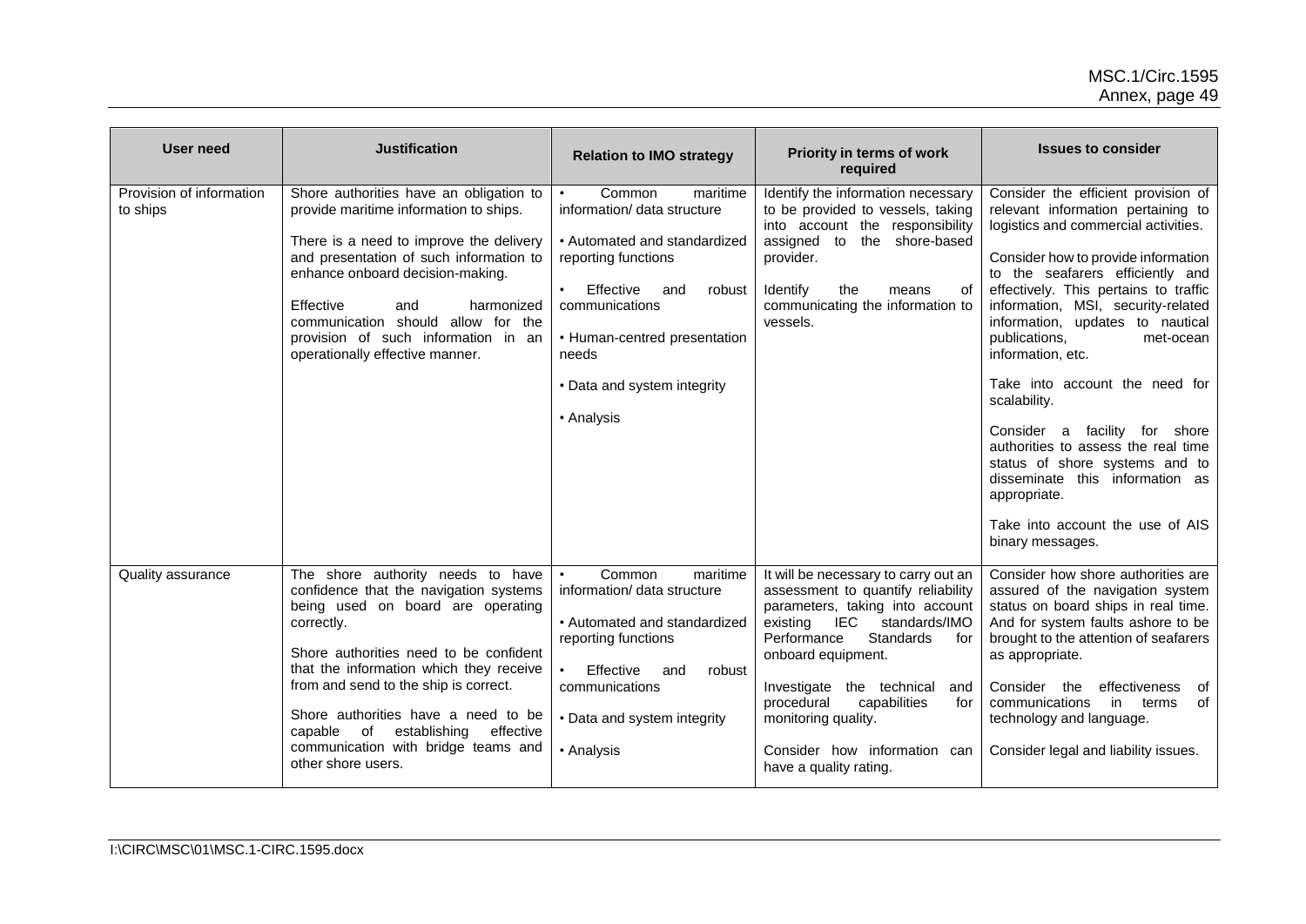| User need | Justification | Relation to IMO strategy | Priority in terms of work required | Issues to consider |
| --- | --- | --- | --- | --- |
| Provision of information to ships | Shore authorities have an obligation to provide maritime information to ships.<br><br>There is a need to improve the delivery and presentation of such information to enhance onboard decision-making.<br><br>Effective and harmonized communication should allow for the provision of such information in an operationally effective manner. | • Common maritime information/ data structure<br><br>• Automated and standardized reporting functions<br><br>• Effective and robust communications<br><br>• Human-centred presentation needs<br><br>• Data and system integrity<br><br>• Analysis | Identify the information necessary to be provided to vessels, taking into account the responsibility assigned to the shore-based provider.<br><br>Identify the means of communicating the information to vessels. | Consider the efficient provision of relevant information pertaining to logistics and commercial activities.<br><br>Consider how to provide information to the seafarers efficiently and effectively. This pertains to traffic information, MSI, security-related information, updates to nautical publications, met-ocean information, etc.<br><br>Take into account the need for scalability.<br><br>Consider a facility for shore authorities to assess the real time status of shore systems and to disseminate this information as appropriate.<br><br>Take into account the use of AIS binary messages. |
| Quality assurance | The shore authority needs to have confidence that the navigation systems being used on board are operating correctly.<br><br>Shore authorities need to be confident that the information which they receive from and send to the ship is correct.<br><br>Shore authorities have a need to be capable of establishing effective communication with bridge teams and other shore users. | • Common maritime information/ data structure<br><br>• Automated and standardized reporting functions<br><br>• Effective and robust communications<br><br>• Data and system integrity<br><br>• Analysis | It will be necessary to carry out an assessment to quantify reliability parameters, taking into account existing IEC standards/IMO Performance Standards for onboard equipment.<br><br>Investigate the technical and procedural capabilities for monitoring quality.<br><br>Consider how information can have a quality rating. | Consider how shore authorities are assured of the navigation system status on board ships in real time. And for system faults ashore to be brought to the attention of seafarers as appropriate.<br><br>Consider the effectiveness of communications in terms of technology and language.<br><br>Consider legal and liability issues. |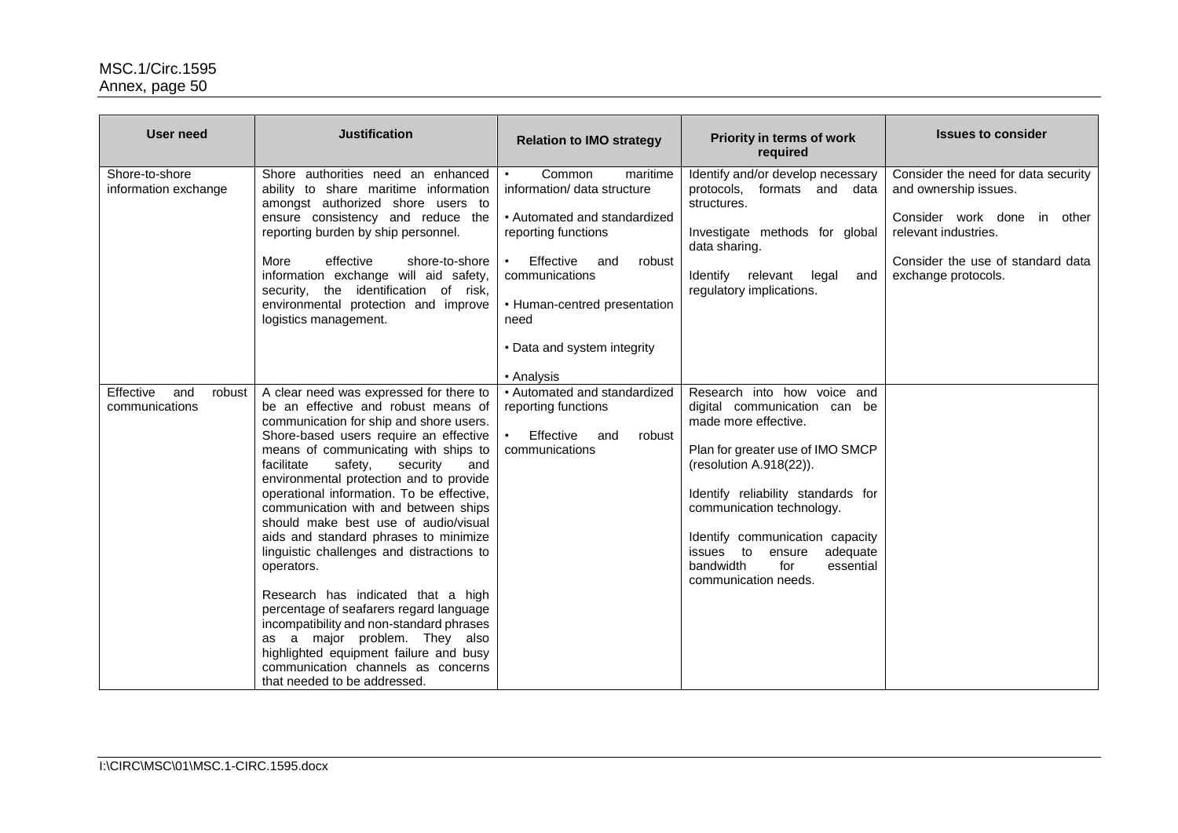| User need | Justification | Relation to IMO strategy | Priority in terms of work required | Issues to consider |
|---|---|---|---|---|
| Shore-to-shore information exchange | Shore authorities need an enhanced ability to share maritime information amongst authorized shore users to ensure consistency and reduce the reporting burden by ship personnel.<br><br>More effective shore-to-shore information exchange will aid safety, security, the identification of risk, environmental protection and improve logistics management. | • Common maritime information/ data structure<br><br>• Automated and standardized reporting functions<br><br>• Effective and robust communications<br><br>• Human-centred presentation need<br><br>• Data and system integrity<br><br>• Analysis | Identify and/or develop necessary protocols, formats and data structures.<br><br>Investigate methods for global data sharing.<br><br>Identify relevant legal and regulatory implications. | Consider the need for data security and ownership issues.<br><br>Consider work done in other relevant industries.<br><br>Consider the use of standard data exchange protocols. |
| Effective and robust communications | A clear need was expressed for there to be an effective and robust means of communication for ship and shore users. Shore-based users require an effective means of communicating with ships to facilitate safety, security and environmental protection and to provide operational information. To be effective, communication with and between ships should make best use of audio/visual aids and standard phrases to minimize linguistic challenges and distractions to operators.<br><br>Research has indicated that a high percentage of seafarers regard language incompatibility and non-standard phrases as a major problem. They also highlighted equipment failure and busy communication channels as concerns that needed to be addressed. | • Automated and standardized reporting functions<br><br>• Effective and robust communications | Research into how voice and digital communication can be made more effective.<br><br>Plan for greater use of IMO SMCP (resolution A.918(22)).<br><br>Identify reliability standards for communication technology.<br><br>Identify communication capacity issues to ensure adequate bandwidth for essential communication needs. | |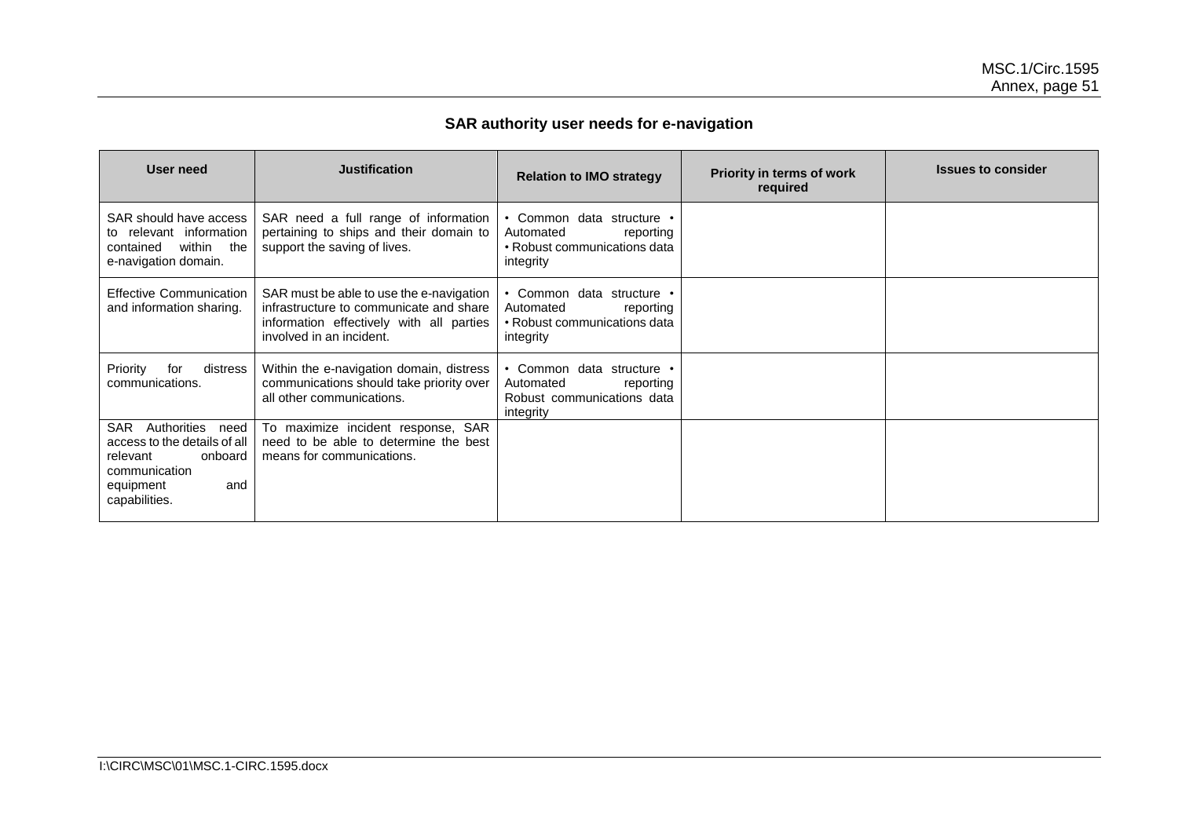**SAR authority user needs for e-navigation**

| User need | Justification | Relation to IMO strategy | Priority in terms of work required | Issues to consider |
|---|---|---|---|---|
| SAR should have access to relevant information contained within the e-navigation domain. | SAR need a full range of information pertaining to ships and their domain to support the saving of lives. | • Common data structure • Automated reporting • Robust communications data integrity | | |
| Effective Communication and information sharing. | SAR must be able to use the e-navigation infrastructure to communicate and share information effectively with all parties involved in an incident. | • Common data structure • Automated reporting • Robust communications data integrity | | |
| Priority for distress communications. | Within the e-navigation domain, distress communications should take priority over all other communications. | • Common data structure • Automated reporting Robust communications data integrity | | |
| SAR Authorities need access to the details of all relevant onboard communication equipment and capabilities. | To maximize incident response, SAR need to be able to determine the best means for communications. | | | |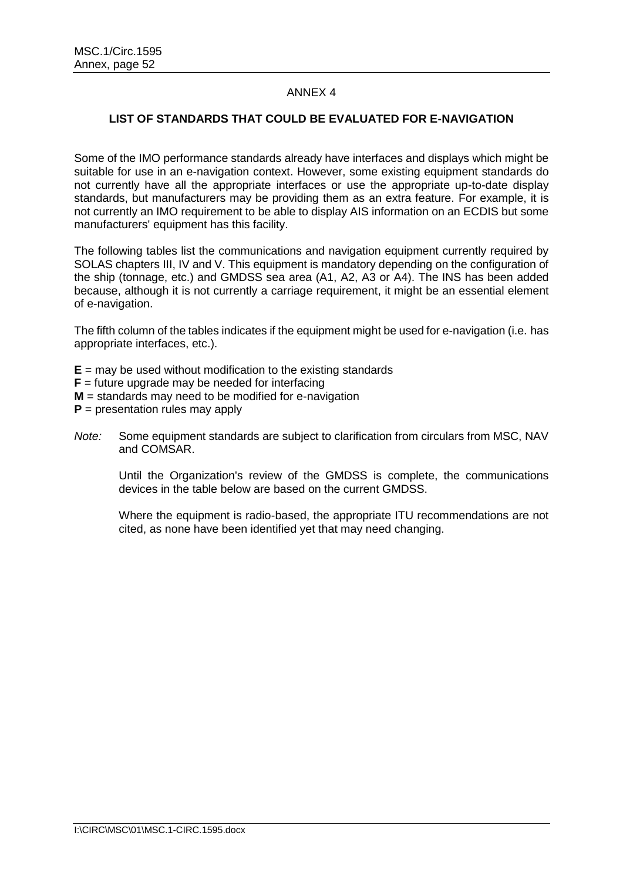## ANNEX 4

### LIST OF STANDARDS THAT COULD BE EVALUATED FOR E-NAVIGATION

Some of the IMO performance standards already have interfaces and displays which might be suitable for use in an e-navigation context. However, some existing equipment standards do not currently have all the appropriate interfaces or use the appropriate up-to-date display standards, but manufacturers may be providing them as an extra feature. For example, it is not currently an IMO requirement to be able to display AIS information on an ECDIS but some manufacturers' equipment has this facility.

The following tables list the communications and navigation equipment currently required by SOLAS chapters III, IV and V. This equipment is mandatory depending on the configuration of the ship (tonnage, etc.) and GMDSS sea area (A1, A2, A3 or A4). The INS has been added because, although it is not currently a carriage requirement, it might be an essential element of e-navigation.

The fifth column of the tables indicates if the equipment might be used for e-navigation (i.e. has appropriate interfaces, etc.).

**E** = may be used without modification to the existing standards
**F** = future upgrade may be needed for interfacing
**M** = standards may need to be modified for e-navigation
**P** = presentation rules may apply

*Note:* Some equipment standards are subject to clarification from circulars from MSC, NAV and COMSAR.

Until the Organization's review of the GMDSS is complete, the communications devices in the table below are based on the current GMDSS.

Where the equipment is radio-based, the appropriate ITU recommendations are not cited, as none have been identified yet that may need changing.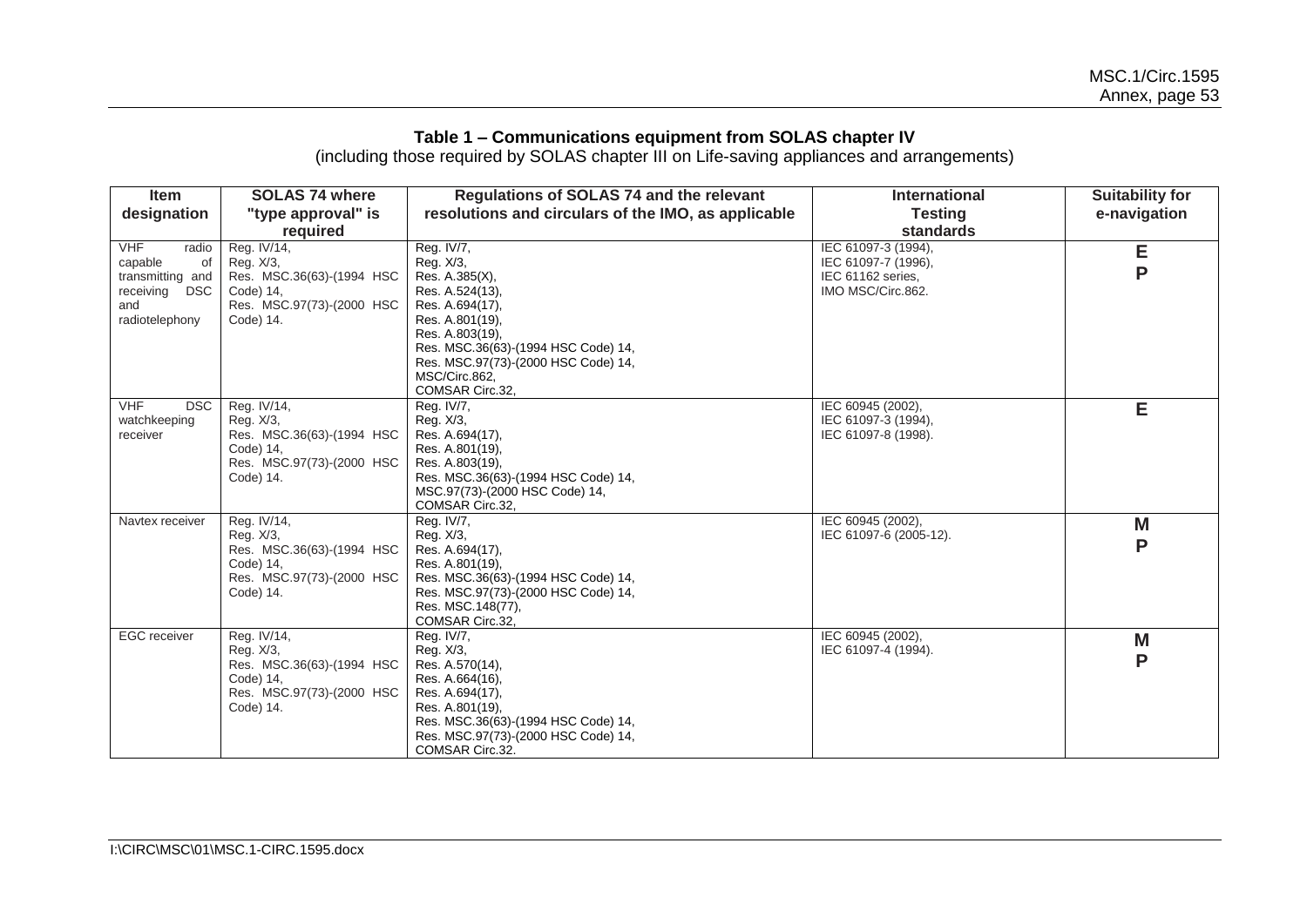**Table 1 – Communications equipment from SOLAS chapter IV**
(including those required by SOLAS chapter III on Life-saving appliances and arrangements)

| Item designation | SOLAS 74 where "type approval" is required | Regulations of SOLAS 74 and the relevant resolutions and circulars of the IMO, as applicable | International Testing standards | Suitability for e-navigation |
|---|---|---|---|---|
| VHF radio capable of transmitting and receiving DSC and radiotelephony | Reg. IV/14,<br>Reg. X/3,<br>Res. MSC.36(63)-(1994 HSC Code) 14,<br>Res. MSC.97(73)-(2000 HSC Code) 14. | Reg. IV/7,<br>Reg. X/3,<br>Res. A.385(X),<br>Res. A.524(13),<br>Res. A.694(17),<br>Res. A.801(19),<br>Res. A.803(19),<br>Res. MSC.36(63)-(1994 HSC Code) 14,<br>Res. MSC.97(73)-(2000 HSC Code) 14,<br>MSC/Circ.862,<br>COMSAR Circ.32, | IEC 61097-3 (1994),<br>IEC 61097-7 (1996),<br>IEC 61162 series,<br>IMO MSC/Circ.862. | **E**<br>**P** |
| VHF DSC watchkeeping receiver | Reg. IV/14,<br>Reg. X/3,<br>Res. MSC.36(63)-(1994 HSC Code) 14,<br>Res. MSC.97(73)-(2000 HSC Code) 14. | Reg. IV/7,<br>Reg. X/3,<br>Res. A.694(17),<br>Res. A.801(19),<br>Res. A.803(19),<br>Res. MSC.36(63)-(1994 HSC Code) 14,<br>MSC.97(73)-(2000 HSC Code) 14,<br>COMSAR Circ.32, | IEC 60945 (2002),<br>IEC 61097-3 (1994),<br>IEC 61097-8 (1998). | **E** |
| Navtex receiver | Reg. IV/14,<br>Reg. X/3,<br>Res. MSC.36(63)-(1994 HSC Code) 14,<br>Res. MSC.97(73)-(2000 HSC Code) 14. | Reg. IV/7,<br>Reg. X/3,<br>Res. A.694(17),<br>Res. A.801(19),<br>Res. MSC.36(63)-(1994 HSC Code) 14,<br>Res. MSC.97(73)-(2000 HSC Code) 14,<br>Res. MSC.148(77),<br>COMSAR Circ.32, | IEC 60945 (2002),<br>IEC 61097-6 (2005-12). | **M**<br>**P** |
| EGC receiver | Reg. IV/14,<br>Reg. X/3,<br>Res. MSC.36(63)-(1994 HSC Code) 14,<br>Res. MSC.97(73)-(2000 HSC Code) 14. | Reg. IV/7,<br>Reg. X/3,<br>Res. A.570(14),<br>Res. A.664(16),<br>Res. A.694(17),<br>Res. A.801(19),<br>Res. MSC.36(63)-(1994 HSC Code) 14,<br>Res. MSC.97(73)-(2000 HSC Code) 14,<br>COMSAR Circ.32. | IEC 60945 (2002),<br>IEC 61097-4 (1994). | **M**<br>**P** |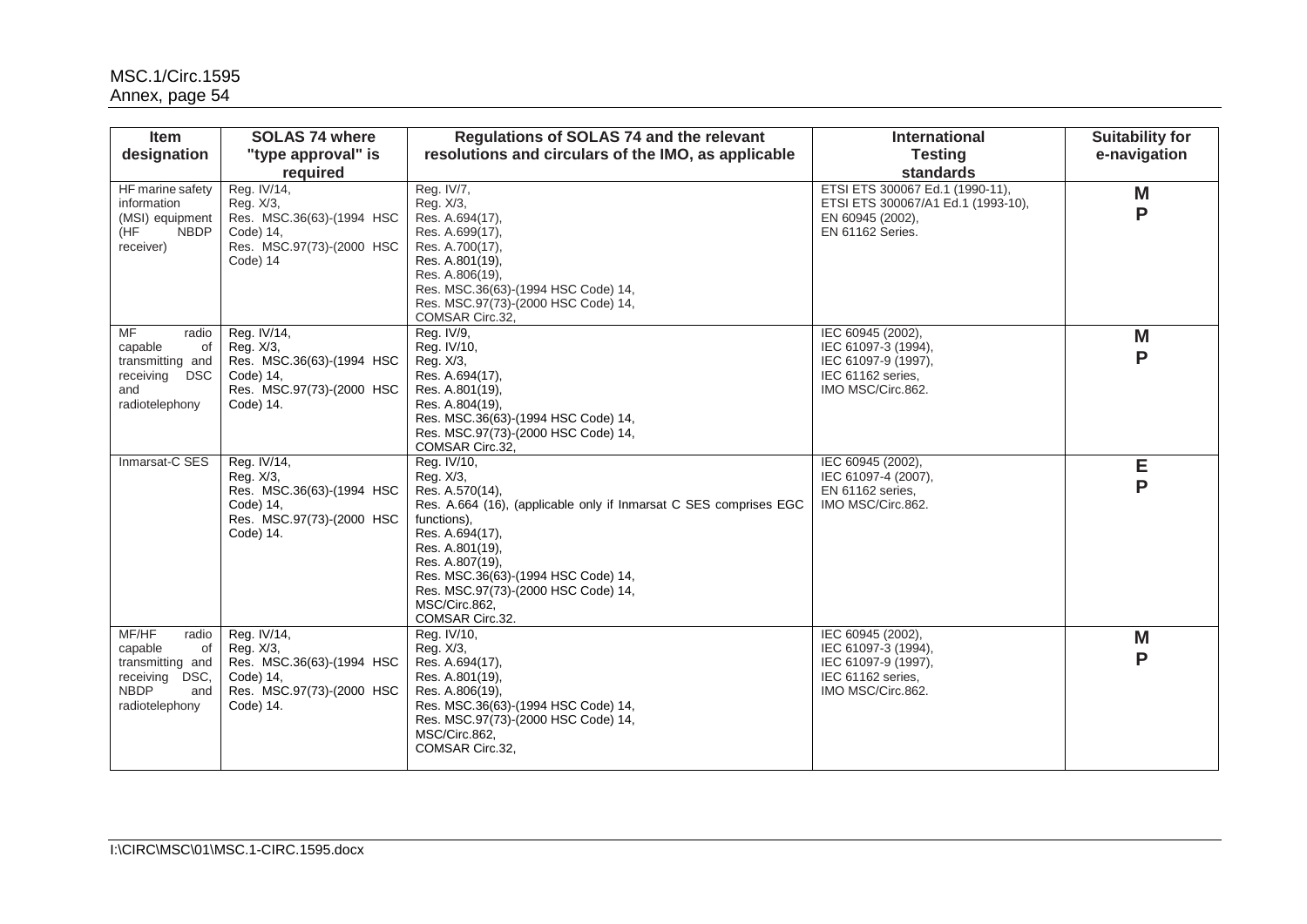| Item designation | SOLAS 74 where "type approval" is required | Regulations of SOLAS 74 and the relevant resolutions and circulars of the IMO, as applicable | International Testing standards | Suitability for e-navigation |
|---|---|---|---|---|
| HF marine safety information (MSI) equipment (HF NBDP receiver) | Reg. IV/14, Reg. X/3, Res. MSC.36(63)-(1994 HSC Code) 14, Res. MSC.97(73)-(2000 HSC Code) 14 | Reg. IV/7, Reg. X/3, Res. A.694(17), Res. A.699(17), Res. A.700(17), Res. A.801(19), Res. A.806(19), Res. MSC.36(63)-(1994 HSC Code) 14, Res. MSC.97(73)-(2000 HSC Code) 14, COMSAR Circ.32, | ETSI ETS 300067 Ed.1 (1990-11), ETSI ETS 300067/A1 Ed.1 (1993-10), EN 60945 (2002), EN 61162 Series. | M P |
| MF radio capable of transmitting and receiving DSC and radiotelephony | Reg. IV/14, Reg. X/3, Res. MSC.36(63)-(1994 HSC Code) 14, Res. MSC.97(73)-(2000 HSC Code) 14. | Reg. IV/9, Reg. IV/10, Reg. X/3, Res. A.694(17), Res. A.801(19), Res. A.804(19), Res. MSC.36(63)-(1994 HSC Code) 14, Res. MSC.97(73)-(2000 HSC Code) 14, COMSAR Circ.32, | IEC 60945 (2002), IEC 61097-3 (1994), IEC 61097-9 (1997), IEC 61162 series, IMO MSC/Circ.862. | M P |
| Inmarsat-C SES | Reg. IV/14, Reg. X/3, Res. MSC.36(63)-(1994 HSC Code) 14, Res. MSC.97(73)-(2000 HSC Code) 14. | Reg. IV/10, Reg. X/3, Res. A.570(14), Res. A.664 (16), (applicable only if Inmarsat C SES comprises EGC functions), Res. A.694(17), Res. A.801(19), Res. A.807(19), Res. MSC.36(63)-(1994 HSC Code) 14, Res. MSC.97(73)-(2000 HSC Code) 14, MSC/Circ.862, COMSAR Circ.32. | IEC 60945 (2002), IEC 61097-4 (2007), EN 61162 series, IMO MSC/Circ.862. | E P |
| MF/HF radio capable of transmitting and receiving DSC, NBDP and radiotelephony | Reg. IV/14, Reg. X/3, Res. MSC.36(63)-(1994 HSC Code) 14, Res. MSC.97(73)-(2000 HSC Code) 14. | Reg. IV/10, Reg. X/3, Res. A.694(17), Res. A.801(19), Res. A.806(19), Res. MSC.36(63)-(1994 HSC Code) 14, Res. MSC.97(73)-(2000 HSC Code) 14, MSC/Circ.862, COMSAR Circ.32, | IEC 60945 (2002), IEC 61097-3 (1994), IEC 61097-9 (1997), IEC 61162 series, IMO MSC/Circ.862. | M P |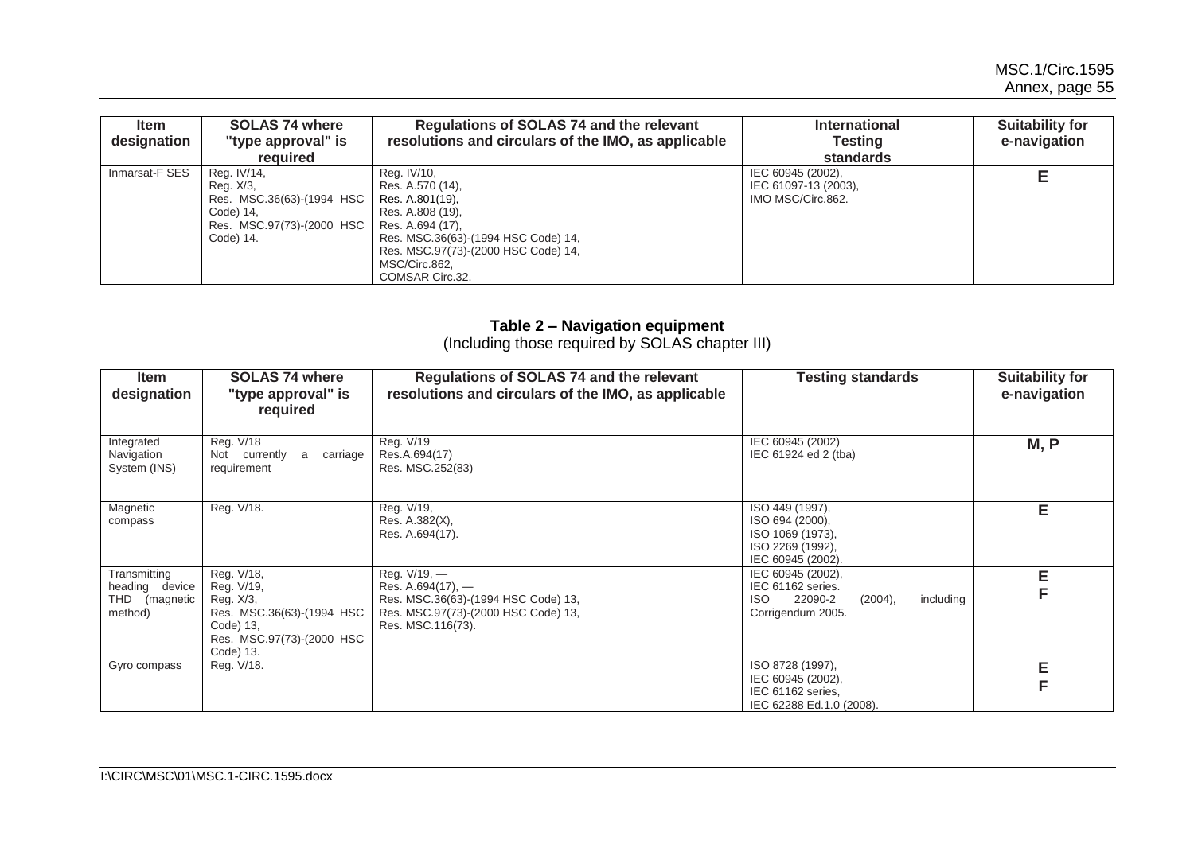| Item designation | SOLAS 74 where "type approval" is required | Regulations of SOLAS 74 and the relevant resolutions and circulars of the IMO, as applicable | International Testing standards | Suitability for e-navigation |
|---|---|---|---|---|
| Inmarsat-F SES | Reg. IV/14, Reg. X/3, Res. MSC.36(63)-(1994 HSC Code) 14, Res. MSC.97(73)-(2000 HSC Code) 14. | Reg. IV/10, Res. A.570 (14), Res. A.801(19), Res. A.808 (19), Res. A.694 (17), Res. MSC.36(63)-(1994 HSC Code) 14, Res. MSC.97(73)-(2000 HSC Code) 14, MSC/Circ.862, COMSAR Circ.32. | IEC 60945 (2002), IEC 61097-13 (2003), IMO MSC/Circ.862. | **E** |

## Table 2 – Navigation equipment

(Including those required by SOLAS chapter III)

| Item designation | SOLAS 74 where "type approval" is required | Regulations of SOLAS 74 and the relevant resolutions and circulars of the IMO, as applicable | Testing standards | Suitability for e-navigation |
|---|---|---|---|---|
| Integrated Navigation System (INS) | Reg. V/18 Not currently a carriage requirement | Reg. V/19 Res.A.694(17) Res. MSC.252(83) | IEC 60945 (2002) IEC 61924 ed 2 (tba) | **M, P** |
| Magnetic compass | Reg. V/18. | Reg. V/19, Res. A.382(X), Res. A.694(17). | ISO 449 (1997), ISO 694 (2000), ISO 1069 (1973), ISO 2269 (1992), IEC 60945 (2002). | **E** |
| Transmitting heading device THD (magnetic method) | Reg. V/18, Reg. V/19, Reg. X/3, Res. MSC.36(63)-(1994 HSC Code) 13, Res. MSC.97(73)-(2000 HSC Code) 13. | Reg. V/19, — Res. A.694(17), — Res. MSC.36(63)-(1994 HSC Code) 13, Res. MSC.97(73)-(2000 HSC Code) 13, Res. MSC.116(73). | IEC 60945 (2002), IEC 61162 series. ISO 22090-2 (2004), including Corrigendum 2005. | **E** **F** |
| Gyro compass | Reg. V/18. | | ISO 8728 (1997), IEC 60945 (2002), IEC 61162 series, IEC 62288 Ed.1.0 (2008). | **E** **F** |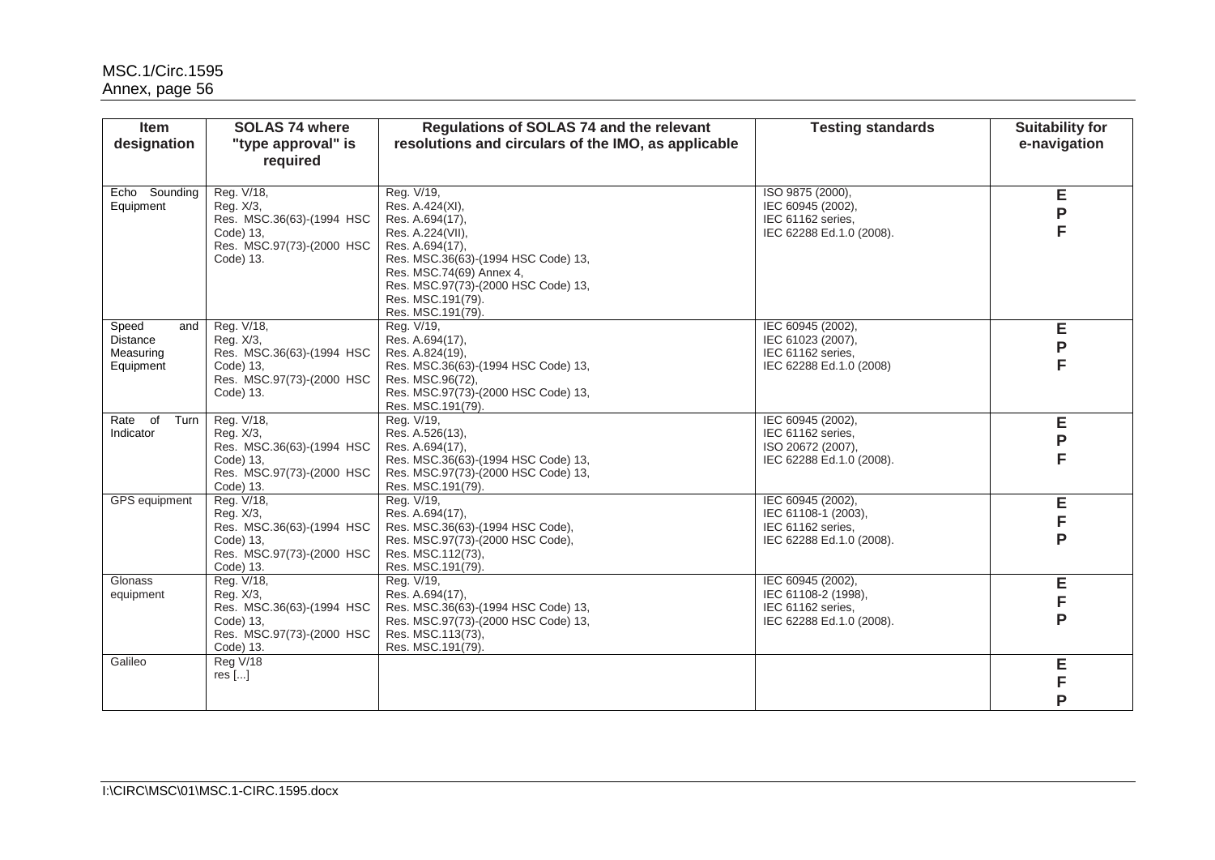| Item designation | SOLAS 74 where "type approval" is required | Regulations of SOLAS 74 and the relevant resolutions and circulars of the IMO, as applicable | Testing standards | Suitability for e-navigation |
|---|---|---|---|---|
| Echo Sounding Equipment | Reg. V/18, Reg. X/3, Res. MSC.36(63)-(1994 HSC Code) 13, Res. MSC.97(73)-(2000 HSC Code) 13. | Reg. V/19, Res. A.424(XI), Res. A.694(17), Res. A.224(VII), Res. A.694(17), Res. MSC.36(63)-(1994 HSC Code) 13, Res. MSC.74(69) Annex 4, Res. MSC.97(73)-(2000 HSC Code) 13, Res. MSC.191(79). Res. MSC.191(79). | ISO 9875 (2000), IEC 60945 (2002), IEC 61162 series, IEC 62288 Ed.1.0 (2008). | E P F |
| Speed and Distance Measuring Equipment | Reg. V/18, Reg. X/3, Res. MSC.36(63)-(1994 HSC Code) 13, Res. MSC.97(73)-(2000 HSC Code) 13. | Reg. V/19, Res. A.694(17), Res. A.824(19), Res. MSC.36(63)-(1994 HSC Code) 13, Res. MSC.96(72), Res. MSC.97(73)-(2000 HSC Code) 13, Res. MSC.191(79). | IEC 60945 (2002), IEC 61023 (2007), IEC 61162 series, IEC 62288 Ed.1.0 (2008) | E P F |
| Rate of Turn Indicator | Reg. V/18, Reg. X/3, Res. MSC.36(63)-(1994 HSC Code) 13, Res. MSC.97(73)-(2000 HSC Code) 13. | Reg. V/19, Res. A.526(13), Res. A.694(17), Res. MSC.36(63)-(1994 HSC Code) 13, Res. MSC.97(73)-(2000 HSC Code) 13, Res. MSC.191(79). | IEC 60945 (2002), IEC 61162 series, ISO 20672 (2007), IEC 62288 Ed.1.0 (2008). | E P F |
| GPS equipment | Reg. V/18, Reg. X/3, Res. MSC.36(63)-(1994 HSC Code) 13, Res. MSC.97(73)-(2000 HSC Code) 13. | Reg. V/19, Res. A.694(17), Res. MSC.36(63)-(1994 HSC Code), Res. MSC.97(73)-(2000 HSC Code), Res. MSC.112(73), Res. MSC.191(79). | IEC 60945 (2002), IEC 61108-1 (2003), IEC 61162 series, IEC 62288 Ed.1.0 (2008). | E F P |
| Glonass equipment | Reg. V/18, Reg. X/3, Res. MSC.36(63)-(1994 HSC Code) 13, Res. MSC.97(73)-(2000 HSC Code) 13. | Reg. V/19, Res. A.694(17), Res. MSC.36(63)-(1994 HSC Code) 13, Res. MSC.97(73)-(2000 HSC Code) 13, Res. MSC.113(73), Res. MSC.191(79). | IEC 60945 (2002), IEC 61108-2 (1998), IEC 61162 series, IEC 62288 Ed.1.0 (2008). | E F P |
| Galileo | Reg V/18 res [...] | | | E F P |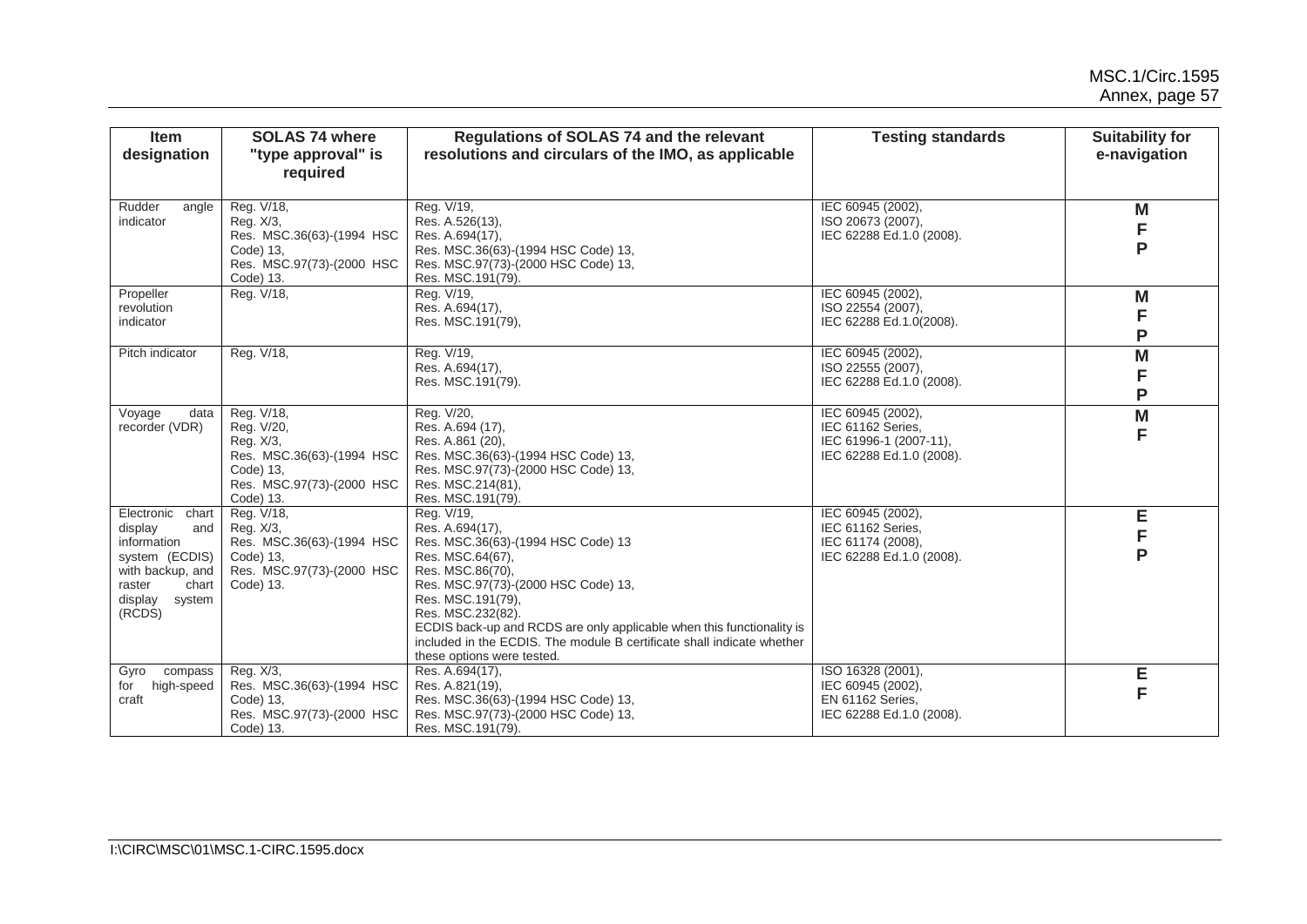| Item designation | SOLAS 74 where "type approval" is required | Regulations of SOLAS 74 and the relevant resolutions and circulars of the IMO, as applicable | Testing standards | Suitability for e-navigation |
|---|---|---|---|---|
| Rudder angle indicator | Reg. V/18, Reg. X/3, Res. MSC.36(63)-(1994 HSC Code) 13, Res. MSC.97(73)-(2000 HSC Code) 13. | Reg. V/19, Res. A.526(13), Res. A.694(17), Res. MSC.36(63)-(1994 HSC Code) 13, Res. MSC.97(73)-(2000 HSC Code) 13, Res. MSC.191(79). | IEC 60945 (2002), ISO 20673 (2007), IEC 62288 Ed.1.0 (2008). | M F P |
| Propeller revolution indicator | Reg. V/18, | Reg. V/19, Res. A.694(17), Res. MSC.191(79), | IEC 60945 (2002), ISO 22554 (2007), IEC 62288 Ed.1.0(2008). | M F P |
| Pitch indicator | Reg. V/18, | Reg. V/19, Res. A.694(17), Res. MSC.191(79). | IEC 60945 (2002), ISO 22555 (2007), IEC 62288 Ed.1.0 (2008). | M F P |
| Voyage data recorder (VDR) | Reg. V/18, Reg. V/20, Reg. X/3, Res. MSC.36(63)-(1994 HSC Code) 13, Res. MSC.97(73)-(2000 HSC Code) 13. | Reg. V/20, Res. A.694 (17), Res. A.861 (20), Res. MSC.36(63)-(1994 HSC Code) 13, Res. MSC.97(73)-(2000 HSC Code) 13, Res. MSC.214(81), Res. MSC.191(79). | IEC 60945 (2002), IEC 61162 Series, IEC 61996-1 (2007-11), IEC 62288 Ed.1.0 (2008). | M F |
| Electronic chart display and information system (ECDIS) with backup, and raster chart display system (RCDS) | Reg. V/18, Reg. X/3, Res. MSC.36(63)-(1994 HSC Code) 13, Res. MSC.97(73)-(2000 HSC Code) 13. | Reg. V/19, Res. A.694(17), Res. MSC.36(63)-(1994 HSC Code) 13 Res. MSC.64(67), Res. MSC.86(70), Res. MSC.97(73)-(2000 HSC Code) 13, Res. MSC.191(79), Res. MSC.232(82). ECDIS back-up and RCDS are only applicable when this functionality is included in the ECDIS. The module B certificate shall indicate whether these options were tested. | IEC 60945 (2002), IEC 61162 Series, IEC 61174 (2008), IEC 62288 Ed.1.0 (2008). | E F P |
| Gyro compass for high-speed craft | Reg. X/3, Res. MSC.36(63)-(1994 HSC Code) 13, Res. MSC.97(73)-(2000 HSC Code) 13. | Res. A.694(17), Res. A.821(19), Res. MSC.36(63)-(1994 HSC Code) 13, Res. MSC.97(73)-(2000 HSC Code) 13, Res. MSC.191(79). | ISO 16328 (2001), IEC 60945 (2002), EN 61162 Series, IEC 62288 Ed.1.0 (2008). | E F |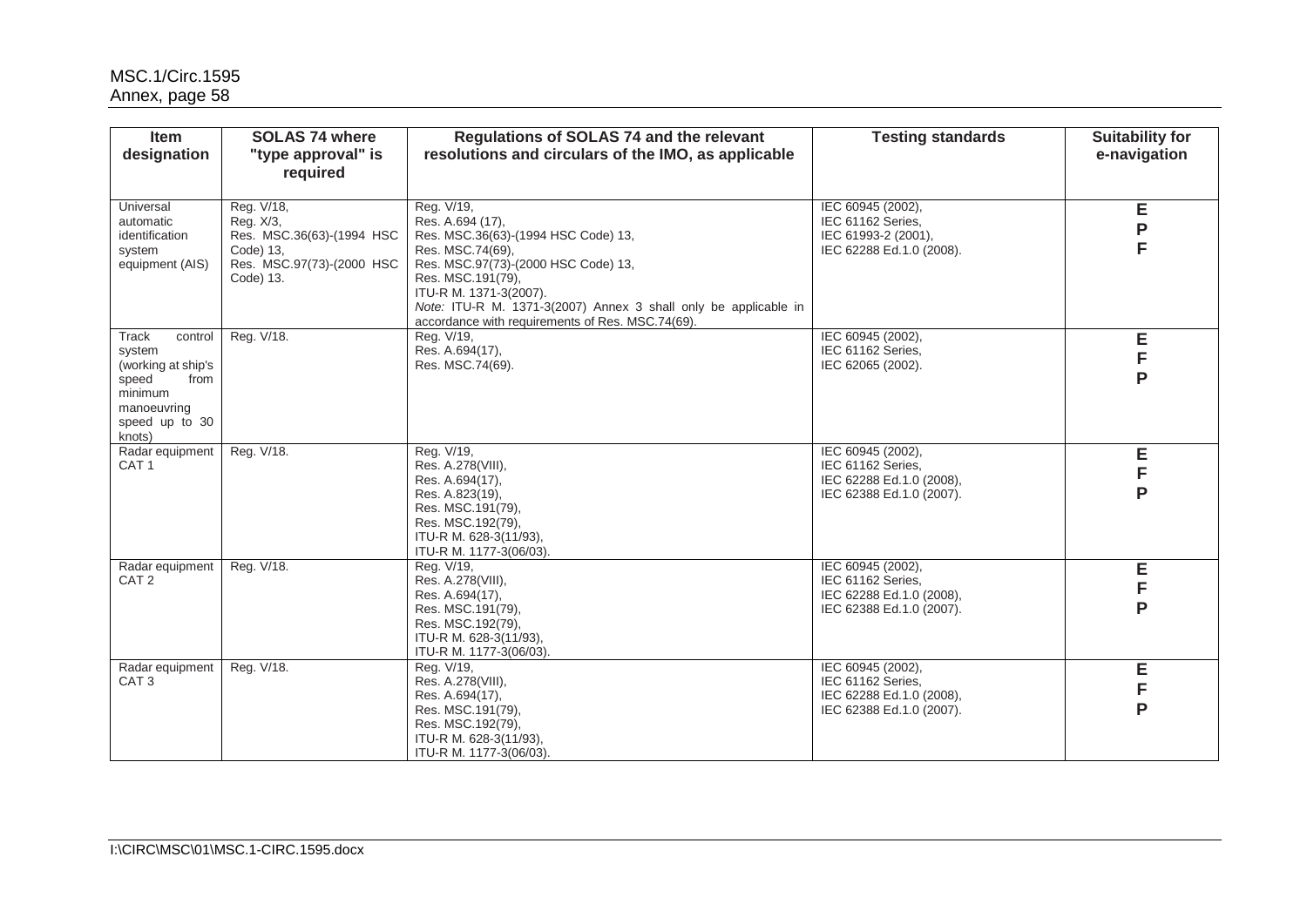| Item designation | SOLAS 74 where "type approval" is required | Regulations of SOLAS 74 and the relevant resolutions and circulars of the IMO, as applicable | Testing standards | Suitability for e-navigation |
|---|---|---|---|---|
| Universal automatic identification system equipment (AIS) | Reg. V/18, Reg. X/3, Res. MSC.36(63)-(1994 HSC Code) 13, Res. MSC.97(73)-(2000 HSC Code) 13. | Reg. V/19, Res. A.694 (17), Res. MSC.36(63)-(1994 HSC Code) 13, Res. MSC.74(69), Res. MSC.97(73)-(2000 HSC Code) 13, Res. MSC.191(79), ITU-R M. 1371-3(2007). *Note:* ITU-R M. 1371-3(2007) Annex 3 shall only be applicable in accordance with requirements of Res. MSC.74(69). | IEC 60945 (2002), IEC 61162 Series, IEC 61993-2 (2001), IEC 62288 Ed.1.0 (2008). | E P F |
| Track control system (working at ship's speed from minimum manoeuvring speed up to 30 knots) | Reg. V/18. | Reg. V/19, Res. A.694(17), Res. MSC.74(69). | IEC 60945 (2002), IEC 61162 Series, IEC 62065 (2002). | E F P |
| Radar equipment CAT 1 | Reg. V/18. | Reg. V/19, Res. A.278(VIII), Res. A.694(17), Res. A.823(19), Res. MSC.191(79), Res. MSC.192(79), ITU-R M. 628-3(11/93), ITU-R M. 1177-3(06/03). | IEC 60945 (2002), IEC 61162 Series, IEC 62288 Ed.1.0 (2008), IEC 62388 Ed.1.0 (2007). | E F P |
| Radar equipment CAT 2 | Reg. V/18. | Reg. V/19, Res. A.278(VIII), Res. A.694(17), Res. MSC.191(79), Res. MSC.192(79), ITU-R M. 628-3(11/93), ITU-R M. 1177-3(06/03). | IEC 60945 (2002), IEC 61162 Series, IEC 62288 Ed.1.0 (2008), IEC 62388 Ed.1.0 (2007). | E F P |
| Radar equipment CAT 3 | Reg. V/18. | Reg. V/19, Res. A.278(VIII), Res. A.694(17), Res. MSC.191(79), Res. MSC.192(79), ITU-R M. 628-3(11/93), ITU-R M. 1177-3(06/03). | IEC 60945 (2002), IEC 61162 Series, IEC 62288 Ed.1.0 (2008), IEC 62388 Ed.1.0 (2007). | E F P |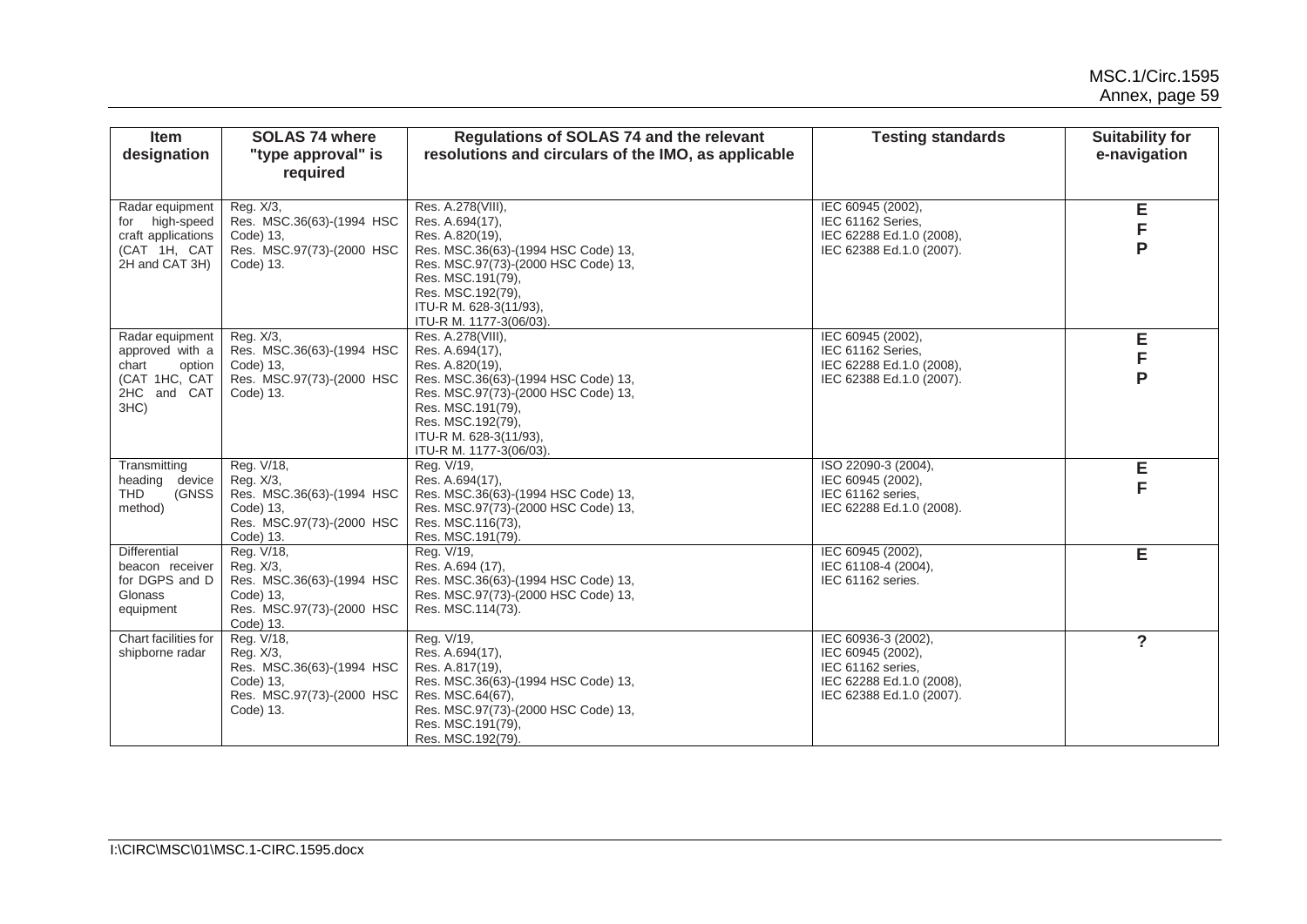| Item designation | SOLAS 74 where "type approval" is required | Regulations of SOLAS 74 and the relevant resolutions and circulars of the IMO, as applicable | Testing standards | Suitability for e-navigation |
|---|---|---|---|---|
| Radar equipment for high-speed craft applications (CAT 1H, CAT 2H and CAT 3H) | Reg. X/3, Res. MSC.36(63)-(1994 HSC Code) 13, Res. MSC.97(73)-(2000 HSC Code) 13. | Res. A.278(VIII), Res. A.694(17), Res. A.820(19), Res. MSC.36(63)-(1994 HSC Code) 13, Res. MSC.97(73)-(2000 HSC Code) 13, Res. MSC.191(79), Res. MSC.192(79), ITU-R M. 628-3(11/93), ITU-R M. 1177-3(06/03). | IEC 60945 (2002), IEC 61162 Series, IEC 62288 Ed.1.0 (2008), IEC 62388 Ed.1.0 (2007). | **E F P** |
| Radar equipment approved with a chart option (CAT 1HC, CAT 2HC and CAT 3HC) | Reg. X/3, Res. MSC.36(63)-(1994 HSC Code) 13, Res. MSC.97(73)-(2000 HSC Code) 13. | Res. A.278(VIII), Res. A.694(17), Res. A.820(19), Res. MSC.36(63)-(1994 HSC Code) 13, Res. MSC.97(73)-(2000 HSC Code) 13, Res. MSC.191(79), Res. MSC.192(79), ITU-R M. 628-3(11/93), ITU-R M. 1177-3(06/03). | IEC 60945 (2002), IEC 61162 Series, IEC 62288 Ed.1.0 (2008), IEC 62388 Ed.1.0 (2007). | **E F P** |
| Transmitting heading device THD (GNSS method) | Reg. V/18, Reg. X/3, Res. MSC.36(63)-(1994 HSC Code) 13, Res. MSC.97(73)-(2000 HSC Code) 13. | Reg. V/19, Res. A.694(17), Res. MSC.36(63)-(1994 HSC Code) 13, Res. MSC.97(73)-(2000 HSC Code) 13, Res. MSC.116(73), Res. MSC.191(79). | ISO 22090-3 (2004), IEC 60945 (2002), IEC 61162 series, IEC 62288 Ed.1.0 (2008). | **E F** |
| Differential beacon receiver for DGPS and D Glonass equipment | Reg. V/18, Reg. X/3, Res. MSC.36(63)-(1994 HSC Code) 13, Res. MSC.97(73)-(2000 HSC Code) 13. | Reg. V/19, Res. A.694 (17), Res. MSC.36(63)-(1994 HSC Code) 13, Res. MSC.97(73)-(2000 HSC Code) 13, Res. MSC.114(73). | IEC 60945 (2002), IEC 61108-4 (2004), IEC 61162 series. | **E** |
| Chart facilities for shipborne radar | Reg. V/18, Reg. X/3, Res. MSC.36(63)-(1994 HSC Code) 13, Res. MSC.97(73)-(2000 HSC Code) 13. | Reg. V/19, Res. A.694(17), Res. A.817(19), Res. MSC.36(63)-(1994 HSC Code) 13, Res. MSC.64(67), Res. MSC.97(73)-(2000 HSC Code) 13, Res. MSC.191(79), Res. MSC.192(79). | IEC 60936-3 (2002), IEC 60945 (2002), IEC 61162 series, IEC 62288 Ed.1.0 (2008), IEC 62388 Ed.1.0 (2007). | **?** |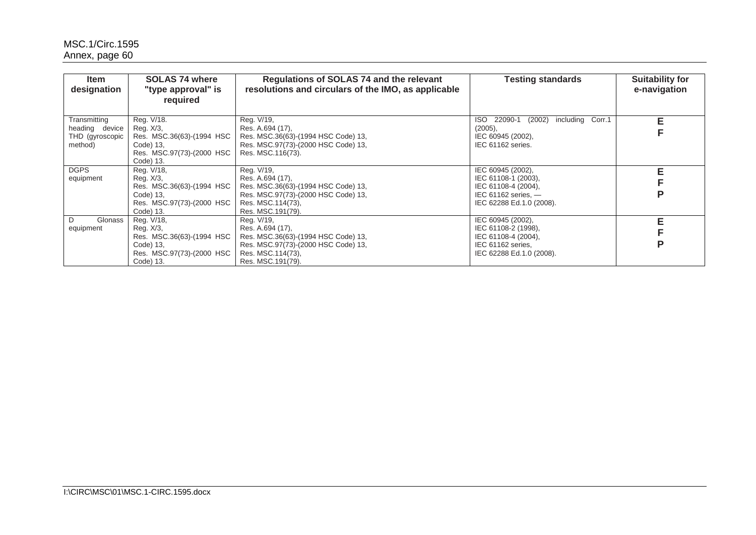| Item designation | SOLAS 74 where "type approval" is required | Regulations of SOLAS 74 and the relevant resolutions and circulars of the IMO, as applicable | Testing standards | Suitability for e-navigation |
|---|---|---|---|---|
| Transmitting heading device THD (gyroscopic method) | Reg. V/18. Reg. X/3, Res. MSC.36(63)-(1994 HSC Code) 13, Res. MSC.97(73)-(2000 HSC Code) 13. | Reg. V/19, Res. A.694 (17), Res. MSC.36(63)-(1994 HSC Code) 13, Res. MSC.97(73)-(2000 HSC Code) 13, Res. MSC.116(73). | ISO 22090-1 (2002) including Corr.1 (2005), IEC 60945 (2002), IEC 61162 series. | E F |
| DGPS equipment | Reg. V/18, Reg. X/3, Res. MSC.36(63)-(1994 HSC Code) 13, Res. MSC.97(73)-(2000 HSC Code) 13. | Reg. V/19, Res. A.694 (17), Res. MSC.36(63)-(1994 HSC Code) 13, Res. MSC.97(73)-(2000 HSC Code) 13, Res. MSC.114(73), Res. MSC.191(79). | IEC 60945 (2002), IEC 61108-1 (2003), IEC 61108-4 (2004), IEC 61162 series, — IEC 62288 Ed.1.0 (2008). | E F P |
| D Glonass equipment | Reg. V/18, Reg. X/3, Res. MSC.36(63)-(1994 HSC Code) 13, Res. MSC.97(73)-(2000 HSC Code) 13. | Reg. V/19, Res. A.694 (17), Res. MSC.36(63)-(1994 HSC Code) 13, Res. MSC.97(73)-(2000 HSC Code) 13, Res. MSC.114(73), Res. MSC.191(79). | IEC 60945 (2002), IEC 61108-2 (1998), IEC 61108-4 (2004), IEC 61162 series, IEC 62288 Ed.1.0 (2008). | E F P |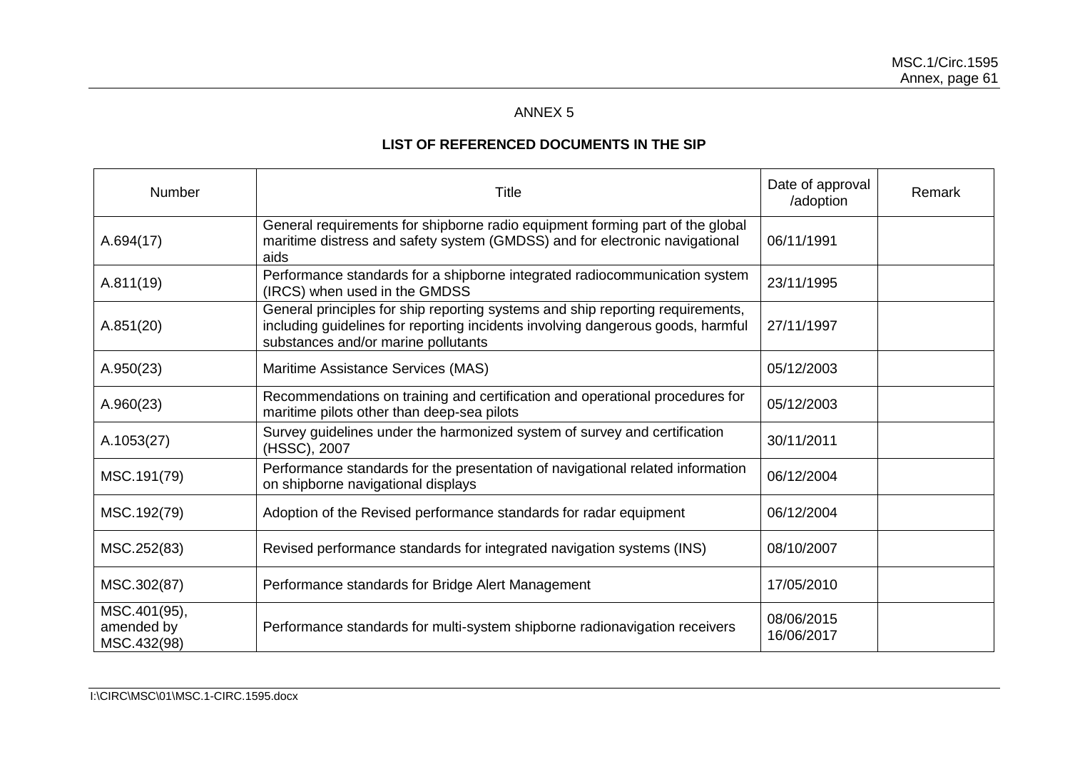ANNEX 5

**LIST OF REFERENCED DOCUMENTS IN THE SIP**

| Number | Title | Date of approval /adoption | Remark |
|---|---|---|---|
| A.694(17) | General requirements for shipborne radio equipment forming part of the global maritime distress and safety system (GMDSS) and for electronic navigational aids | 06/11/1991 | |
| A.811(19) | Performance standards for a shipborne integrated radiocommunication system (IRCS) when used in the GMDSS | 23/11/1995 | |
| A.851(20) | General principles for ship reporting systems and ship reporting requirements, including guidelines for reporting incidents involving dangerous goods, harmful substances and/or marine pollutants | 27/11/1997 | |
| A.950(23) | Maritime Assistance Services (MAS) | 05/12/2003 | |
| A.960(23) | Recommendations on training and certification and operational procedures for maritime pilots other than deep-sea pilots | 05/12/2003 | |
| A.1053(27) | Survey guidelines under the harmonized system of survey and certification (HSSC), 2007 | 30/11/2011 | |
| MSC.191(79) | Performance standards for the presentation of navigational related information on shipborne navigational displays | 06/12/2004 | |
| MSC.192(79) | Adoption of the Revised performance standards for radar equipment | 06/12/2004 | |
| MSC.252(83) | Revised performance standards for integrated navigation systems (INS) | 08/10/2007 | |
| MSC.302(87) | Performance standards for Bridge Alert Management | 17/05/2010 | |
| MSC.401(95), amended by MSC.432(98) | Performance standards for multi-system shipborne radionavigation receivers | 08/06/2015 16/06/2017 | |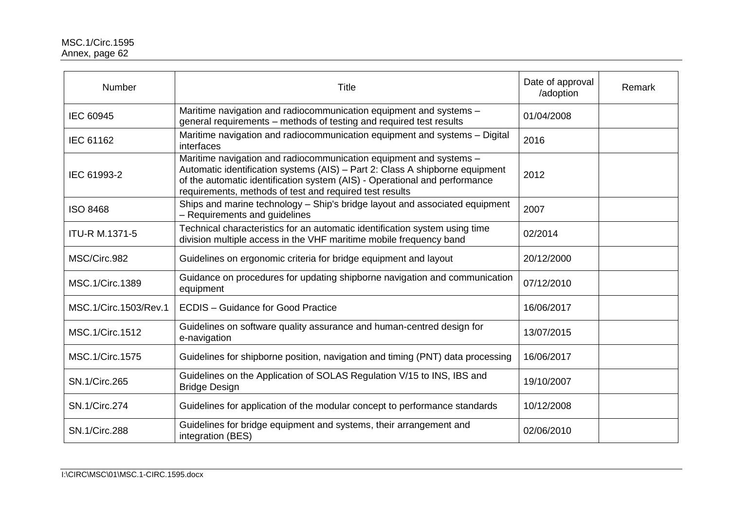| Number | Title | Date of approval /adoption | Remark |
| --- | --- | --- | --- |
| IEC 60945 | Maritime navigation and radiocommunication equipment and systems – general requirements – methods of testing and required test results | 01/04/2008 | |
| IEC 61162 | Maritime navigation and radiocommunication equipment and systems – Digital interfaces | 2016 | |
| IEC 61993-2 | Maritime navigation and radiocommunication equipment and systems – Automatic identification systems (AIS) – Part 2: Class A shipborne equipment of the automatic identification system (AIS) - Operational and performance requirements, methods of test and required test results | 2012 | |
| ISO 8468 | Ships and marine technology – Ship's bridge layout and associated equipment – Requirements and guidelines | 2007 | |
| ITU-R M.1371-5 | Technical characteristics for an automatic identification system using time division multiple access in the VHF maritime mobile frequency band | 02/2014 | |
| MSC/Circ.982 | Guidelines on ergonomic criteria for bridge equipment and layout | 20/12/2000 | |
| MSC.1/Circ.1389 | Guidance on procedures for updating shipborne navigation and communication equipment | 07/12/2010 | |
| MSC.1/Circ.1503/Rev.1 | ECDIS – Guidance for Good Practice | 16/06/2017 | |
| MSC.1/Circ.1512 | Guidelines on software quality assurance and human-centred design for e-navigation | 13/07/2015 | |
| MSC.1/Circ.1575 | Guidelines for shipborne position, navigation and timing (PNT) data processing | 16/06/2017 | |
| SN.1/Circ.265 | Guidelines on the Application of SOLAS Regulation V/15 to INS, IBS and Bridge Design | 19/10/2007 | |
| SN.1/Circ.274 | Guidelines for application of the modular concept to performance standards | 10/12/2008 | |
| SN.1/Circ.288 | Guidelines for bridge equipment and systems, their arrangement and integration (BES) | 02/06/2010 | |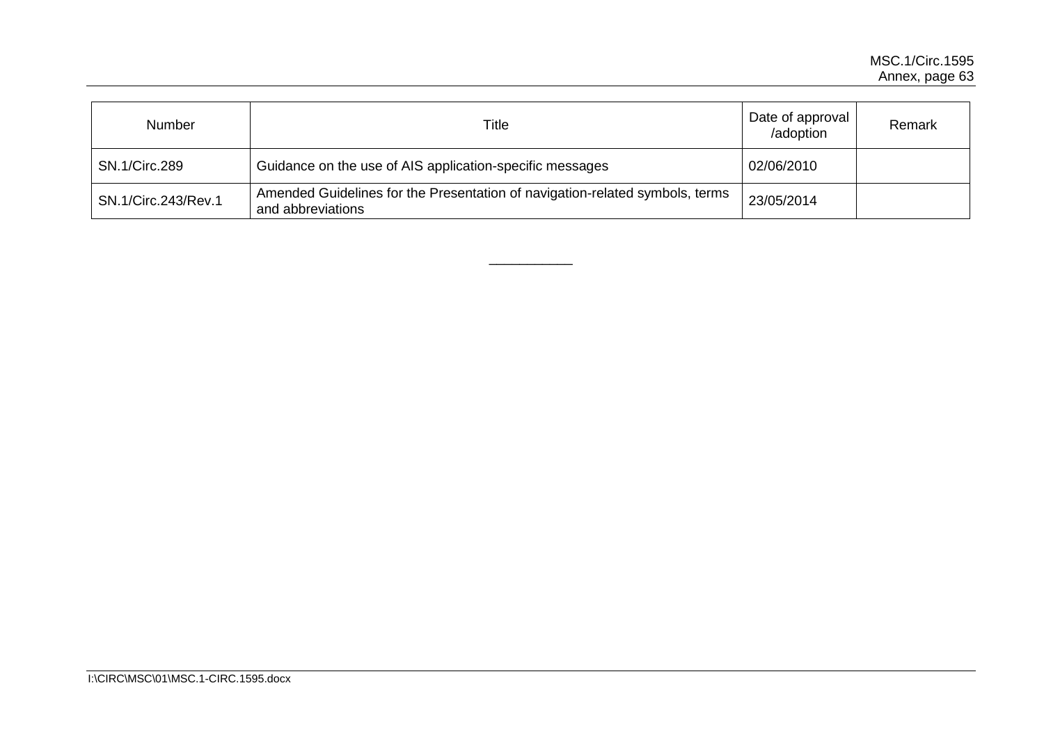| Number | Title | Date of approval /adoption | Remark |
| --- | --- | --- | --- |
| SN.1/Circ.289 | Guidance on the use of AIS application-specific messages | 02/06/2010 | |
| SN.1/Circ.243/Rev.1 | Amended Guidelines for the Presentation of navigation-related symbols, terms and abbreviations | 23/05/2014 | |

___________